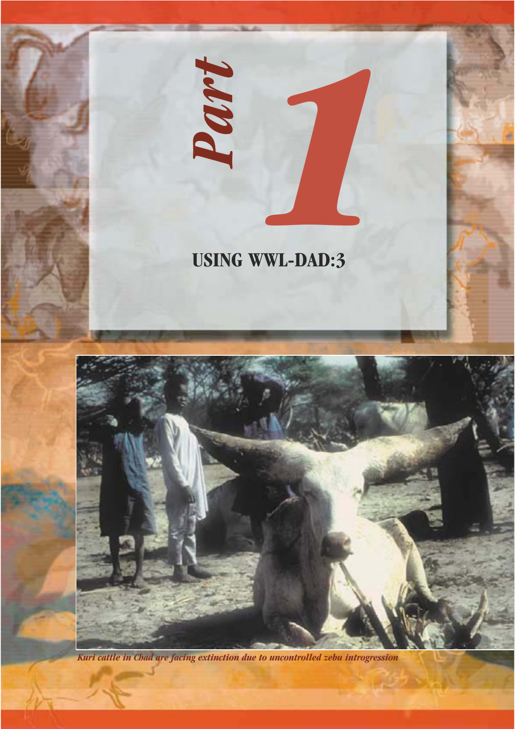# Part 1

## USING WWL-DAD:3

*Kuri cattle in Chad are facing extinction due to uncontrolled zebu introgression*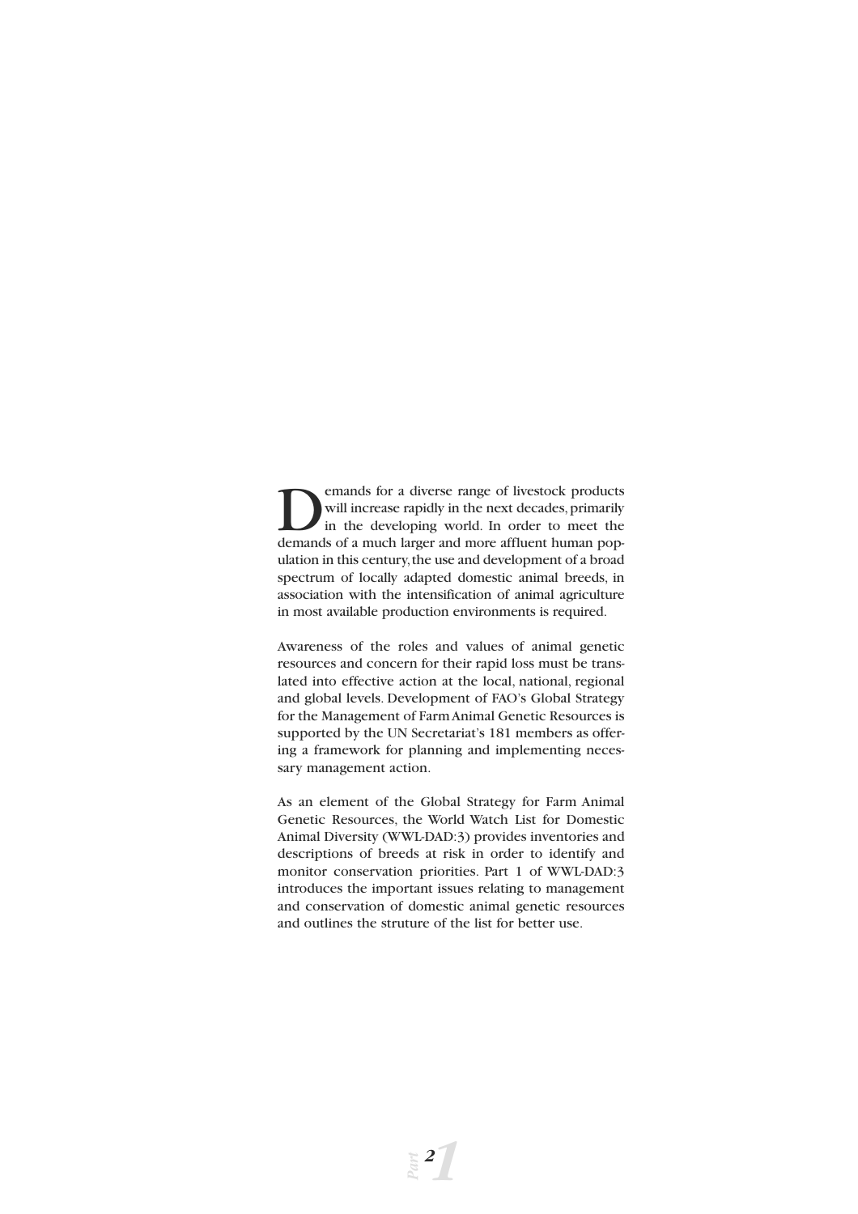Demands for a diverse range of livestock products will increase rapidly in the next decades, primarily in the developing world. In order to meet the demands of a much larger and more affluent human population in this century, the use and development of a broad spectrum of locally adapted domestic animal breeds, in association with the intensification of animal agriculture in most available production environments is required.

Awareness of the roles and values of animal genetic resources and concern for their rapid loss must be translated into effective action at the local, national, regional and global levels. Development of FAO's Global Strategy for the Management of Farm Animal Genetic Resources is supported by the UN Secretariat's 181 members as offering a framework for planning and implementing necessary management action.

As an element of the Global Strategy for Farm Animal Genetic Resources, the World Watch List for Domestic Animal Diversity (WWL-DAD:3) provides inventories and descriptions of breeds at risk in order to identify and monitor conservation priorities. Part 1 of WWL-DAD:3 introduces the important issues relating to management and conservation of domestic animal genetic resources and outlines the struture of the list for better use.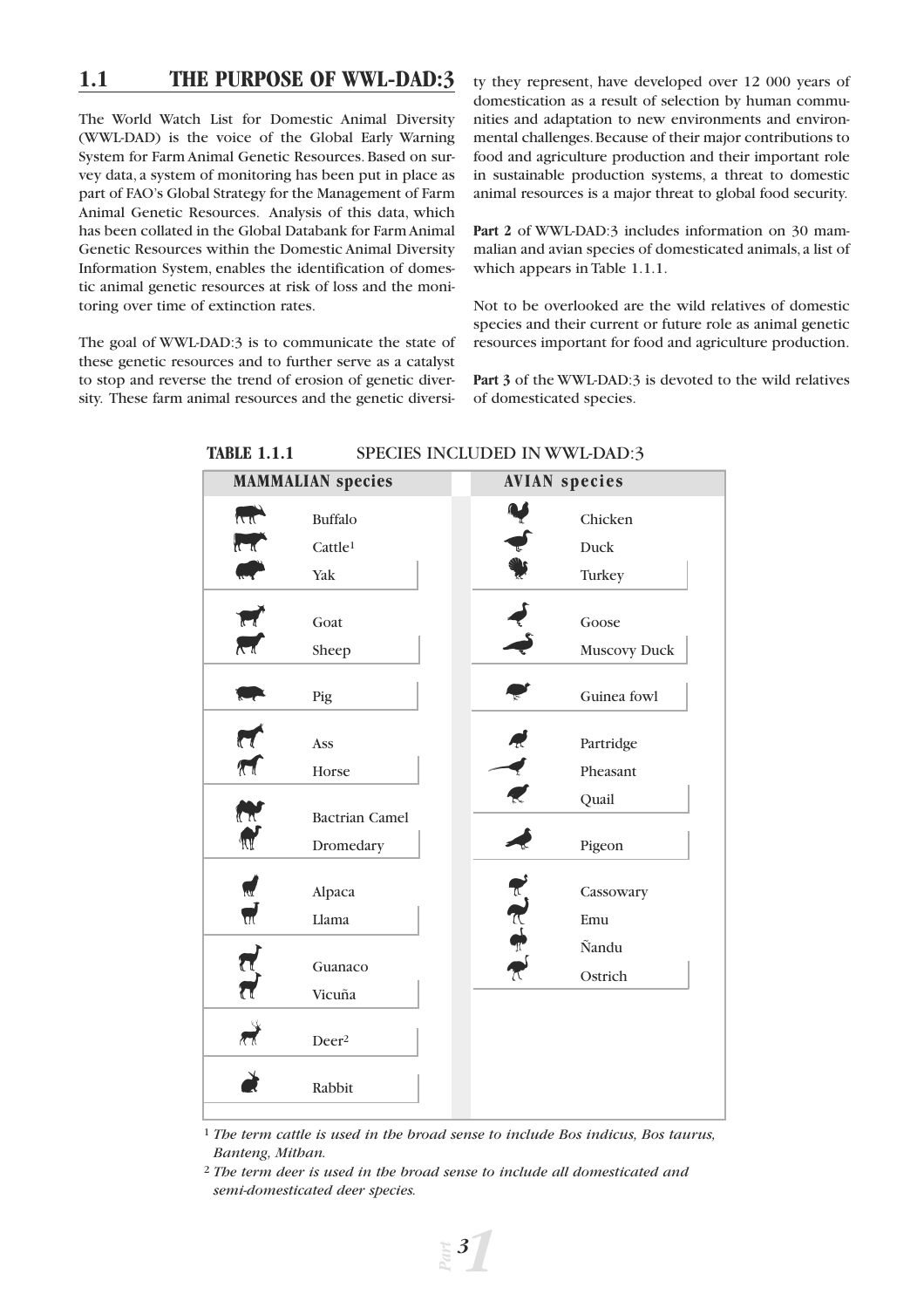## 1.1 THE PURPOSE OF WWL-DAD:3

The World Watch List for Domestic Animal Diversity (WWL-DAD) is the voice of the Global Early Warning System for Farm Animal Genetic Resources. Based on survey data, a system of monitoring has been put in place as part of FAO's Global Strategy for the Management of Farm Animal Genetic Resources. Analysis of this data, which has been collated in the Global Databank for Farm Animal Genetic Resources within the Domestic Animal Diversity Information System, enables the identification of domestic animal genetic resources at risk of loss and the monitoring over time of extinction rates.

The goal of WWL-DAD:3 is to communicate the state of these genetic resources and to further serve as a catalyst to stop and reverse the trend of erosion of genetic diversity. These farm animal resources and the genetic diversity they represent, have developed over 12 000 years of domestication as a result of selection by human communities and adaptation to new environments and environmental challenges. Because of their major contributions to food and agriculture production and their important role in sustainable production systems, a threat to domestic animal resources is a major threat to global food security.

**Part 2** of WWL-DAD:3 includes information on 30 mammalian and avian species of domesticated animals, a list of which appears in Table 1.1.1.

Not to be overlooked are the wild relatives of domestic species and their current or future role as animal genetic resources important for food and agriculture production.

**Part 3** of the WWL-DAD:3 is devoted to the wild relatives of domesticated species.

**TABLE 1.1.1** SPECIES INCLUDED IN WWL-DAD:3

| MAMMALIAN species | AVIAN species |
|---|---|
| Buffalo | Chicken |
| Cattle[1] | Duck |
| Yak | Turkey |
| Goat | Goose |
| Sheep | Muscovy Duck |
| Pig | Guinea fowl |
| Ass | Partridge |
| Horse | Pheasant |
| Bactrian Camel | Quail |
| Dromedary | Pigeon |
| Alpaca | Cassowary |
| Llama | Emu |
| Guanaco | Ñandu |
| Vicuña | Ostrich |
| Deer[2] | |
| Rabbit | |

[1] *The term cattle is used in the broad sense to include Bos indicus, Bos taurus, Banteng, Mithan.*

[2] *The term deer is used in the broad sense to include all domesticated and semi-domesticated deer species.*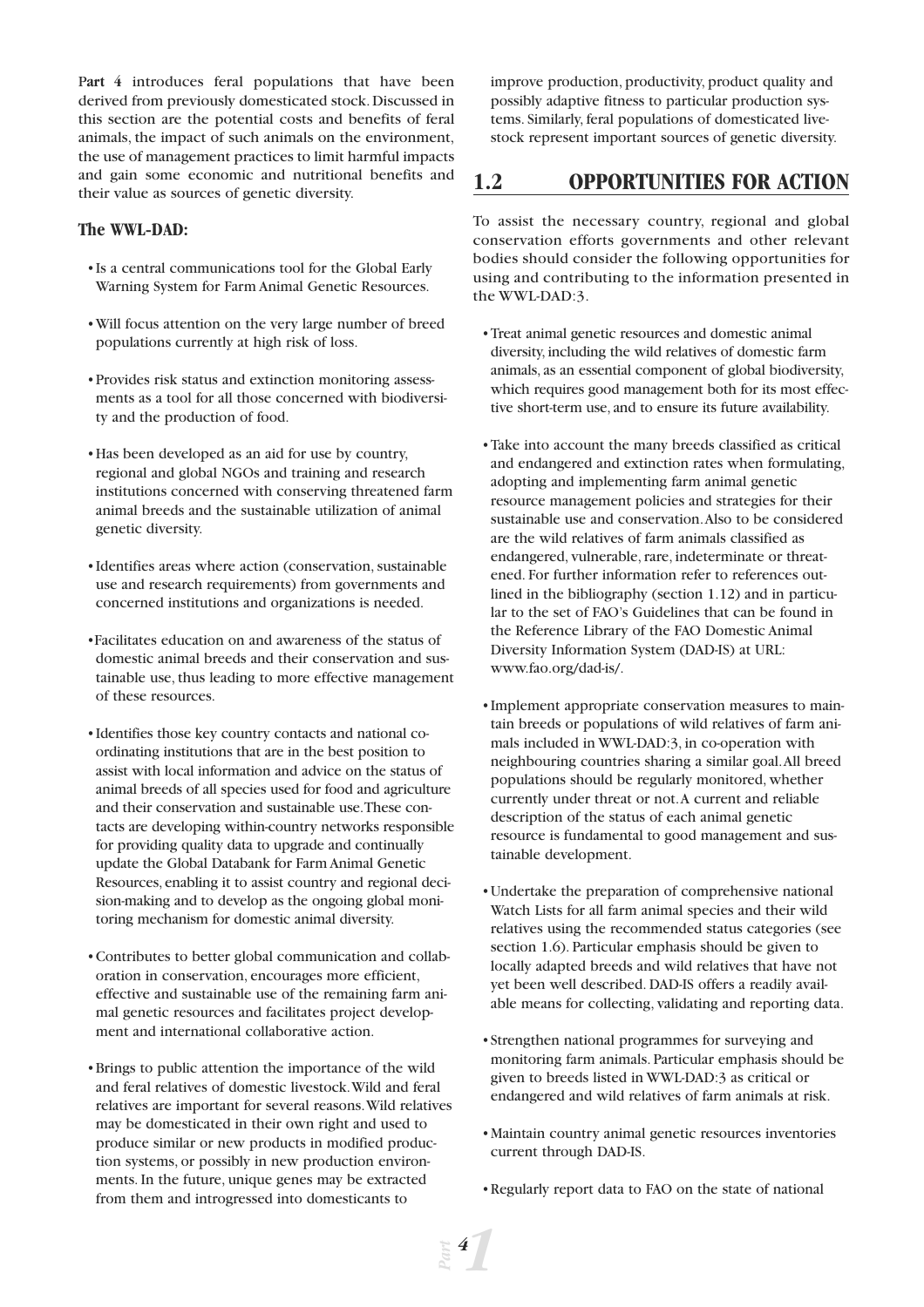**Part 4** introduces feral populations that have been derived from previously domesticated stock. Discussed in this section are the potential costs and benefits of feral animals, the impact of such animals on the environment, the use of management practices to limit harmful impacts and gain some economic and nutritional benefits and their value as sources of genetic diversity.

### The WWL-DAD:

- Is a central communications tool for the Global Early Warning System for Farm Animal Genetic Resources.
- Will focus attention on the very large number of breed populations currently at high risk of loss.
- Provides risk status and extinction monitoring assessments as a tool for all those concerned with biodiversity and the production of food.
- Has been developed as an aid for use by country, regional and global NGOs and training and research institutions concerned with conserving threatened farm animal breeds and the sustainable utilization of animal genetic diversity.
- Identifies areas where action (conservation, sustainable use and research requirements) from governments and concerned institutions and organizations is needed.
- Facilitates education on and awareness of the status of domestic animal breeds and their conservation and sustainable use, thus leading to more effective management of these resources.
- Identifies those key country contacts and national co-ordinating institutions that are in the best position to assist with local information and advice on the status of animal breeds of all species used for food and agriculture and their conservation and sustainable use. These contacts are developing within-country networks responsible for providing quality data to upgrade and continually update the Global Databank for Farm Animal Genetic Resources, enabling it to assist country and regional decision-making and to develop as the ongoing global monitoring mechanism for domestic animal diversity.
- Contributes to better global communication and collaboration in conservation, encourages more efficient, effective and sustainable use of the remaining farm animal genetic resources and facilitates project development and international collaborative action.
- Brings to public attention the importance of the wild and feral relatives of domestic livestock. Wild and feral relatives are important for several reasons. Wild relatives may be domesticated in their own right and used to produce similar or new products in modified production systems, or possibly in new production environments. In the future, unique genes may be extracted from them and introgressed into domesticants to improve production, productivity, product quality and possibly adaptive fitness to particular production systems. Similarly, feral populations of domesticated livestock represent important sources of genetic diversity.

## 1.2 OPPORTUNITIES FOR ACTION

To assist the necessary country, regional and global conservation efforts governments and other relevant bodies should consider the following opportunities for using and contributing to the information presented in the WWL-DAD:3.

- Treat animal genetic resources and domestic animal diversity, including the wild relatives of domestic farm animals, as an essential component of global biodiversity, which requires good management both for its most effective short-term use, and to ensure its future availability.
- Take into account the many breeds classified as critical and endangered and extinction rates when formulating, adopting and implementing farm animal genetic resource management policies and strategies for their sustainable use and conservation. Also to be considered are the wild relatives of farm animals classified as endangered, vulnerable, rare, indeterminate or threatened. For further information refer to references outlined in the bibliography (section 1.12) and in particular to the set of FAO's Guidelines that can be found in the Reference Library of the FAO Domestic Animal Diversity Information System (DAD-IS) at URL: www.fao.org/dad-is/.
- Implement appropriate conservation measures to maintain breeds or populations of wild relatives of farm animals included in WWL-DAD:3, in co-operation with neighbouring countries sharing a similar goal. All breed populations should be regularly monitored, whether currently under threat or not. A current and reliable description of the status of each animal genetic resource is fundamental to good management and sustainable development.
- Undertake the preparation of comprehensive national Watch Lists for all farm animal species and their wild relatives using the recommended status categories (see section 1.6). Particular emphasis should be given to locally adapted breeds and wild relatives that have not yet been well described. DAD-IS offers a readily available means for collecting, validating and reporting data.
- Strengthen national programmes for surveying and monitoring farm animals. Particular emphasis should be given to breeds listed in WWL-DAD:3 as critical or endangered and wild relatives of farm animals at risk.
- Maintain country animal genetic resources inventories current through DAD-IS.
- Regularly report data to FAO on the state of national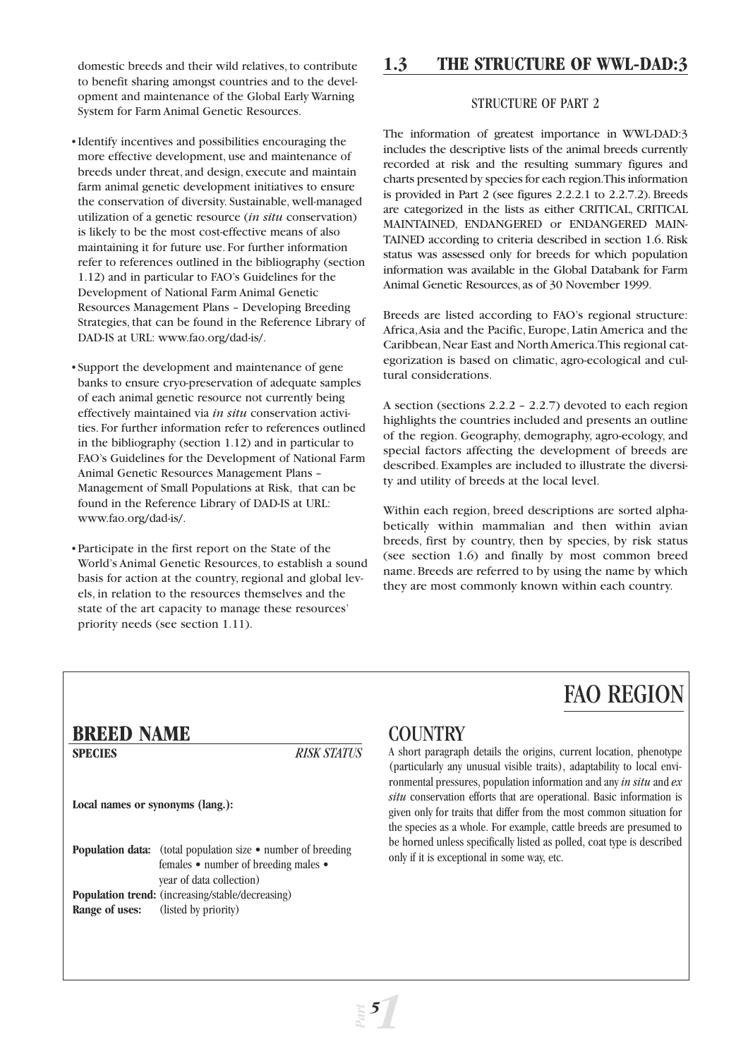domestic breeds and their wild relatives, to contribute to benefit sharing amongst countries and to the development and maintenance of the Global Early Warning System for Farm Animal Genetic Resources.

- Identify incentives and possibilities encouraging the more effective development, use and maintenance of breeds under threat, and design, execute and maintain farm animal genetic development initiatives to ensure the conservation of diversity. Sustainable, well-managed utilization of a genetic resource (*in situ* conservation) is likely to be the most cost-effective means of also maintaining it for future use. For further information refer to references outlined in the bibliography (section 1.12) and in particular to FAO's Guidelines for the Development of National Farm Animal Genetic Resources Management Plans – Developing Breeding Strategies, that can be found in the Reference Library of DAD-IS at URL: www.fao.org/dad-is/.

- Support the development and maintenance of gene banks to ensure cryo-preservation of adequate samples of each animal genetic resource not currently being effectively maintained via *in situ* conservation activities. For further information refer to references outlined in the bibliography (section 1.12) and in particular to FAO's Guidelines for the Development of National Farm Animal Genetic Resources Management Plans – Management of Small Populations at Risk, that can be found in the Reference Library of DAD-IS at URL: www.fao.org/dad-is/.

- Participate in the first report on the State of the World's Animal Genetic Resources, to establish a sound basis for action at the country, regional and global levels, in relation to the resources themselves and the state of the art capacity to manage these resources' priority needs (see section 1.11).

## 1.3 THE STRUCTURE OF WWL-DAD:3

### STRUCTURE OF PART 2

The information of greatest importance in WWL-DAD:3 includes the descriptive lists of the animal breeds currently recorded at risk and the resulting summary figures and charts presented by species for each region. This information is provided in Part 2 (see figures 2.2.2.1 to 2.2.7.2). Breeds are categorized in the lists as either CRITICAL, CRITICAL MAINTAINED, ENDANGERED or ENDANGERED MAINTAINED according to criteria described in section 1.6. Risk status was assessed only for breeds for which population information was available in the Global Databank for Farm Animal Genetic Resources, as of 30 November 1999.

Breeds are listed according to FAO's regional structure: Africa, Asia and the Pacific, Europe, Latin America and the Caribbean, Near East and North America. This regional categorization is based on climatic, agro-ecological and cultural considerations.

A section (sections 2.2.2 – 2.2.7) devoted to each region highlights the countries included and presents an outline of the region. Geography, demography, agro-ecology, and special factors affecting the development of breeds are described. Examples are included to illustrate the diversity and utility of breeds at the local level.

Within each region, breed descriptions are sorted alphabetically within mammalian and then within avian breeds, first by country, then by species, by risk status (see section 1.6) and finally by most common breed name. Breeds are referred to by using the name by which they are most commonly known within each country.

FAO REGION

**BREED NAME**

**SPECIES** *RISK STATUS*

**Local names or synonyms (lang.):**

**Population data:** (total population size • number of breeding females • number of breeding males • year of data collection)
**Population trend:** (increasing/stable/decreasing)
**Range of uses:** (listed by priority)

COUNTRY

A short paragraph details the origins, current location, phenotype (particularly any unusual visible traits), adaptability to local environmental pressures, population information and any *in situ* and *ex situ* conservation efforts that are operational. Basic information is given only for traits that differ from the most common situation for the species as a whole. For example, cattle breeds are presumed to be horned unless specifically listed as polled, coat type is described only if it is exceptional in some way, etc.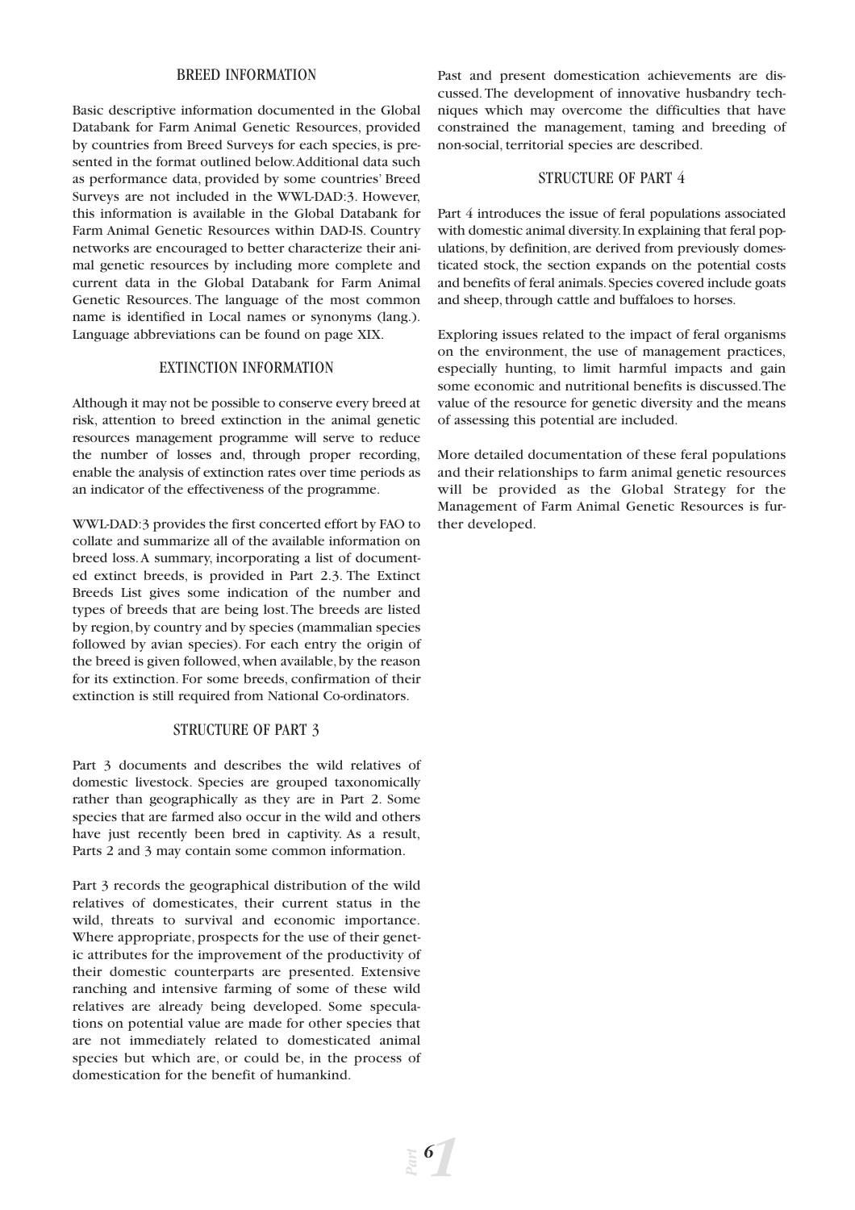## BREED INFORMATION

Basic descriptive information documented in the Global Databank for Farm Animal Genetic Resources, provided by countries from Breed Surveys for each species, is presented in the format outlined below. Additional data such as performance data, provided by some countries' Breed Surveys are not included in the WWL-DAD:3. However, this information is available in the Global Databank for Farm Animal Genetic Resources within DAD-IS. Country networks are encouraged to better characterize their animal genetic resources by including more complete and current data in the Global Databank for Farm Animal Genetic Resources. The language of the most common name is identified in Local names or synonyms (lang.). Language abbreviations can be found on page XIX.

## EXTINCTION INFORMATION

Although it may not be possible to conserve every breed at risk, attention to breed extinction in the animal genetic resources management programme will serve to reduce the number of losses and, through proper recording, enable the analysis of extinction rates over time periods as an indicator of the effectiveness of the programme.

WWL-DAD:3 provides the first concerted effort by FAO to collate and summarize all of the available information on breed loss. A summary, incorporating a list of documented extinct breeds, is provided in Part 2.3. The Extinct Breeds List gives some indication of the number and types of breeds that are being lost. The breeds are listed by region, by country and by species (mammalian species followed by avian species). For each entry the origin of the breed is given followed, when available, by the reason for its extinction. For some breeds, confirmation of their extinction is still required from National Co-ordinators.

## STRUCTURE OF PART 3

Part 3 documents and describes the wild relatives of domestic livestock. Species are grouped taxonomically rather than geographically as they are in Part 2. Some species that are farmed also occur in the wild and others have just recently been bred in captivity. As a result, Parts 2 and 3 may contain some common information.

Part 3 records the geographical distribution of the wild relatives of domesticates, their current status in the wild, threats to survival and economic importance. Where appropriate, prospects for the use of their genetic attributes for the improvement of the productivity of their domestic counterparts are presented. Extensive ranching and intensive farming of some of these wild relatives are already being developed. Some speculations on potential value are made for other species that are not immediately related to domesticated animal species but which are, or could be, in the process of domestication for the benefit of humankind.

Past and present domestication achievements are discussed. The development of innovative husbandry techniques which may overcome the difficulties that have constrained the management, taming and breeding of non-social, territorial species are described.

## STRUCTURE OF PART 4

Part 4 introduces the issue of feral populations associated with domestic animal diversity. In explaining that feral populations, by definition, are derived from previously domesticated stock, the section expands on the potential costs and benefits of feral animals. Species covered include goats and sheep, through cattle and buffaloes to horses.

Exploring issues related to the impact of feral organisms on the environment, the use of management practices, especially hunting, to limit harmful impacts and gain some economic and nutritional benefits is discussed. The value of the resource for genetic diversity and the means of assessing this potential are included.

More detailed documentation of these feral populations and their relationships to farm animal genetic resources will be provided as the Global Strategy for the Management of Farm Animal Genetic Resources is further developed.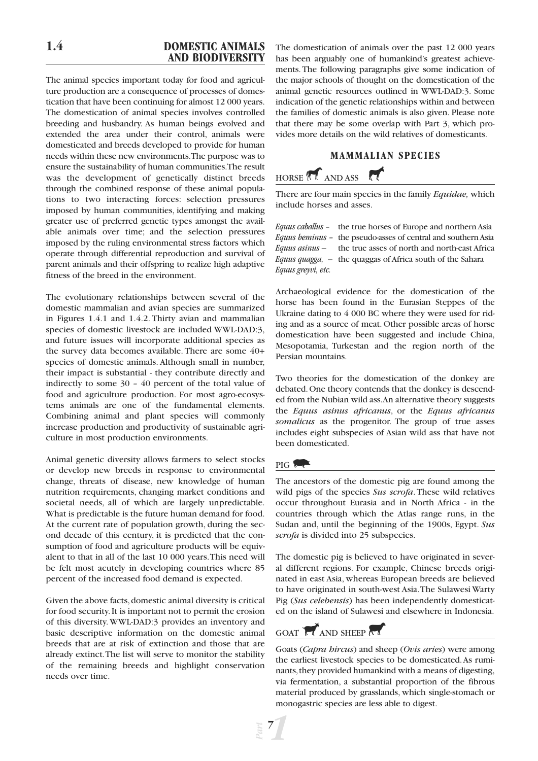## 1.4 DOMESTIC ANIMALS AND BIODIVERSITY

The animal species important today for food and agriculture production are a consequence of processes of domestication that have been continuing for almost 12 000 years. The domestication of animal species involves controlled breeding and husbandry. As human beings evolved and extended the area under their control, animals were domesticated and breeds developed to provide for human needs within these new environments. The purpose was to ensure the sustainability of human communities. The result was the development of genetically distinct breeds through the combined response of these animal populations to two interacting forces: selection pressures imposed by human communities, identifying and making greater use of preferred genetic types amongst the available animals over time; and the selection pressures imposed by the ruling environmental stress factors which operate through differential reproduction and survival of parent animals and their offspring to realize high adaptive fitness of the breed in the environment.

The evolutionary relationships between several of the domestic mammalian and avian species are summarized in Figures 1.4.1 and 1.4.2. Thirty avian and mammalian species of domestic livestock are included WWL-DAD:3, and future issues will incorporate additional species as the survey data becomes available. There are some 40+ species of domestic animals. Although small in number, their impact is substantial - they contribute directly and indirectly to some 30 – 40 percent of the total value of food and agriculture production. For most agro-ecosystems animals are one of the fundamental elements. Combining animal and plant species will commonly increase production and productivity of sustainable agriculture in most production environments.

Animal genetic diversity allows farmers to select stocks or develop new breeds in response to environmental change, threats of disease, new knowledge of human nutrition requirements, changing market conditions and societal needs, all of which are largely unpredictable. What is predictable is the future human demand for food. At the current rate of population growth, during the second decade of this century, it is predicted that the consumption of food and agriculture products will be equivalent to that in all of the last 10 000 years. This need will be felt most acutely in developing countries where 85 percent of the increased food demand is expected.

Given the above facts, domestic animal diversity is critical for food security. It is important not to permit the erosion of this diversity. WWL-DAD:3 provides an inventory and basic descriptive information on the domestic animal breeds that are at risk of extinction and those that are already extinct. The list will serve to monitor the stability of the remaining breeds and highlight conservation needs over time.

The domestication of animals over the past 12 000 years has been arguably one of humankind's greatest achievements. The following paragraphs give some indication of the major schools of thought on the domestication of the animal genetic resources outlined in WWL-DAD:3. Some indication of the genetic relationships within and between the families of domestic animals is also given. Please note that there may be some overlap with Part 3, which provides more details on the wild relatives of domesticants.

### MAMMALIAN SPECIES

#### HORSE AND ASS

There are four main species in the family *Equidae,* which include horses and asses.

*Equus caballus* – the true horses of Europe and northern Asia
*Equus heminus* – the pseudo-asses of central and southern Asia
*Equus asinus* – the true asses of north and north-east Africa
*Equus quagga, Equus greyvi, etc.* – the quaggas of Africa south of the Sahara

Archaeological evidence for the domestication of the horse has been found in the Eurasian Steppes of the Ukraine dating to 4 000 BC where they were used for riding and as a source of meat. Other possible areas of horse domestication have been suggested and include China, Mesopotamia, Turkestan and the region north of the Persian mountains.

Two theories for the domestication of the donkey are debated. One theory contends that the donkey is descended from the Nubian wild ass. An alternative theory suggests the *Equus asinus africanus*, or the *Equus africanus somalicus* as the progenitor. The group of true asses includes eight subspecies of Asian wild ass that have not been domesticated.

#### PIG

The ancestors of the domestic pig are found among the wild pigs of the species *Sus scrofa*. These wild relatives occur throughout Eurasia and in North Africa - in the countries through which the Atlas range runs, in the Sudan and, until the beginning of the 1900s, Egypt. *Sus scrofa* is divided into 25 subspecies.

The domestic pig is believed to have originated in several different regions. For example, Chinese breeds originated in east Asia, whereas European breeds are believed to have originated in south-west Asia. The Sulawesi Warty Pig (*Sus celebensis*) has been independently domesticated on the island of Sulawesi and elsewhere in Indonesia.

#### GOAT AND SHEEP

Goats (*Capra hircus*) and sheep (*Ovis aries*) were among the earliest livestock species to be domesticated. As ruminants, they provided humankind with a means of digesting, via fermentation, a substantial proportion of the fibrous material produced by grasslands, which single-stomach or monogastric species are less able to digest.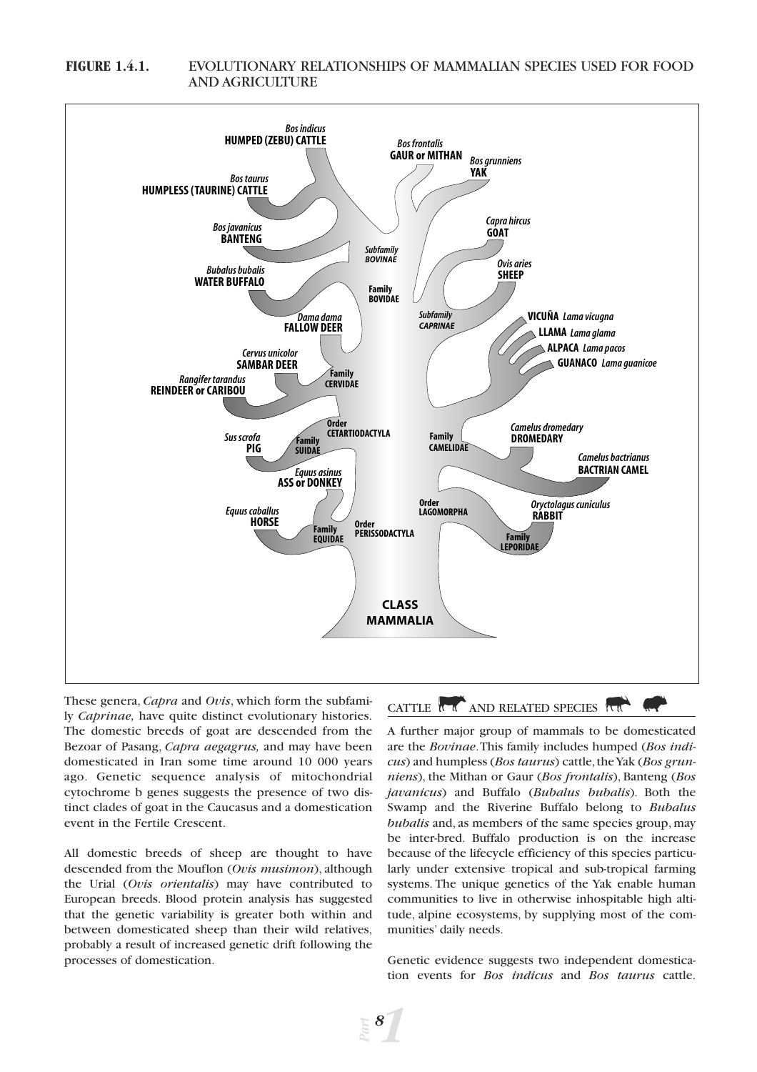**FIGURE 1.4.1.** EVOLUTIONARY RELATIONSHIPS OF MAMMALIAN SPECIES USED FOR FOOD AND AGRICULTURE

These genera, *Capra* and *Ovis*, which form the subfamily *Caprinae,* have quite distinct evolutionary histories. The domestic breeds of goat are descended from the Bezoar of Pasang, *Capra aegagrus,* and may have been domesticated in Iran some time around 10 000 years ago. Genetic sequence analysis of mitochondrial cytochrome b genes suggests the presence of two distinct clades of goat in the Caucasus and a domestication event in the Fertile Crescent.

All domestic breeds of sheep are thought to have descended from the Mouflon (*Ovis musimon*), although the Urial (*Ovis orientalis*) may have contributed to European breeds. Blood protein analysis has suggested that the genetic variability is greater both within and between domesticated sheep than their wild relatives, probably a result of increased genetic drift following the processes of domestication.

## CATTLE AND RELATED SPECIES

A further major group of mammals to be domesticated are the *Bovinae*. This family includes humped (*Bos indicus*) and humpless (*Bos taurus*) cattle, the Yak (*Bos grunniens*), the Mithan or Gaur (*Bos frontalis*), Banteng (*Bos javanicus*) and Buffalo (*Bubalus bubalis*). Both the Swamp and the Riverine Buffalo belong to *Bubalus bubalis* and, as members of the same species group, may be inter-bred. Buffalo production is on the increase because of the lifecycle efficiency of this species particularly under extensive tropical and sub-tropical farming systems. The unique genetics of the Yak enable human communities to live in otherwise inhospitable high altitude, alpine ecosystems, by supplying most of the communities' daily needs.

Genetic evidence suggests two independent domestication events for *Bos indicus* and *Bos taurus* cattle.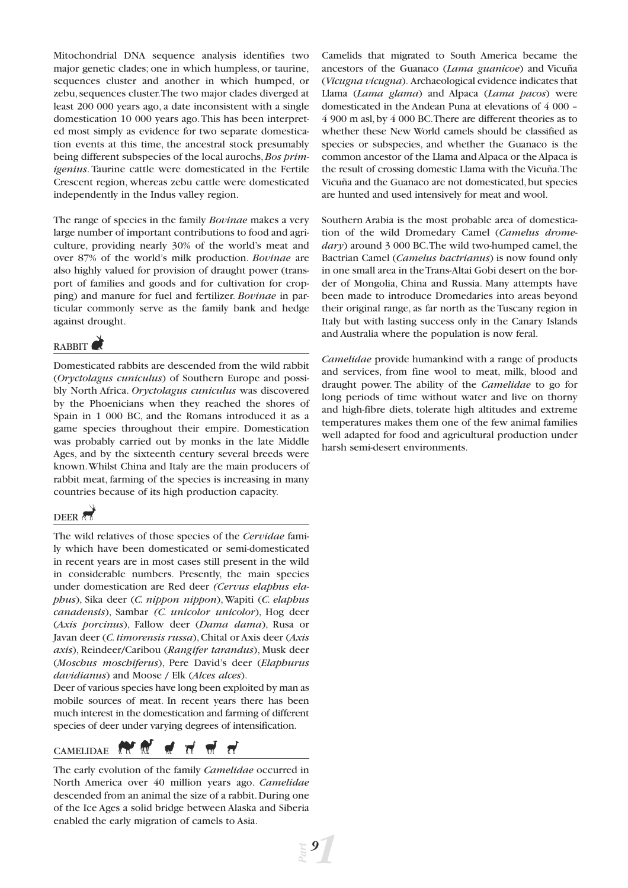Mitochondrial DNA sequence analysis identifies two major genetic clades; one in which humpless, or taurine, sequences cluster and another in which humped, or zebu, sequences cluster. The two major clades diverged at least 200 000 years ago, a date inconsistent with a single domestication 10 000 years ago. This has been interpreted most simply as evidence for two separate domestication events at this time, the ancestral stock presumably being different subspecies of the local aurochs, *Bos primigenius*. Taurine cattle were domesticated in the Fertile Crescent region, whereas zebu cattle were domesticated independently in the Indus valley region.

The range of species in the family *Bovinae* makes a very large number of important contributions to food and agriculture, providing nearly 30% of the world's meat and over 87% of the world's milk production. *Bovinae* are also highly valued for provision of draught power (transport of families and goods and for cultivation for cropping) and manure for fuel and fertilizer. *Bovinae* in particular commonly serve as the family bank and hedge against drought.

## RABBIT

Domesticated rabbits are descended from the wild rabbit (*Oryctolagus cuniculus*) of Southern Europe and possibly North Africa. *Oryctolagus cuniculus* was discovered by the Phoenicians when they reached the shores of Spain in 1 000 BC, and the Romans introduced it as a game species throughout their empire. Domestication was probably carried out by monks in the late Middle Ages, and by the sixteenth century several breeds were known. Whilst China and Italy are the main producers of rabbit meat, farming of the species is increasing in many countries because of its high production capacity.

## DEER

The wild relatives of those species of the *Cervidae* family which have been domesticated or semi-domesticated in recent years are in most cases still present in the wild in considerable numbers. Presently, the main species under domestication are Red deer *(Cervus elaphus elaphus*), Sika deer (*C. nippon nippon*), Wapiti (*C. elaphus canadensis*), Sambar *(C. unicolor unicolor*), Hog deer (*Axis porcinus*), Fallow deer (*Dama dama*), Rusa or Javan deer (*C. timorensis russa*), Chital or Axis deer (*Axis axis*), Reindeer/Caribou (*Rangifer tarandus*), Musk deer (*Moschus moschiferus*), Pere David's deer (*Elaphurus davidianus*) and Moose / Elk (*Alces alces*).

Deer of various species have long been exploited by man as mobile sources of meat. In recent years there has been much interest in the domestication and farming of different species of deer under varying degrees of intensification.

## CAMELIDAE

The early evolution of the family *Camelidae* occurred in North America over 40 million years ago. *Camelidae* descended from an animal the size of a rabbit. During one of the Ice Ages a solid bridge between Alaska and Siberia enabled the early migration of camels to Asia.

Camelids that migrated to South America became the ancestors of the Guanaco (*Lama guanicoe*) and Vicuña (*Vicugna vicugna*). Archaeological evidence indicates that Llama (*Lama glama*) and Alpaca (*Lama pacos*) were domesticated in the Andean Puna at elevations of 4 000 – 4 900 m asl, by 4 000 BC. There are different theories as to whether these New World camels should be classified as species or subspecies, and whether the Guanaco is the common ancestor of the Llama and Alpaca or the Alpaca is the result of crossing domestic Llama with the Vicuña. The Vicuña and the Guanaco are not domesticated, but species are hunted and used intensively for meat and wool.

Southern Arabia is the most probable area of domestication of the wild Dromedary Camel (*Camelus dromedary*) around 3 000 BC. The wild two-humped camel, the Bactrian Camel (*Camelus bactrianus*) is now found only in one small area in the Trans-Altai Gobi desert on the border of Mongolia, China and Russia. Many attempts have been made to introduce Dromedaries into areas beyond their original range, as far north as the Tuscany region in Italy but with lasting success only in the Canary Islands and Australia where the population is now feral.

*Camelidae* provide humankind with a range of products and services, from fine wool to meat, milk, blood and draught power. The ability of the *Camelidae* to go for long periods of time without water and live on thorny and high-fibre diets, tolerate high altitudes and extreme temperatures makes them one of the few animal families well adapted for food and agricultural production under harsh semi-desert environments.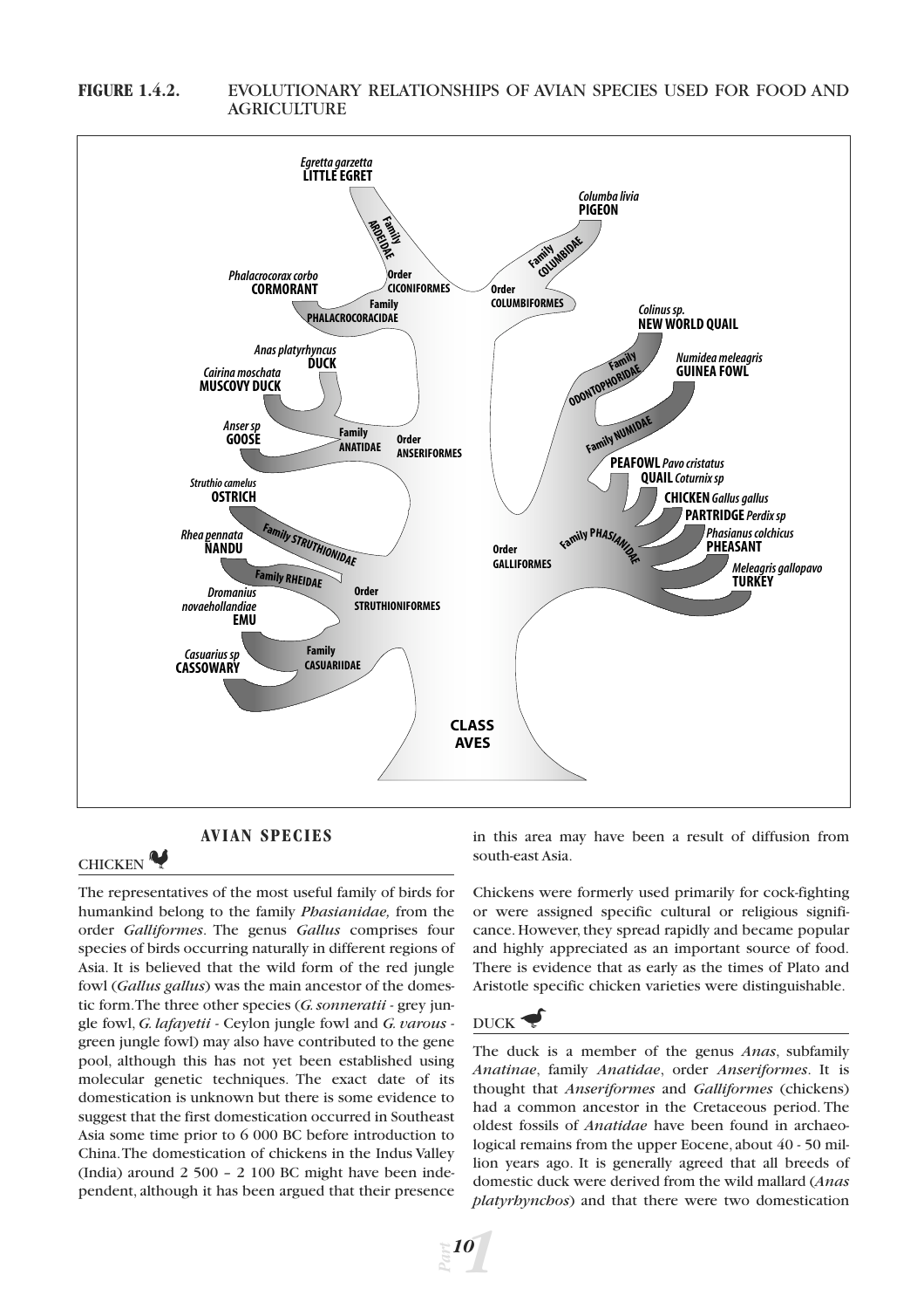**FIGURE 1.4.2.** EVOLUTIONARY RELATIONSHIPS OF AVIAN SPECIES USED FOR FOOD AND AGRICULTURE

## AVIAN SPECIES

### CHICKEN

The representatives of the most useful family of birds for humankind belong to the family *Phasianidae,* from the order *Galliformes*. The genus *Gallus* comprises four species of birds occurring naturally in different regions of Asia. It is believed that the wild form of the red jungle fowl (*Gallus gallus*) was the main ancestor of the domestic form. The three other species (*G. sonneratii* - grey jungle fowl, *G. lafayetii* - Ceylon jungle fowl and *G. varous* - green jungle fowl) may also have contributed to the gene pool, although this has not yet been established using molecular genetic techniques. The exact date of its domestication is unknown but there is some evidence to suggest that the first domestication occurred in Southeast Asia some time prior to 6 000 BC before introduction to China. The domestication of chickens in the Indus Valley (India) around 2 500 – 2 100 BC might have been independent, although it has been argued that their presence in this area may have been a result of diffusion from south-east Asia.

Chickens were formerly used primarily for cock-fighting or were assigned specific cultural or religious significance. However, they spread rapidly and became popular and highly appreciated as an important source of food. There is evidence that as early as the times of Plato and Aristotle specific chicken varieties were distinguishable.

### DUCK

The duck is a member of the genus *Anas*, subfamily *Anatinae*, family *Anatidae*, order *Anseriformes*. It is thought that *Anseriformes* and *Galliformes* (chickens) had a common ancestor in the Cretaceous period. The oldest fossils of *Anatidae* have been found in archaeological remains from the upper Eocene, about 40 - 50 million years ago. It is generally agreed that all breeds of domestic duck were derived from the wild mallard (*Anas platyrhynchos*) and that there were two domestication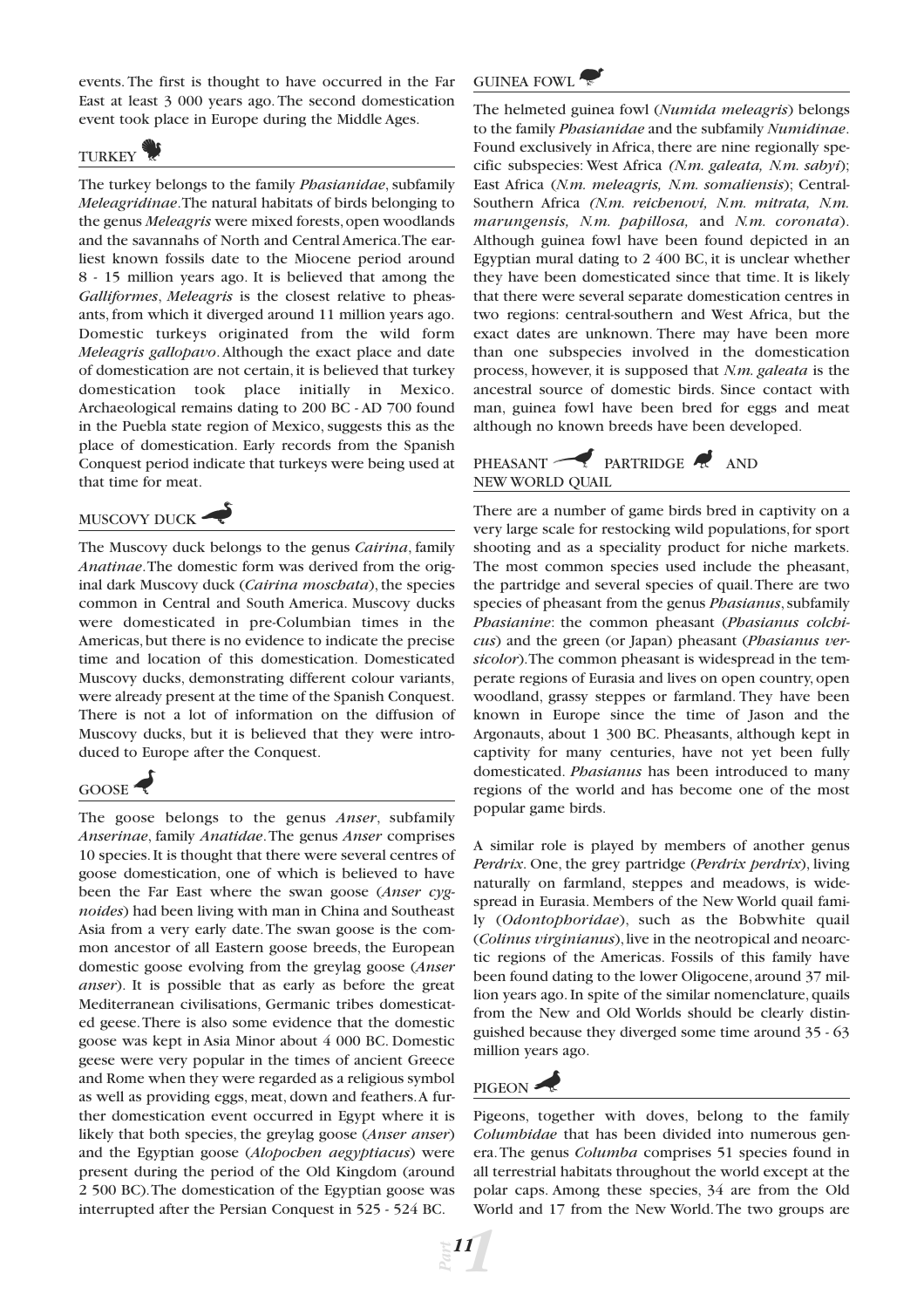events. The first is thought to have occurred in the Far East at least 3 000 years ago. The second domestication event took place in Europe during the Middle Ages.

## TURKEY

The turkey belongs to the family *Phasianidae*, subfamily *Meleagridinae*. The natural habitats of birds belonging to the genus *Meleagris* were mixed forests, open woodlands and the savannahs of North and Central America. The earliest known fossils date to the Miocene period around 8 - 15 million years ago. It is believed that among the *Galliformes*, *Meleagris* is the closest relative to pheasants, from which it diverged around 11 million years ago. Domestic turkeys originated from the wild form *Meleagris gallopavo*. Although the exact place and date of domestication are not certain, it is believed that turkey domestication took place initially in Mexico. Archaeological remains dating to 200 BC - AD 700 found in the Puebla state region of Mexico, suggests this as the place of domestication. Early records from the Spanish Conquest period indicate that turkeys were being used at that time for meat.

## MUSCOVY DUCK

The Muscovy duck belongs to the genus *Cairina*, family *Anatinae*. The domestic form was derived from the original dark Muscovy duck (*Cairina moschata*), the species common in Central and South America. Muscovy ducks were domesticated in pre-Columbian times in the Americas, but there is no evidence to indicate the precise time and location of this domestication. Domesticated Muscovy ducks, demonstrating different colour variants, were already present at the time of the Spanish Conquest. There is not a lot of information on the diffusion of Muscovy ducks, but it is believed that they were introduced to Europe after the Conquest.

## GOOSE

The goose belongs to the genus *Anser*, subfamily *Anserinae*, family *Anatidae*. The genus *Anser* comprises 10 species. It is thought that there were several centres of goose domestication, one of which is believed to have been the Far East where the swan goose (*Anser cygnoides*) had been living with man in China and Southeast Asia from a very early date. The swan goose is the common ancestor of all Eastern goose breeds, the European domestic goose evolving from the greylag goose (*Anser anser*). It is possible that as early as before the great Mediterranean civilisations, Germanic tribes domesticated geese. There is also some evidence that the domestic goose was kept in Asia Minor about 4 000 BC. Domestic geese were very popular in the times of ancient Greece and Rome when they were regarded as a religious symbol as well as providing eggs, meat, down and feathers. A further domestication event occurred in Egypt where it is likely that both species, the greylag goose (*Anser anser*) and the Egyptian goose (*Alopochen aegyptiacus*) were present during the period of the Old Kingdom (around 2 500 BC). The domestication of the Egyptian goose was interrupted after the Persian Conquest in 525 - 524 BC.

## GUINEA FOWL

The helmeted guinea fowl (*Numida meleagris*) belongs to the family *Phasianidae* and the subfamily *Numidinae*. Found exclusively in Africa, there are nine regionally specific subspecies: West Africa *(N.m. galeata, N.m. sabyi*); East Africa (*N.m. meleagris, N.m. somaliensis*); Central-Southern Africa *(N.m. reichenovi, N.m. mitrata, N.m. marungensis, N.m. papillosa,* and *N.m. coronata*). Although guinea fowl have been found depicted in an Egyptian mural dating to 2 400 BC, it is unclear whether they have been domesticated since that time. It is likely that there were several separate domestication centres in two regions: central-southern and West Africa, but the exact dates are unknown. There may have been more than one subspecies involved in the domestication process, however, it is supposed that *N.m. galeata* is the ancestral source of domestic birds. Since contact with man, guinea fowl have been bred for eggs and meat although no known breeds have been developed.

## PHEASANT, PARTRIDGE AND NEW WORLD QUAIL

There are a number of game birds bred in captivity on a very large scale for restocking wild populations, for sport shooting and as a speciality product for niche markets. The most common species used include the pheasant, the partridge and several species of quail. There are two species of pheasant from the genus *Phasianus*, subfamily *Phasianine*: the common pheasant (*Phasianus colchicus*) and the green (or Japan) pheasant (*Phasianus versicolor*). The common pheasant is widespread in the temperate regions of Eurasia and lives on open country, open woodland, grassy steppes or farmland. They have been known in Europe since the time of Jason and the Argonauts, about 1 300 BC. Pheasants, although kept in captivity for many centuries, have not yet been fully domesticated. *Phasianus* has been introduced to many regions of the world and has become one of the most popular game birds.

A similar role is played by members of another genus *Perdrix*. One, the grey partridge (*Perdrix perdrix*), living naturally on farmland, steppes and meadows, is widespread in Eurasia. Members of the New World quail family (*Odontophoridae*), such as the Bobwhite quail (*Colinus virginianus*), live in the neotropical and neoarctic regions of the Americas. Fossils of this family have been found dating to the lower Oligocene, around 37 million years ago. In spite of the similar nomenclature, quails from the New and Old Worlds should be clearly distinguished because they diverged some time around 35 - 63 million years ago.

## PIGEON

Pigeons, together with doves, belong to the family *Columbidae* that has been divided into numerous genera. The genus *Columba* comprises 51 species found in all terrestrial habitats throughout the world except at the polar caps. Among these species, 34 are from the Old World and 17 from the New World. The two groups are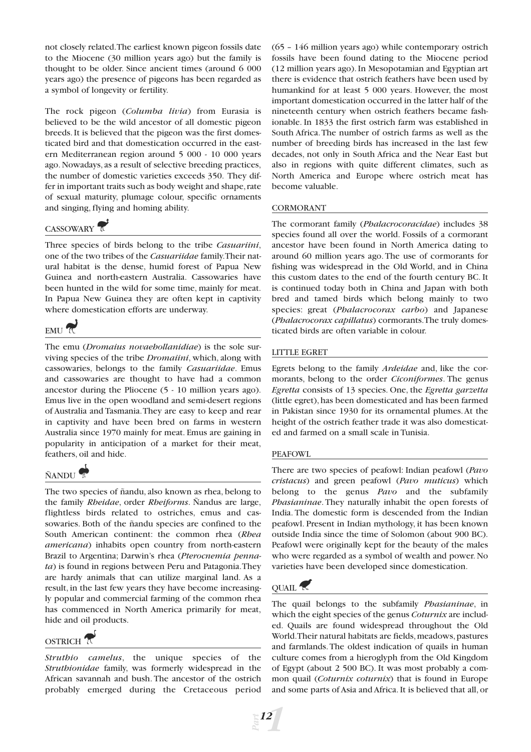not closely related. The earliest known pigeon fossils date to the Miocene (30 million years ago) but the family is thought to be older. Since ancient times (around 6 000 years ago) the presence of pigeons has been regarded as a symbol of longevity or fertility.

The rock pigeon (*Columba livia*) from Eurasia is believed to be the wild ancestor of all domestic pigeon breeds. It is believed that the pigeon was the first domesticated bird and that domestication occurred in the eastern Mediterranean region around 5 000 - 10 000 years ago. Nowadays, as a result of selective breeding practices, the number of domestic varieties exceeds 350. They differ in important traits such as body weight and shape, rate of sexual maturity, plumage colour, specific ornaments and singing, flying and homing ability.

### CASSOWARY

Three species of birds belong to the tribe *Casuariini*, one of the two tribes of the *Casuariidae* family. Their natural habitat is the dense, humid forest of Papua New Guinea and north-eastern Australia. Cassowaries have been hunted in the wild for some time, mainly for meat. In Papua New Guinea they are often kept in captivity where domestication efforts are underway.

### EMU

The emu (*Dromaius novaehollanidiae*) is the sole surviving species of the tribe *Dromaiini*, which, along with cassowaries, belongs to the family *Casuariidae*. Emus and cassowaries are thought to have had a common ancestor during the Pliocene (5 - 10 million years ago). Emus live in the open woodland and semi-desert regions of Australia and Tasmania. They are easy to keep and rear in captivity and have been bred on farms in western Australia since 1970 mainly for meat. Emus are gaining in popularity in anticipation of a market for their meat, feathers, oil and hide.

### ÑANDU

The two species of ñandu, also known as rhea, belong to the family *Rheidae*, order *Rheiforms*. Ñandus are large, flightless birds related to ostriches, emus and cassowaries. Both of the ñandu species are confined to the South American continent: the common rhea (*Rhea americana*) inhabits open country from north-eastern Brazil to Argentina; Darwin's rhea (*Pterocnemia pennata*) is found in regions between Peru and Patagonia. They are hardy animals that can utilize marginal land. As a result, in the last few years they have become increasingly popular and commercial farming of the common rhea has commenced in North America primarily for meat, hide and oil products.

### OSTRICH

*Struthio camelus*, the unique species of the *Struthionidae* family, was formerly widespread in the African savannah and bush. The ancestor of the ostrich probably emerged during the Cretaceous period (65 – 146 million years ago) while contemporary ostrich fossils have been found dating to the Miocene period (12 million years ago). In Mesopotamian and Egyptian art there is evidence that ostrich feathers have been used by humankind for at least 5 000 years. However, the most important domestication occurred in the latter half of the nineteenth century when ostrich feathers became fashionable. In 1833 the first ostrich farm was established in South Africa. The number of ostrich farms as well as the number of breeding birds has increased in the last few decades, not only in South Africa and the Near East but also in regions with quite different climates, such as North America and Europe where ostrich meat has become valuable.

### CORMORANT

The cormorant family (*Phalacrocoracidae*) includes 38 species found all over the world. Fossils of a cormorant ancestor have been found in North America dating to around 60 million years ago. The use of cormorants for fishing was widespread in the Old World, and in China this custom dates to the end of the fourth century BC. It is continued today both in China and Japan with both bred and tamed birds which belong mainly to two species: great (*Phalacrocorax carbo*) and Japanese (*Phalacrocorax capillatus*) cormorants. The truly domesticated birds are often variable in colour.

### LITTLE EGRET

Egrets belong to the family *Ardeidae* and, like the cormorants, belong to the order *Ciconiformes*. The genus *Egretta* consists of 13 species. One, the *Egretta garzetta* (little egret), has been domesticated and has been farmed in Pakistan since 1930 for its ornamental plumes. At the height of the ostrich feather trade it was also domesticated and farmed on a small scale in Tunisia.

### PEAFOWL

There are two species of peafowl: Indian peafowl (*Pavo cristacus*) and green peafowl (*Pavo muticus*) which belong to the genus *Pavo* and the subfamily *Phasianinae*. They naturally inhabit the open forests of India. The domestic form is descended from the Indian peafowl. Present in Indian mythology, it has been known outside India since the time of Solomon (about 900 BC). Peafowl were originally kept for the beauty of the males who were regarded as a symbol of wealth and power. No varieties have been developed since domestication.

### QUAIL

The quail belongs to the subfamily *Phasianinae*, in which the eight species of the genus *Coturnix* are included. Quails are found widespread throughout the Old World. Their natural habitats are fields, meadows, pastures and farmlands. The oldest indication of quails in human culture comes from a hieroglyph from the Old Kingdom of Egypt (about 2 500 BC). It was most probably a common quail (*Coturnix coturnix*) that is found in Europe and some parts of Asia and Africa. It is believed that all, or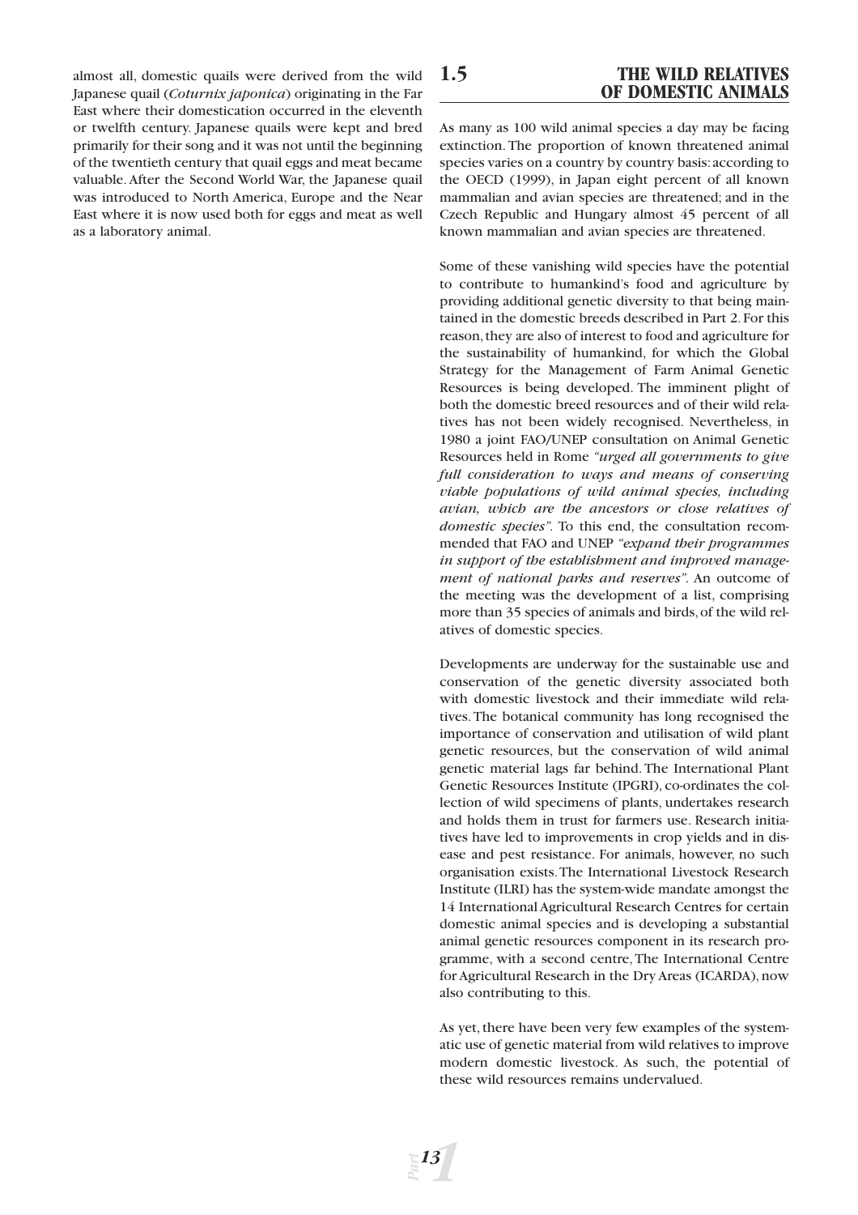almost all, domestic quails were derived from the wild Japanese quail (*Coturnix japonica*) originating in the Far East where their domestication occurred in the eleventh or twelfth century. Japanese quails were kept and bred primarily for their song and it was not until the beginning of the twentieth century that quail eggs and meat became valuable. After the Second World War, the Japanese quail was introduced to North America, Europe and the Near East where it is now used both for eggs and meat as well as a laboratory animal.

## 1.5 THE WILD RELATIVES OF DOMESTIC ANIMALS

As many as 100 wild animal species a day may be facing extinction. The proportion of known threatened animal species varies on a country by country basis: according to the OECD (1999), in Japan eight percent of all known mammalian and avian species are threatened; and in the Czech Republic and Hungary almost 45 percent of all known mammalian and avian species are threatened.

Some of these vanishing wild species have the potential to contribute to humankind's food and agriculture by providing additional genetic diversity to that being maintained in the domestic breeds described in Part 2. For this reason, they are also of interest to food and agriculture for the sustainability of humankind, for which the Global Strategy for the Management of Farm Animal Genetic Resources is being developed. The imminent plight of both the domestic breed resources and of their wild relatives has not been widely recognised. Nevertheless, in 1980 a joint FAO/UNEP consultation on Animal Genetic Resources held in Rome *"urged all governments to give full consideration to ways and means of conserving viable populations of wild animal species, including avian, which are the ancestors or close relatives of domestic species".* To this end, the consultation recommended that FAO and UNEP *"expand their programmes in support of the establishment and improved management of national parks and reserves".* An outcome of the meeting was the development of a list, comprising more than 35 species of animals and birds, of the wild relatives of domestic species.

Developments are underway for the sustainable use and conservation of the genetic diversity associated both with domestic livestock and their immediate wild relatives. The botanical community has long recognised the importance of conservation and utilisation of wild plant genetic resources, but the conservation of wild animal genetic material lags far behind. The International Plant Genetic Resources Institute (IPGRI), co-ordinates the collection of wild specimens of plants, undertakes research and holds them in trust for farmers use. Research initiatives have led to improvements in crop yields and in disease and pest resistance. For animals, however, no such organisation exists. The International Livestock Research Institute (ILRI) has the system-wide mandate amongst the 14 International Agricultural Research Centres for certain domestic animal species and is developing a substantial animal genetic resources component in its research programme, with a second centre, The International Centre for Agricultural Research in the Dry Areas (ICARDA), now also contributing to this.

As yet, there have been very few examples of the systematic use of genetic material from wild relatives to improve modern domestic livestock. As such, the potential of these wild resources remains undervalued.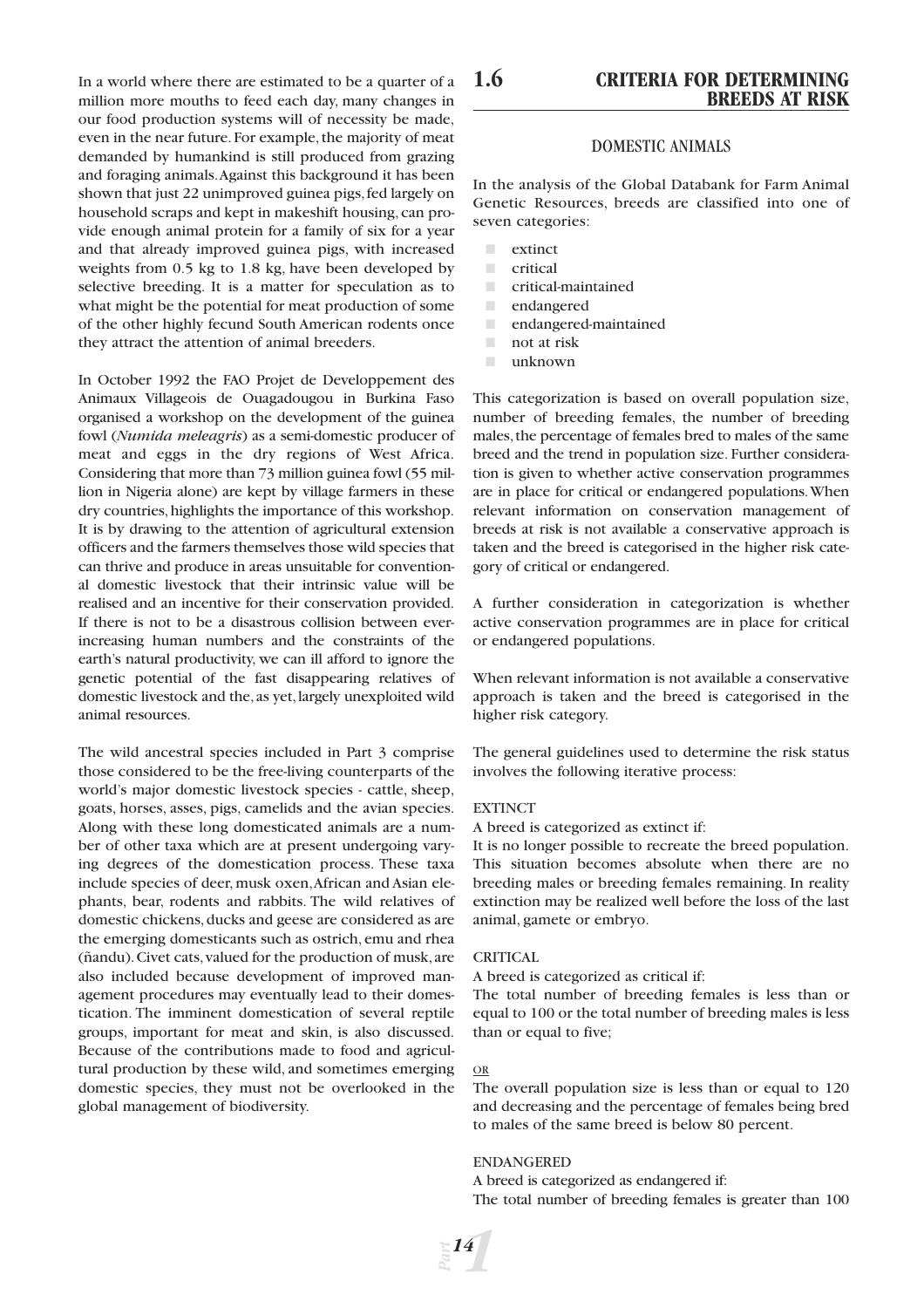In a world where there are estimated to be a quarter of a million more mouths to feed each day, many changes in our food production systems will of necessity be made, even in the near future. For example, the majority of meat demanded by humankind is still produced from grazing and foraging animals. Against this background it has been shown that just 22 unimproved guinea pigs, fed largely on household scraps and kept in makeshift housing, can provide enough animal protein for a family of six for a year and that already improved guinea pigs, with increased weights from 0.5 kg to 1.8 kg, have been developed by selective breeding. It is a matter for speculation as to what might be the potential for meat production of some of the other highly fecund South American rodents once they attract the attention of animal breeders.

In October 1992 the FAO Projet de Developpement des Animaux Villageois de Ouagadougou in Burkina Faso organised a workshop on the development of the guinea fowl (*Numida meleagris*) as a semi-domestic producer of meat and eggs in the dry regions of West Africa. Considering that more than 73 million guinea fowl (55 million in Nigeria alone) are kept by village farmers in these dry countries, highlights the importance of this workshop. It is by drawing to the attention of agricultural extension officers and the farmers themselves those wild species that can thrive and produce in areas unsuitable for conventional domestic livestock that their intrinsic value will be realised and an incentive for their conservation provided. If there is not to be a disastrous collision between ever-increasing human numbers and the constraints of the earth's natural productivity, we can ill afford to ignore the genetic potential of the fast disappearing relatives of domestic livestock and the, as yet, largely unexploited wild animal resources.

The wild ancestral species included in Part 3 comprise those considered to be the free-living counterparts of the world's major domestic livestock species - cattle, sheep, goats, horses, asses, pigs, camelids and the avian species. Along with these long domesticated animals are a number of other taxa which are at present undergoing varying degrees of the domestication process. These taxa include species of deer, musk oxen, African and Asian elephants, bear, rodents and rabbits. The wild relatives of domestic chickens, ducks and geese are considered as are the emerging domesticants such as ostrich, emu and rhea (ñandu). Civet cats, valued for the production of musk, are also included because development of improved management procedures may eventually lead to their domestication. The imminent domestication of several reptile groups, important for meat and skin, is also discussed. Because of the contributions made to food and agricultural production by these wild, and sometimes emerging domestic species, they must not be overlooked in the global management of biodiversity.

## 1.6 CRITERIA FOR DETERMINING BREEDS AT RISK

### DOMESTIC ANIMALS

In the analysis of the Global Databank for Farm Animal Genetic Resources, breeds are classified into one of seven categories:

- extinct
- critical
- critical-maintained
- endangered
- endangered-maintained
- not at risk
- unknown

This categorization is based on overall population size, number of breeding females, the number of breeding males, the percentage of females bred to males of the same breed and the trend in population size. Further consideration is given to whether active conservation programmes are in place for critical or endangered populations. When relevant information on conservation management of breeds at risk is not available a conservative approach is taken and the breed is categorised in the higher risk category of critical or endangered.

A further consideration in categorization is whether active conservation programmes are in place for critical or endangered populations.

When relevant information is not available a conservative approach is taken and the breed is categorised in the higher risk category.

The general guidelines used to determine the risk status involves the following iterative process:

EXTINCT

A breed is categorized as extinct if:

It is no longer possible to recreate the breed population. This situation becomes absolute when there are no breeding males or breeding females remaining. In reality extinction may be realized well before the loss of the last animal, gamete or embryo.

CRITICAL

A breed is categorized as critical if:

The total number of breeding females is less than or equal to 100 or the total number of breeding males is less than or equal to five;

OR

The overall population size is less than or equal to 120 and decreasing and the percentage of females being bred to males of the same breed is below 80 percent.

ENDANGERED

A breed is categorized as endangered if:

The total number of breeding females is greater than 100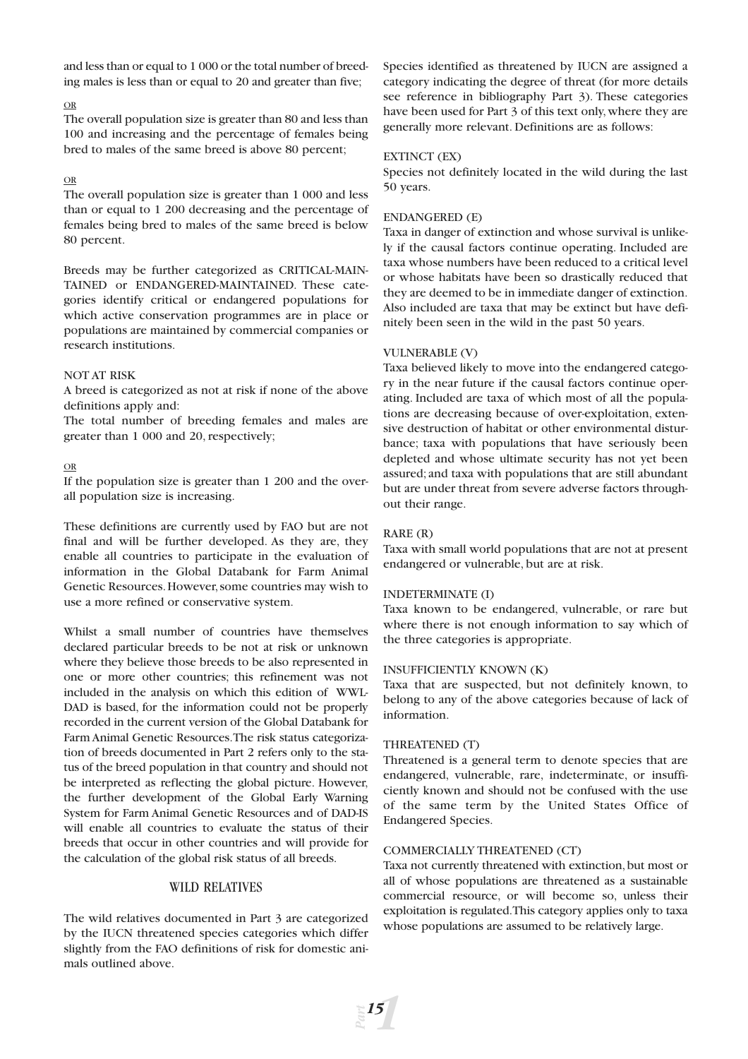and less than or equal to 1 000 or the total number of breeding males is less than or equal to 20 and greater than five;

OR

The overall population size is greater than 80 and less than 100 and increasing and the percentage of females being bred to males of the same breed is above 80 percent;

OR

The overall population size is greater than 1 000 and less than or equal to 1 200 decreasing and the percentage of females being bred to males of the same breed is below 80 percent.

Breeds may be further categorized as CRITICAL-MAINTAINED or ENDANGERED-MAINTAINED. These categories identify critical or endangered populations for which active conservation programmes are in place or populations are maintained by commercial companies or research institutions.

NOT AT RISK

A breed is categorized as not at risk if none of the above definitions apply and:

The total number of breeding females and males are greater than 1 000 and 20, respectively;

OR

If the population size is greater than 1 200 and the overall population size is increasing.

These definitions are currently used by FAO but are not final and will be further developed. As they are, they enable all countries to participate in the evaluation of information in the Global Databank for Farm Animal Genetic Resources. However, some countries may wish to use a more refined or conservative system.

Whilst a small number of countries have themselves declared particular breeds to be not at risk or unknown where they believe those breeds to be also represented in one or more other countries; this refinement was not included in the analysis on which this edition of WWL-DAD is based, for the information could not be properly recorded in the current version of the Global Databank for Farm Animal Genetic Resources. The risk status categorization of breeds documented in Part 2 refers only to the status of the breed population in that country and should not be interpreted as reflecting the global picture. However, the further development of the Global Early Warning System for Farm Animal Genetic Resources and of DAD-IS will enable all countries to evaluate the status of their breeds that occur in other countries and will provide for the calculation of the global risk status of all breeds.

## WILD RELATIVES

The wild relatives documented in Part 3 are categorized by the IUCN threatened species categories which differ slightly from the FAO definitions of risk for domestic animals outlined above.

Species identified as threatened by IUCN are assigned a category indicating the degree of threat (for more details see reference in bibliography Part 3). These categories have been used for Part 3 of this text only, where they are generally more relevant. Definitions are as follows:

EXTINCT (EX)

Species not definitely located in the wild during the last 50 years.

ENDANGERED (E)

Taxa in danger of extinction and whose survival is unlikely if the causal factors continue operating. Included are taxa whose numbers have been reduced to a critical level or whose habitats have been so drastically reduced that they are deemed to be in immediate danger of extinction. Also included are taxa that may be extinct but have definitely been seen in the wild in the past 50 years.

VULNERABLE (V)

Taxa believed likely to move into the endangered category in the near future if the causal factors continue operating. Included are taxa of which most of all the populations are decreasing because of over-exploitation, extensive destruction of habitat or other environmental disturbance; taxa with populations that have seriously been depleted and whose ultimate security has not yet been assured; and taxa with populations that are still abundant but are under threat from severe adverse factors throughout their range.

RARE (R)

Taxa with small world populations that are not at present endangered or vulnerable, but are at risk.

INDETERMINATE (I)

Taxa known to be endangered, vulnerable, or rare but where there is not enough information to say which of the three categories is appropriate.

INSUFFICIENTLY KNOWN (K)

Taxa that are suspected, but not definitely known, to belong to any of the above categories because of lack of information.

THREATENED (T)

Threatened is a general term to denote species that are endangered, vulnerable, rare, indeterminate, or insufficiently known and should not be confused with the use of the same term by the United States Office of Endangered Species.

COMMERCIALLY THREATENED (CT)

Taxa not currently threatened with extinction, but most or all of whose populations are threatened as a sustainable commercial resource, or will become so, unless their exploitation is regulated. This category applies only to taxa whose populations are assumed to be relatively large.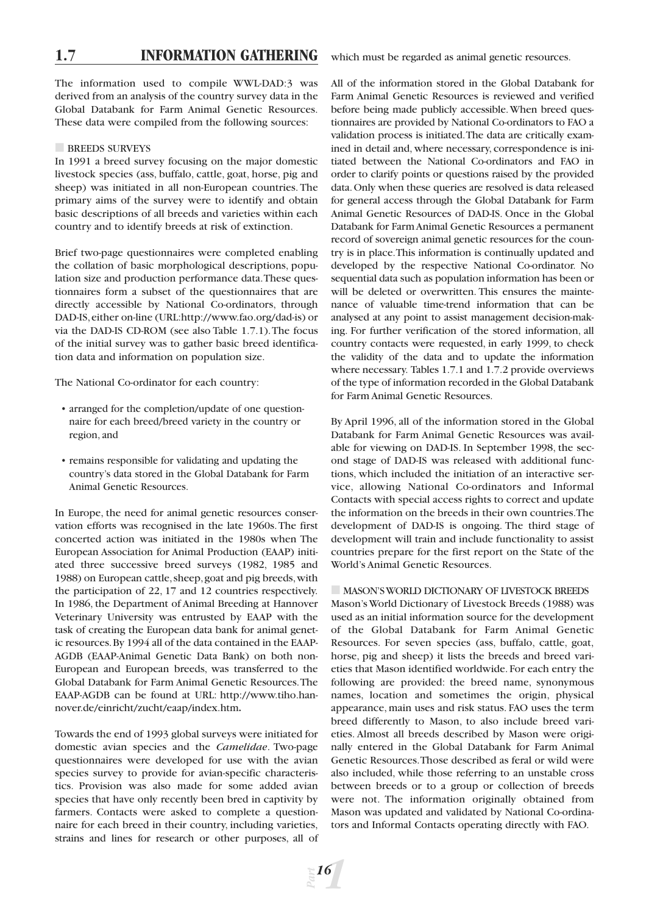## 1.7 INFORMATION GATHERING

The information used to compile WWL-DAD:3 was derived from an analysis of the country survey data in the Global Databank for Farm Animal Genetic Resources. These data were compiled from the following sources:

### BREEDS SURVEYS

In 1991 a breed survey focusing on the major domestic livestock species (ass, buffalo, cattle, goat, horse, pig and sheep) was initiated in all non-European countries. The primary aims of the survey were to identify and obtain basic descriptions of all breeds and varieties within each country and to identify breeds at risk of extinction.

Brief two-page questionnaires were completed enabling the collation of basic morphological descriptions, population size and production performance data. These questionnaires form a subset of the questionnaires that are directly accessible by National Co-ordinators, through DAD-IS, either on-line (URL:http://www.fao.org/dad-is) or via the DAD-IS CD-ROM (see also Table 1.7.1). The focus of the initial survey was to gather basic breed identification data and information on population size.

The National Co-ordinator for each country:

- arranged for the completion/update of one questionnaire for each breed/breed variety in the country or region, and
- remains responsible for validating and updating the country's data stored in the Global Databank for Farm Animal Genetic Resources.

In Europe, the need for animal genetic resources conservation efforts was recognised in the late 1960s. The first concerted action was initiated in the 1980s when The European Association for Animal Production (EAAP) initiated three successive breed surveys (1982, 1985 and 1988) on European cattle, sheep, goat and pig breeds, with the participation of 22, 17 and 12 countries respectively. In 1986, the Department of Animal Breeding at Hannover Veterinary University was entrusted by EAAP with the task of creating the European data bank for animal genetic resources. By 1994 all of the data contained in the EAAP-AGDB (EAAP-Animal Genetic Data Bank) on both non-European and European breeds, was transferred to the Global Databank for Farm Animal Genetic Resources. The EAAP-AGDB can be found at URL: http://www.tiho.hannover.de/einricht/zucht/eaap/index.htm.

Towards the end of 1993 global surveys were initiated for domestic avian species and the *Camelidae*. Two-page questionnaires were developed for use with the avian species survey to provide for avian-specific characteristics. Provision was also made for some added avian species that have only recently been bred in captivity by farmers. Contacts were asked to complete a questionnaire for each breed in their country, including varieties, strains and lines for research or other purposes, all of which must be regarded as animal genetic resources.

All of the information stored in the Global Databank for Farm Animal Genetic Resources is reviewed and verified before being made publicly accessible. When breed questionnaires are provided by National Co-ordinators to FAO a validation process is initiated. The data are critically examined in detail and, where necessary, correspondence is initiated between the National Co-ordinators and FAO in order to clarify points or questions raised by the provided data. Only when these queries are resolved is data released for general access through the Global Databank for Farm Animal Genetic Resources of DAD-IS. Once in the Global Databank for Farm Animal Genetic Resources a permanent record of sovereign animal genetic resources for the country is in place. This information is continually updated and developed by the respective National Co-ordinator. No sequential data such as population information has been or will be deleted or overwritten. This ensures the maintenance of valuable time-trend information that can be analysed at any point to assist management decision-making. For further verification of the stored information, all country contacts were requested, in early 1999, to check the validity of the data and to update the information where necessary. Tables 1.7.1 and 1.7.2 provide overviews of the type of information recorded in the Global Databank for Farm Animal Genetic Resources.

By April 1996, all of the information stored in the Global Databank for Farm Animal Genetic Resources was available for viewing on DAD-IS. In September 1998, the second stage of DAD-IS was released with additional functions, which included the initiation of an interactive service, allowing National Co-ordinators and Informal Contacts with special access rights to correct and update the information on the breeds in their own countries. The development of DAD-IS is ongoing. The third stage of development will train and include functionality to assist countries prepare for the first report on the State of the World's Animal Genetic Resources.

### MASON'S WORLD DICTIONARY OF LIVESTOCK BREEDS

Mason's World Dictionary of Livestock Breeds (1988) was used as an initial information source for the development of the Global Databank for Farm Animal Genetic Resources. For seven species (ass, buffalo, cattle, goat, horse, pig and sheep) it lists the breeds and breed varieties that Mason identified worldwide. For each entry the following are provided: the breed name, synonymous names, location and sometimes the origin, physical appearance, main uses and risk status. FAO uses the term breed differently to Mason, to also include breed varieties. Almost all breeds described by Mason were originally entered in the Global Databank for Farm Animal Genetic Resources. Those described as feral or wild were also included, while those referring to an unstable cross between breeds or to a group or collection of breeds were not. The information originally obtained from Mason was updated and validated by National Co-ordinators and Informal Contacts operating directly with FAO.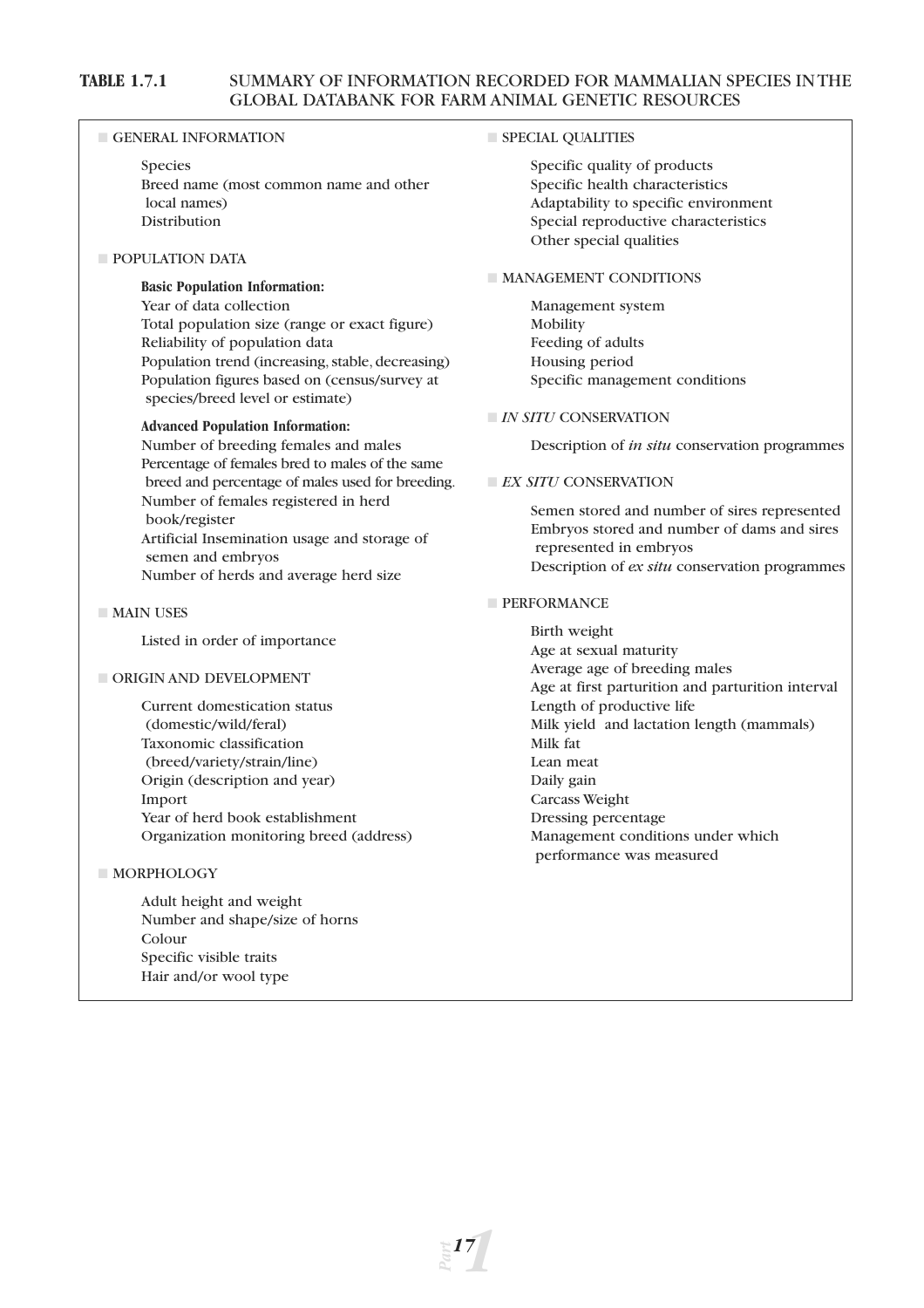**TABLE 1.7.1 SUMMARY OF INFORMATION RECORDED FOR MAMMALIAN SPECIES IN THE GLOBAL DATABANK FOR FARM ANIMAL GENETIC RESOURCES**

■ GENERAL INFORMATION

Species
Breed name (most common name and other local names)
Distribution

■ POPULATION DATA

**Basic Population Information:**
Year of data collection
Total population size (range or exact figure)
Reliability of population data
Population trend (increasing, stable, decreasing)
Population figures based on (census/survey at species/breed level or estimate)

**Advanced Population Information:**
Number of breeding females and males
Percentage of females bred to males of the same breed and percentage of males used for breeding.
Number of females registered in herd book/register
Artificial Insemination usage and storage of semen and embryos
Number of herds and average herd size

■ MAIN USES

Listed in order of importance

■ ORIGIN AND DEVELOPMENT

Current domestication status (domestic/wild/feral)
Taxonomic classification (breed/variety/strain/line)
Origin (description and year)
Import
Year of herd book establishment
Organization monitoring breed (address)

■ MORPHOLOGY

Adult height and weight
Number and shape/size of horns
Colour
Specific visible traits
Hair and/or wool type

■ SPECIAL QUALITIES

Specific quality of products
Specific health characteristics
Adaptability to specific environment
Special reproductive characteristics
Other special qualities

■ MANAGEMENT CONDITIONS

Management system
Mobility
Feeding of adults
Housing period
Specific management conditions

■ *IN SITU* CONSERVATION

Description of *in situ* conservation programmes

■ *EX SITU* CONSERVATION

Semen stored and number of sires represented
Embryos stored and number of dams and sires represented in embryos
Description of *ex situ* conservation programmes

■ PERFORMANCE

Birth weight
Age at sexual maturity
Average age of breeding males
Age at first parturition and parturition interval
Length of productive life
Milk yield and lactation length (mammals)
Milk fat
Lean meat
Daily gain
Carcass Weight
Dressing percentage
Management conditions under which performance was measured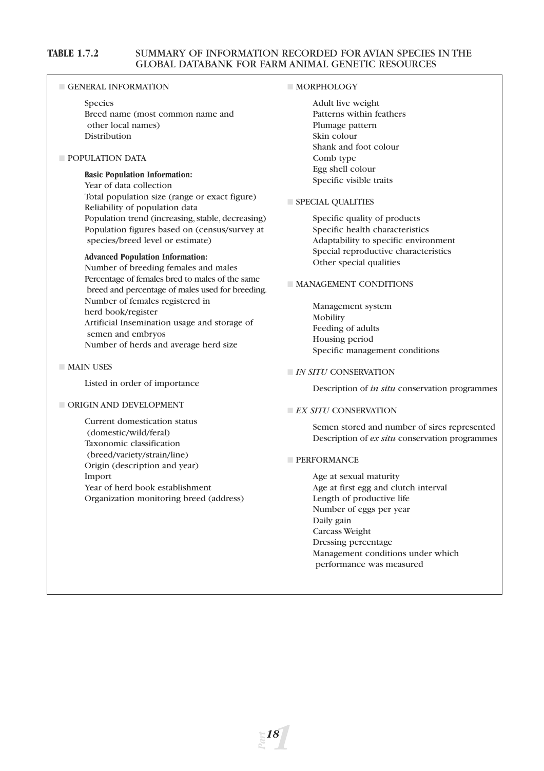**TABLE 1.7.2** SUMMARY OF INFORMATION RECORDED FOR AVIAN SPECIES IN THE GLOBAL DATABANK FOR FARM ANIMAL GENETIC RESOURCES

■ GENERAL INFORMATION

- Species
- Breed name (most common name and other local names)
- Distribution

■ POPULATION DATA

**Basic Population Information:**

- Year of data collection
- Total population size (range or exact figure)
- Reliability of population data
- Population trend (increasing, stable, decreasing)
- Population figures based on (census/survey at species/breed level or estimate)

**Advanced Population Information:**

- Number of breeding females and males
- Percentage of females bred to males of the same breed and percentage of males used for breeding.
- Number of females registered in herd book/register
- Artificial Insemination usage and storage of semen and embryos
- Number of herds and average herd size

■ MAIN USES

- Listed in order of importance

■ ORIGIN AND DEVELOPMENT

- Current domestication status (domestic/wild/feral)
- Taxonomic classification (breed/variety/strain/line)
- Origin (description and year)
- Import
- Year of herd book establishment
- Organization monitoring breed (address)

■ MORPHOLOGY

- Adult live weight
- Patterns within feathers
- Plumage pattern
- Skin colour
- Shank and foot colour
- Comb type
- Egg shell colour
- Specific visible traits

■ SPECIAL QUALITIES

- Specific quality of products
- Specific health characteristics
- Adaptability to specific environment
- Special reproductive characteristics
- Other special qualities

■ MANAGEMENT CONDITIONS

- Management system
- Mobility
- Feeding of adults
- Housing period
- Specific management conditions

■ *IN SITU* CONSERVATION

- Description of *in situ* conservation programmes

■ *EX SITU* CONSERVATION

- Semen stored and number of sires represented
- Description of *ex situ* conservation programmes

■ PERFORMANCE

- Age at sexual maturity
- Age at first egg and clutch interval
- Length of productive life
- Number of eggs per year
- Daily gain
- Carcass Weight
- Dressing percentage
- Management conditions under which performance was measured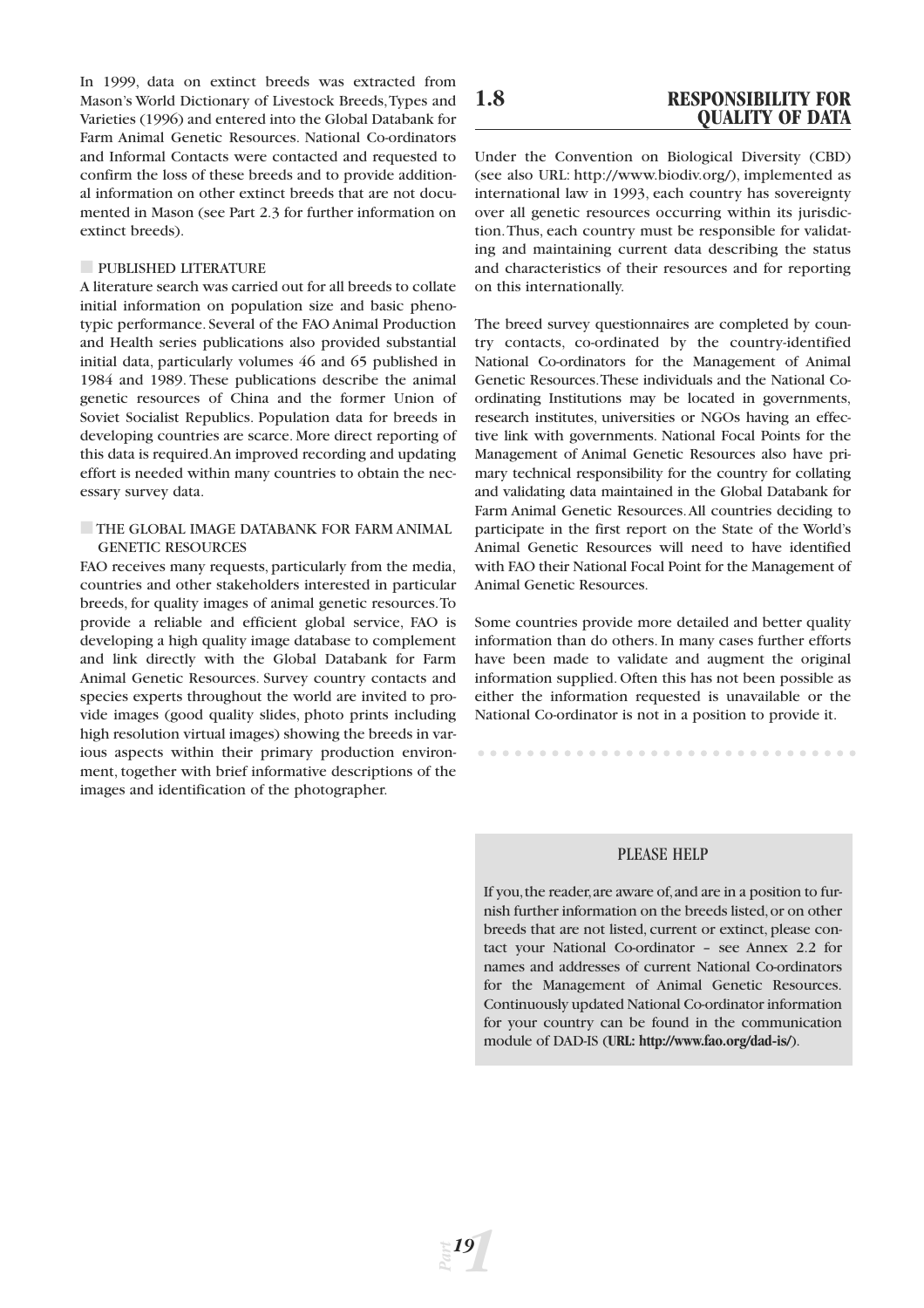In 1999, data on extinct breeds was extracted from Mason's World Dictionary of Livestock Breeds, Types and Varieties (1996) and entered into the Global Databank for Farm Animal Genetic Resources. National Co-ordinators and Informal Contacts were contacted and requested to confirm the loss of these breeds and to provide additional information on other extinct breeds that are not documented in Mason (see Part 2.3 for further information on extinct breeds).

### PUBLISHED LITERATURE

A literature search was carried out for all breeds to collate initial information on population size and basic phenotypic performance. Several of the FAO Animal Production and Health series publications also provided substantial initial data, particularly volumes 46 and 65 published in 1984 and 1989. These publications describe the animal genetic resources of China and the former Union of Soviet Socialist Republics. Population data for breeds in developing countries are scarce. More direct reporting of this data is required. An improved recording and updating effort is needed within many countries to obtain the necessary survey data.

### THE GLOBAL IMAGE DATABANK FOR FARM ANIMAL GENETIC RESOURCES

FAO receives many requests, particularly from the media, countries and other stakeholders interested in particular breeds, for quality images of animal genetic resources. To provide a reliable and efficient global service, FAO is developing a high quality image database to complement and link directly with the Global Databank for Farm Animal Genetic Resources. Survey country contacts and species experts throughout the world are invited to provide images (good quality slides, photo prints including high resolution virtual images) showing the breeds in various aspects within their primary production environment, together with brief informative descriptions of the images and identification of the photographer.

## 1.8 RESPONSIBILITY FOR QUALITY OF DATA

Under the Convention on Biological Diversity (CBD) (see also URL: http://www.biodiv.org/), implemented as international law in 1993, each country has sovereignty over all genetic resources occurring within its jurisdiction. Thus, each country must be responsible for validating and maintaining current data describing the status and characteristics of their resources and for reporting on this internationally.

The breed survey questionnaires are completed by country contacts, co-ordinated by the country-identified National Co-ordinators for the Management of Animal Genetic Resources. These individuals and the National Co-ordinating Institutions may be located in governments, research institutes, universities or NGOs having an effective link with governments. National Focal Points for the Management of Animal Genetic Resources also have primary technical responsibility for the country for collating and validating data maintained in the Global Databank for Farm Animal Genetic Resources. All countries deciding to participate in the first report on the State of the World's Animal Genetic Resources will need to have identified with FAO their National Focal Point for the Management of Animal Genetic Resources.

Some countries provide more detailed and better quality information than do others. In many cases further efforts have been made to validate and augment the original information supplied. Often this has not been possible as either the information requested is unavailable or the National Co-ordinator is not in a position to provide it.

### PLEASE HELP

If you, the reader, are aware of, and are in a position to furnish further information on the breeds listed, or on other breeds that are not listed, current or extinct, please contact your National Co-ordinator – see Annex 2.2 for names and addresses of current National Co-ordinators for the Management of Animal Genetic Resources. Continuously updated National Co-ordinator information for your country can be found in the communication module of DAD-IS (**URL: http://www.fao.org/dad-is/**).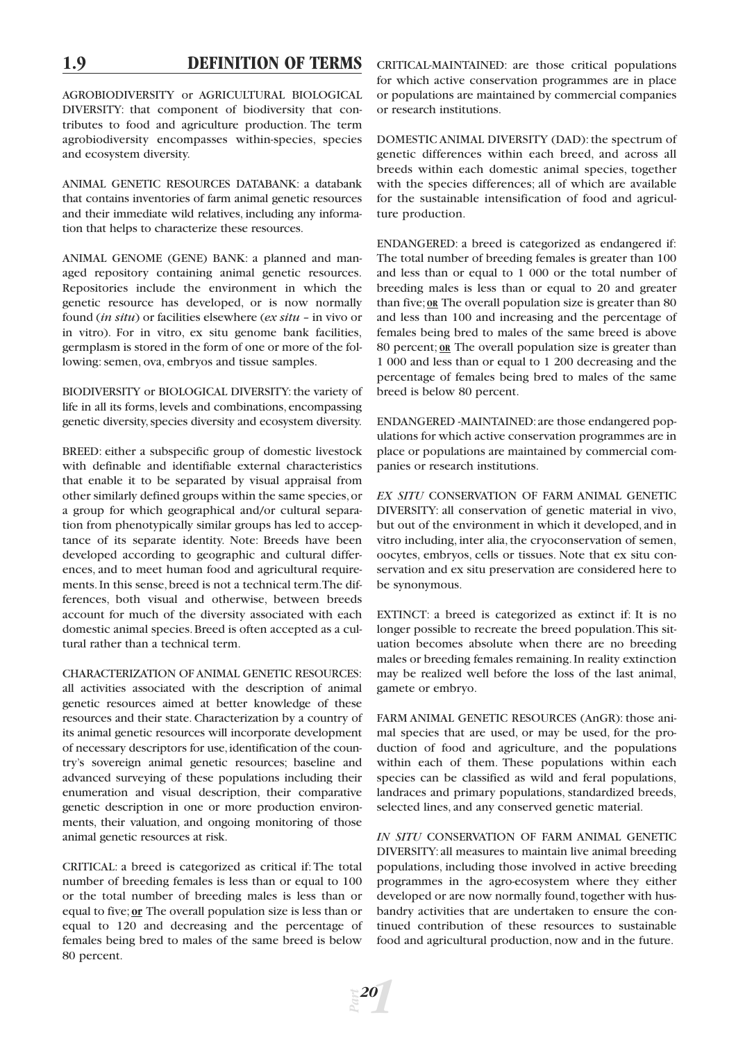## 1.9 DEFINITION OF TERMS

AGROBIODIVERSITY or AGRICULTURAL BIOLOGICAL DIVERSITY: that component of biodiversity that contributes to food and agriculture production. The term agrobiodiversity encompasses within-species, species and ecosystem diversity.

ANIMAL GENETIC RESOURCES DATABANK: a databank that contains inventories of farm animal genetic resources and their immediate wild relatives, including any information that helps to characterize these resources.

ANIMAL GENOME (GENE) BANK: a planned and managed repository containing animal genetic resources. Repositories include the environment in which the genetic resource has developed, or is now normally found (*in situ*) or facilities elsewhere (*ex situ* – in vivo or in vitro). For in vitro, ex situ genome bank facilities, germplasm is stored in the form of one or more of the following: semen, ova, embryos and tissue samples.

BIODIVERSITY or BIOLOGICAL DIVERSITY: the variety of life in all its forms, levels and combinations, encompassing genetic diversity, species diversity and ecosystem diversity.

BREED: either a subspecific group of domestic livestock with definable and identifiable external characteristics that enable it to be separated by visual appraisal from other similarly defined groups within the same species, or a group for which geographical and/or cultural separation from phenotypically similar groups has led to acceptance of its separate identity. Note: Breeds have been developed according to geographic and cultural differences, and to meet human food and agricultural requirements. In this sense, breed is not a technical term. The differences, both visual and otherwise, between breeds account for much of the diversity associated with each domestic animal species. Breed is often accepted as a cultural rather than a technical term.

CHARACTERIZATION OF ANIMAL GENETIC RESOURCES: all activities associated with the description of animal genetic resources aimed at better knowledge of these resources and their state. Characterization by a country of its animal genetic resources will incorporate development of necessary descriptors for use, identification of the country's sovereign animal genetic resources; baseline and advanced surveying of these populations including their enumeration and visual description, their comparative genetic description in one or more production environments, their valuation, and ongoing monitoring of those animal genetic resources at risk.

CRITICAL: a breed is categorized as critical if: The total number of breeding females is less than or equal to 100 or the total number of breeding males is less than or equal to five; **or** The overall population size is less than or equal to 120 and decreasing and the percentage of females being bred to males of the same breed is below 80 percent.

CRITICAL-MAINTAINED: are those critical populations for which active conservation programmes are in place or populations are maintained by commercial companies or research institutions.

DOMESTIC ANIMAL DIVERSITY (DAD): the spectrum of genetic differences within each breed, and across all breeds within each domestic animal species, together with the species differences; all of which are available for the sustainable intensification of food and agriculture production.

ENDANGERED: a breed is categorized as endangered if: The total number of breeding females is greater than 100 and less than or equal to 1 000 or the total number of breeding males is less than or equal to 20 and greater than five; **or** The overall population size is greater than 80 and less than 100 and increasing and the percentage of females being bred to males of the same breed is above 80 percent; **or** The overall population size is greater than 1 000 and less than or equal to 1 200 decreasing and the percentage of females being bred to males of the same breed is below 80 percent.

ENDANGERED -MAINTAINED: are those endangered populations for which active conservation programmes are in place or populations are maintained by commercial companies or research institutions.

*EX SITU* CONSERVATION OF FARM ANIMAL GENETIC DIVERSITY: all conservation of genetic material in vivo, but out of the environment in which it developed, and in vitro including, inter alia, the cryoconservation of semen, oocytes, embryos, cells or tissues. Note that ex situ conservation and ex situ preservation are considered here to be synonymous.

EXTINCT: a breed is categorized as extinct if: It is no longer possible to recreate the breed population. This situation becomes absolute when there are no breeding males or breeding females remaining. In reality extinction may be realized well before the loss of the last animal, gamete or embryo.

FARM ANIMAL GENETIC RESOURCES (AnGR): those animal species that are used, or may be used, for the production of food and agriculture, and the populations within each of them. These populations within each species can be classified as wild and feral populations, landraces and primary populations, standardized breeds, selected lines, and any conserved genetic material.

*IN SITU* CONSERVATION OF FARM ANIMAL GENETIC DIVERSITY: all measures to maintain live animal breeding populations, including those involved in active breeding programmes in the agro-ecosystem where they either developed or are now normally found, together with husbandry activities that are undertaken to ensure the continued contribution of these resources to sustainable food and agricultural production, now and in the future.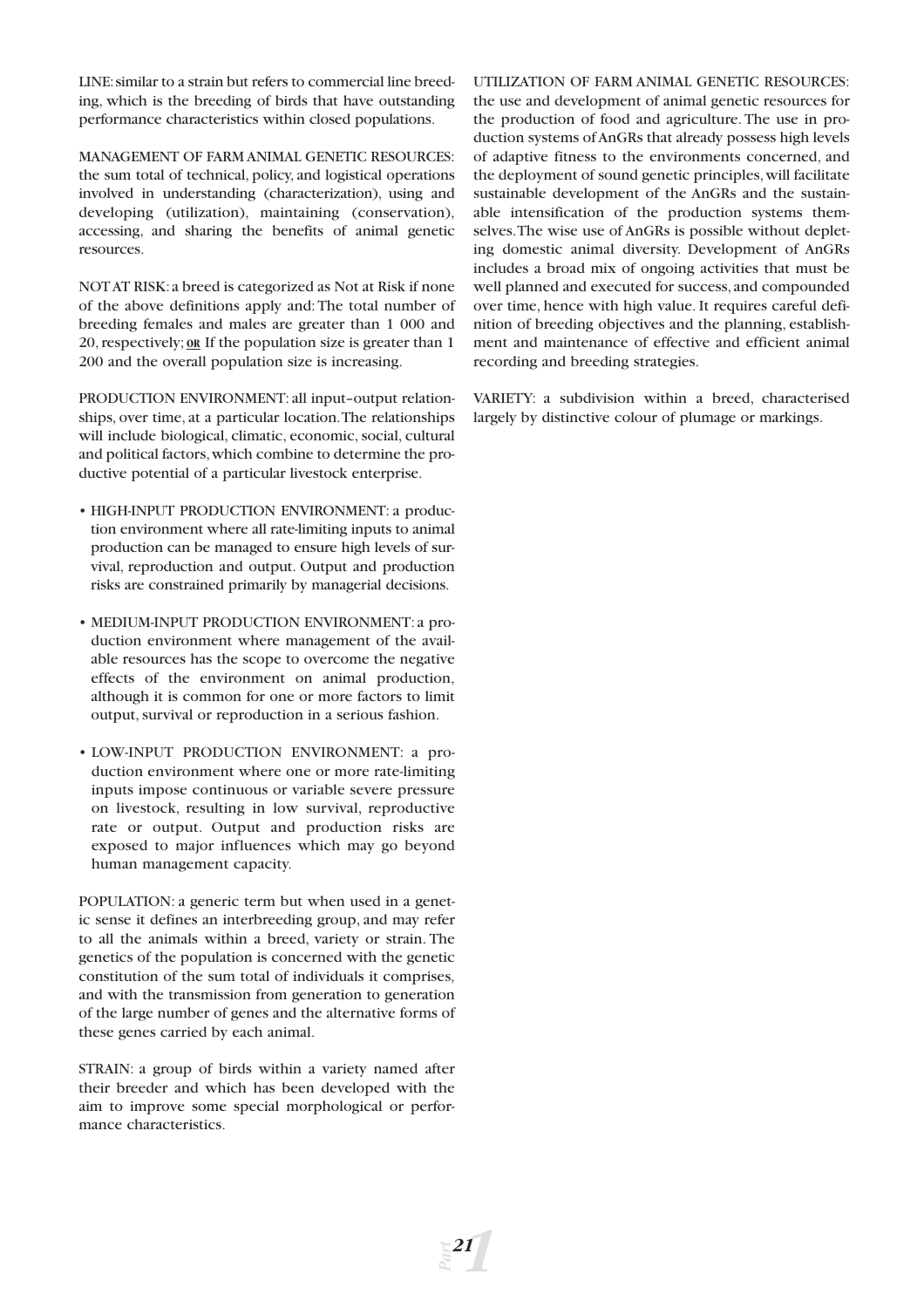LINE: similar to a strain but refers to commercial line breeding, which is the breeding of birds that have outstanding performance characteristics within closed populations.

MANAGEMENT OF FARM ANIMAL GENETIC RESOURCES: the sum total of technical, policy, and logistical operations involved in understanding (characterization), using and developing (utilization), maintaining (conservation), accessing, and sharing the benefits of animal genetic resources.

NOT AT RISK: a breed is categorized as Not at Risk if none of the above definitions apply and: The total number of breeding females and males are greater than 1 000 and 20, respectively; **OR** If the population size is greater than 1 200 and the overall population size is increasing.

PRODUCTION ENVIRONMENT: all input–output relationships, over time, at a particular location. The relationships will include biological, climatic, economic, social, cultural and political factors, which combine to determine the productive potential of a particular livestock enterprise.

- HIGH-INPUT PRODUCTION ENVIRONMENT: a production environment where all rate-limiting inputs to animal production can be managed to ensure high levels of survival, reproduction and output. Output and production risks are constrained primarily by managerial decisions.
- MEDIUM-INPUT PRODUCTION ENVIRONMENT: a production environment where management of the available resources has the scope to overcome the negative effects of the environment on animal production, although it is common for one or more factors to limit output, survival or reproduction in a serious fashion.
- LOW-INPUT PRODUCTION ENVIRONMENT: a production environment where one or more rate-limiting inputs impose continuous or variable severe pressure on livestock, resulting in low survival, reproductive rate or output. Output and production risks are exposed to major influences which may go beyond human management capacity.

POPULATION: a generic term but when used in a genetic sense it defines an interbreeding group, and may refer to all the animals within a breed, variety or strain. The genetics of the population is concerned with the genetic constitution of the sum total of individuals it comprises, and with the transmission from generation to generation of the large number of genes and the alternative forms of these genes carried by each animal.

STRAIN: a group of birds within a variety named after their breeder and which has been developed with the aim to improve some special morphological or performance characteristics.

UTILIZATION OF FARM ANIMAL GENETIC RESOURCES: the use and development of animal genetic resources for the production of food and agriculture. The use in production systems of AnGRs that already possess high levels of adaptive fitness to the environments concerned, and the deployment of sound genetic principles, will facilitate sustainable development of the AnGRs and the sustainable intensification of the production systems themselves. The wise use of AnGRs is possible without depleting domestic animal diversity. Development of AnGRs includes a broad mix of ongoing activities that must be well planned and executed for success, and compounded over time, hence with high value. It requires careful definition of breeding objectives and the planning, establishment and maintenance of effective and efficient animal recording and breeding strategies.

VARIETY: a subdivision within a breed, characterised largely by distinctive colour of plumage or markings.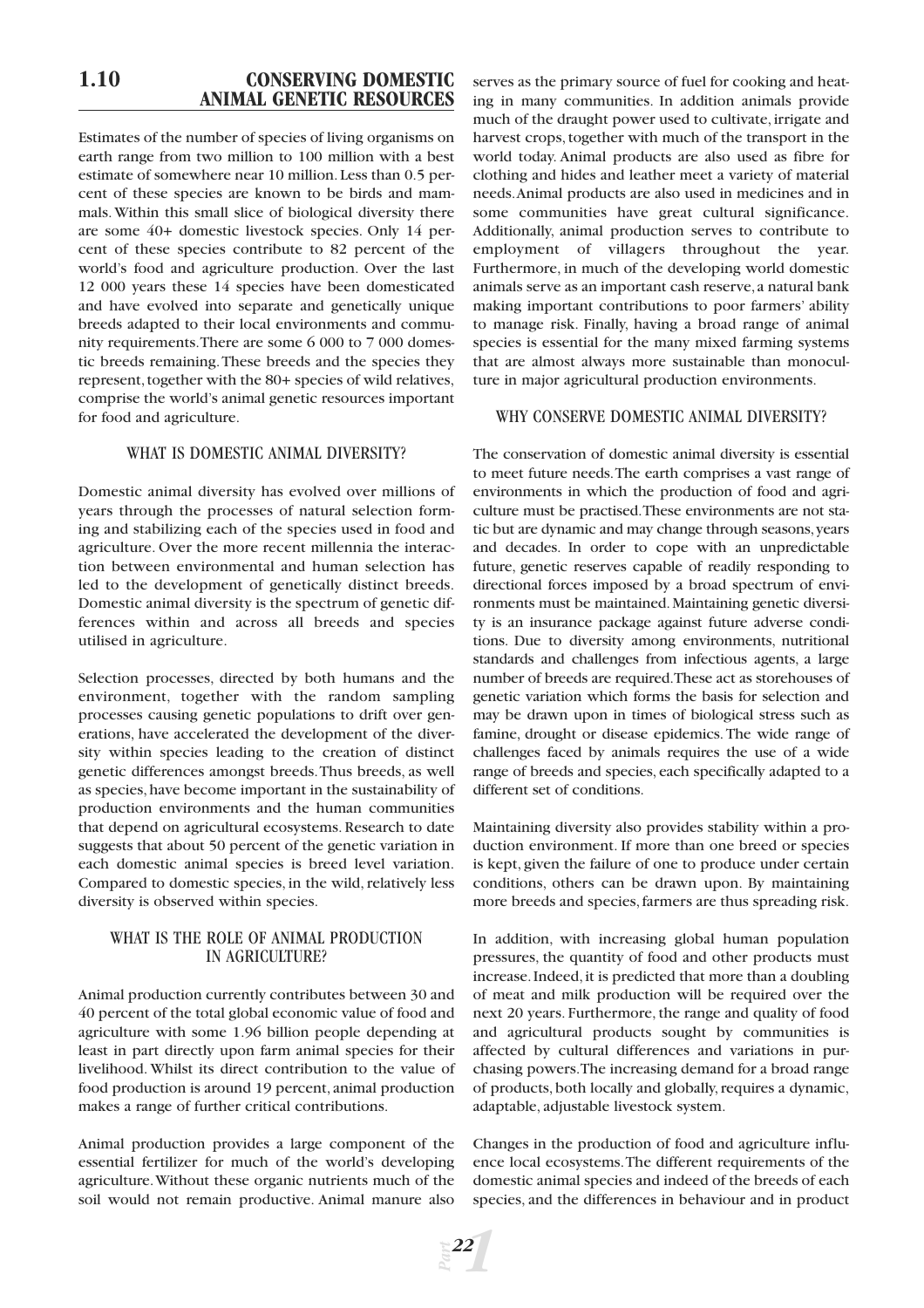## 1.10 CONSERVING DOMESTIC ANIMAL GENETIC RESOURCES

Estimates of the number of species of living organisms on earth range from two million to 100 million with a best estimate of somewhere near 10 million. Less than 0.5 percent of these species are known to be birds and mammals. Within this small slice of biological diversity there are some 40+ domestic livestock species. Only 14 percent of these species contribute to 82 percent of the world's food and agriculture production. Over the last 12 000 years these 14 species have been domesticated and have evolved into separate and genetically unique breeds adapted to their local environments and community requirements. There are some 6 000 to 7 000 domestic breeds remaining. These breeds and the species they represent, together with the 80+ species of wild relatives, comprise the world's animal genetic resources important for food and agriculture.

### WHAT IS DOMESTIC ANIMAL DIVERSITY?

Domestic animal diversity has evolved over millions of years through the processes of natural selection forming and stabilizing each of the species used in food and agriculture. Over the more recent millennia the interaction between environmental and human selection has led to the development of genetically distinct breeds. Domestic animal diversity is the spectrum of genetic differences within and across all breeds and species utilised in agriculture.

Selection processes, directed by both humans and the environment, together with the random sampling processes causing genetic populations to drift over generations, have accelerated the development of the diversity within species leading to the creation of distinct genetic differences amongst breeds. Thus breeds, as well as species, have become important in the sustainability of production environments and the human communities that depend on agricultural ecosystems. Research to date suggests that about 50 percent of the genetic variation in each domestic animal species is breed level variation. Compared to domestic species, in the wild, relatively less diversity is observed within species.

### WHAT IS THE ROLE OF ANIMAL PRODUCTION IN AGRICULTURE?

Animal production currently contributes between 30 and 40 percent of the total global economic value of food and agriculture with some 1.96 billion people depending at least in part directly upon farm animal species for their livelihood. Whilst its direct contribution to the value of food production is around 19 percent, animal production makes a range of further critical contributions.

Animal production provides a large component of the essential fertilizer for much of the world's developing agriculture. Without these organic nutrients much of the soil would not remain productive. Animal manure also serves as the primary source of fuel for cooking and heating in many communities. In addition animals provide much of the draught power used to cultivate, irrigate and harvest crops, together with much of the transport in the world today. Animal products are also used as fibre for clothing and hides and leather meet a variety of material needs. Animal products are also used in medicines and in some communities have great cultural significance. Additionally, animal production serves to contribute to employment of villagers throughout the year. Furthermore, in much of the developing world domestic animals serve as an important cash reserve, a natural bank making important contributions to poor farmers' ability to manage risk. Finally, having a broad range of animal species is essential for the many mixed farming systems that are almost always more sustainable than monoculture in major agricultural production environments.

### WHY CONSERVE DOMESTIC ANIMAL DIVERSITY?

The conservation of domestic animal diversity is essential to meet future needs. The earth comprises a vast range of environments in which the production of food and agriculture must be practised. These environments are not static but are dynamic and may change through seasons, years and decades. In order to cope with an unpredictable future, genetic reserves capable of readily responding to directional forces imposed by a broad spectrum of environments must be maintained. Maintaining genetic diversity is an insurance package against future adverse conditions. Due to diversity among environments, nutritional standards and challenges from infectious agents, a large number of breeds are required. These act as storehouses of genetic variation which forms the basis for selection and may be drawn upon in times of biological stress such as famine, drought or disease epidemics. The wide range of challenges faced by animals requires the use of a wide range of breeds and species, each specifically adapted to a different set of conditions.

Maintaining diversity also provides stability within a production environment. If more than one breed or species is kept, given the failure of one to produce under certain conditions, others can be drawn upon. By maintaining more breeds and species, farmers are thus spreading risk.

In addition, with increasing global human population pressures, the quantity of food and other products must increase. Indeed, it is predicted that more than a doubling of meat and milk production will be required over the next 20 years. Furthermore, the range and quality of food and agricultural products sought by communities is affected by cultural differences and variations in purchasing powers. The increasing demand for a broad range of products, both locally and globally, requires a dynamic, adaptable, adjustable livestock system.

Changes in the production of food and agriculture influence local ecosystems. The different requirements of the domestic animal species and indeed of the breeds of each species, and the differences in behaviour and in product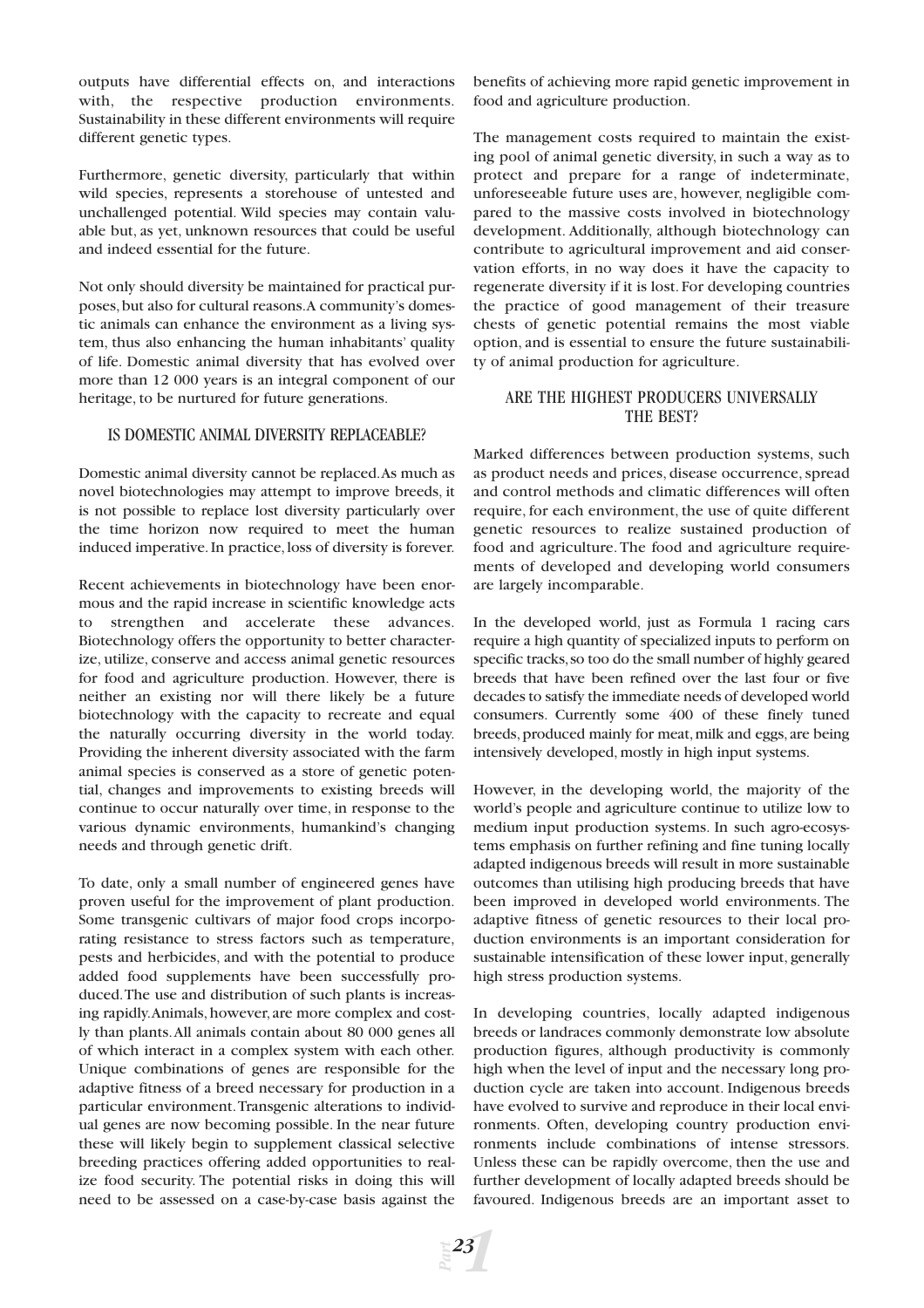outputs have differential effects on, and interactions with, the respective production environments. Sustainability in these different environments will require different genetic types.

Furthermore, genetic diversity, particularly that within wild species, represents a storehouse of untested and unchallenged potential. Wild species may contain valuable but, as yet, unknown resources that could be useful and indeed essential for the future.

Not only should diversity be maintained for practical purposes, but also for cultural reasons. A community's domestic animals can enhance the environment as a living system, thus also enhancing the human inhabitants' quality of life. Domestic animal diversity that has evolved over more than 12 000 years is an integral component of our heritage, to be nurtured for future generations.

## IS DOMESTIC ANIMAL DIVERSITY REPLACEABLE?

Domestic animal diversity cannot be replaced. As much as novel biotechnologies may attempt to improve breeds, it is not possible to replace lost diversity particularly over the time horizon now required to meet the human induced imperative. In practice, loss of diversity is forever.

Recent achievements in biotechnology have been enormous and the rapid increase in scientific knowledge acts to strengthen and accelerate these advances. Biotechnology offers the opportunity to better characterize, utilize, conserve and access animal genetic resources for food and agriculture production. However, there is neither an existing nor will there likely be a future biotechnology with the capacity to recreate and equal the naturally occurring diversity in the world today. Providing the inherent diversity associated with the farm animal species is conserved as a store of genetic potential, changes and improvements to existing breeds will continue to occur naturally over time, in response to the various dynamic environments, humankind's changing needs and through genetic drift.

To date, only a small number of engineered genes have proven useful for the improvement of plant production. Some transgenic cultivars of major food crops incorporating resistance to stress factors such as temperature, pests and herbicides, and with the potential to produce added food supplements have been successfully produced. The use and distribution of such plants is increasing rapidly. Animals, however, are more complex and costly than plants. All animals contain about 80 000 genes all of which interact in a complex system with each other. Unique combinations of genes are responsible for the adaptive fitness of a breed necessary for production in a particular environment. Transgenic alterations to individual genes are now becoming possible. In the near future these will likely begin to supplement classical selective breeding practices offering added opportunities to realize food security. The potential risks in doing this will need to be assessed on a case-by-case basis against the benefits of achieving more rapid genetic improvement in food and agriculture production.

The management costs required to maintain the existing pool of animal genetic diversity, in such a way as to protect and prepare for a range of indeterminate, unforeseeable future uses are, however, negligible compared to the massive costs involved in biotechnology development. Additionally, although biotechnology can contribute to agricultural improvement and aid conservation efforts, in no way does it have the capacity to regenerate diversity if it is lost. For developing countries the practice of good management of their treasure chests of genetic potential remains the most viable option, and is essential to ensure the future sustainability of animal production for agriculture.

## ARE THE HIGHEST PRODUCERS UNIVERSALLY THE BEST?

Marked differences between production systems, such as product needs and prices, disease occurrence, spread and control methods and climatic differences will often require, for each environment, the use of quite different genetic resources to realize sustained production of food and agriculture. The food and agriculture requirements of developed and developing world consumers are largely incomparable.

In the developed world, just as Formula 1 racing cars require a high quantity of specialized inputs to perform on specific tracks, so too do the small number of highly geared breeds that have been refined over the last four or five decades to satisfy the immediate needs of developed world consumers. Currently some 400 of these finely tuned breeds, produced mainly for meat, milk and eggs, are being intensively developed, mostly in high input systems.

However, in the developing world, the majority of the world's people and agriculture continue to utilize low to medium input production systems. In such agro-ecosystems emphasis on further refining and fine tuning locally adapted indigenous breeds will result in more sustainable outcomes than utilising high producing breeds that have been improved in developed world environments. The adaptive fitness of genetic resources to their local production environments is an important consideration for sustainable intensification of these lower input, generally high stress production systems.

In developing countries, locally adapted indigenous breeds or landraces commonly demonstrate low absolute production figures, although productivity is commonly high when the level of input and the necessary long production cycle are taken into account. Indigenous breeds have evolved to survive and reproduce in their local environments. Often, developing country production environments include combinations of intense stressors. Unless these can be rapidly overcome, then the use and further development of locally adapted breeds should be favoured. Indigenous breeds are an important asset to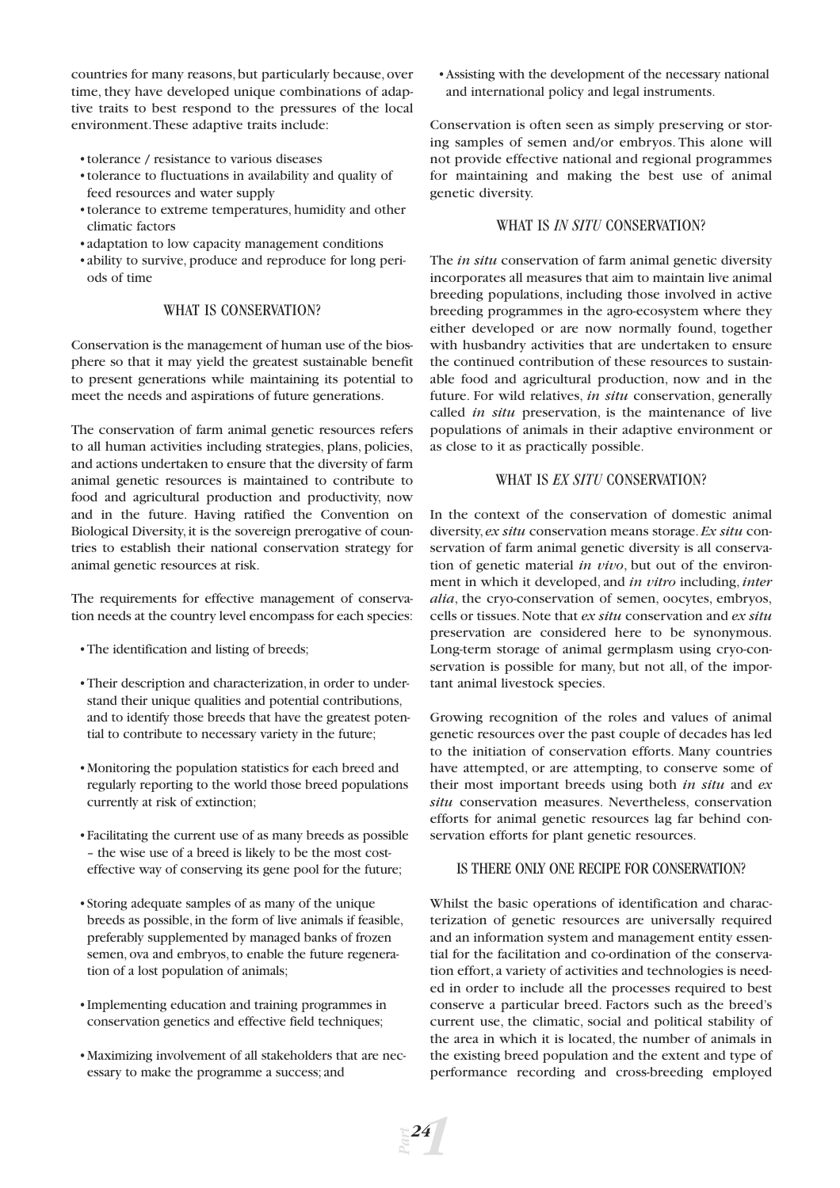countries for many reasons, but particularly because, over time, they have developed unique combinations of adaptive traits to best respond to the pressures of the local environment. These adaptive traits include:

- tolerance / resistance to various diseases
- tolerance to fluctuations in availability and quality of feed resources and water supply
- tolerance to extreme temperatures, humidity and other climatic factors
- adaptation to low capacity management conditions
- ability to survive, produce and reproduce for long periods of time

## WHAT IS CONSERVATION?

Conservation is the management of human use of the biosphere so that it may yield the greatest sustainable benefit to present generations while maintaining its potential to meet the needs and aspirations of future generations.

The conservation of farm animal genetic resources refers to all human activities including strategies, plans, policies, and actions undertaken to ensure that the diversity of farm animal genetic resources is maintained to contribute to food and agricultural production and productivity, now and in the future. Having ratified the Convention on Biological Diversity, it is the sovereign prerogative of countries to establish their national conservation strategy for animal genetic resources at risk.

The requirements for effective management of conservation needs at the country level encompass for each species:

- The identification and listing of breeds;
- Their description and characterization, in order to understand their unique qualities and potential contributions, and to identify those breeds that have the greatest potential to contribute to necessary variety in the future;
- Monitoring the population statistics for each breed and regularly reporting to the world those breed populations currently at risk of extinction;
- Facilitating the current use of as many breeds as possible – the wise use of a breed is likely to be the most cost-effective way of conserving its gene pool for the future;
- Storing adequate samples of as many of the unique breeds as possible, in the form of live animals if feasible, preferably supplemented by managed banks of frozen semen, ova and embryos, to enable the future regeneration of a lost population of animals;
- Implementing education and training programmes in conservation genetics and effective field techniques;
- Maximizing involvement of all stakeholders that are necessary to make the programme a success; and
- Assisting with the development of the necessary national and international policy and legal instruments.

Conservation is often seen as simply preserving or storing samples of semen and/or embryos. This alone will not provide effective national and regional programmes for maintaining and making the best use of animal genetic diversity.

## WHAT IS *IN SITU* CONSERVATION?

The *in situ* conservation of farm animal genetic diversity incorporates all measures that aim to maintain live animal breeding populations, including those involved in active breeding programmes in the agro-ecosystem where they either developed or are now normally found, together with husbandry activities that are undertaken to ensure the continued contribution of these resources to sustainable food and agricultural production, now and in the future. For wild relatives, *in situ* conservation, generally called *in situ* preservation, is the maintenance of live populations of animals in their adaptive environment or as close to it as practically possible.

## WHAT IS *EX SITU* CONSERVATION?

In the context of the conservation of domestic animal diversity, *ex situ* conservation means storage. *Ex situ* conservation of farm animal genetic diversity is all conservation of genetic material *in vivo*, but out of the environment in which it developed, and *in vitro* including, *inter alia*, the cryo-conservation of semen, oocytes, embryos, cells or tissues. Note that *ex situ* conservation and *ex situ* preservation are considered here to be synonymous. Long-term storage of animal germplasm using cryo-conservation is possible for many, but not all, of the important animal livestock species.

Growing recognition of the roles and values of animal genetic resources over the past couple of decades has led to the initiation of conservation efforts. Many countries have attempted, or are attempting, to conserve some of their most important breeds using both *in situ* and *ex situ* conservation measures. Nevertheless, conservation efforts for animal genetic resources lag far behind conservation efforts for plant genetic resources.

## IS THERE ONLY ONE RECIPE FOR CONSERVATION?

Whilst the basic operations of identification and characterization of genetic resources are universally required and an information system and management entity essential for the facilitation and co-ordination of the conservation effort, a variety of activities and technologies is needed in order to include all the processes required to best conserve a particular breed. Factors such as the breed's current use, the climatic, social and political stability of the area in which it is located, the number of animals in the existing breed population and the extent and type of performance recording and cross-breeding employed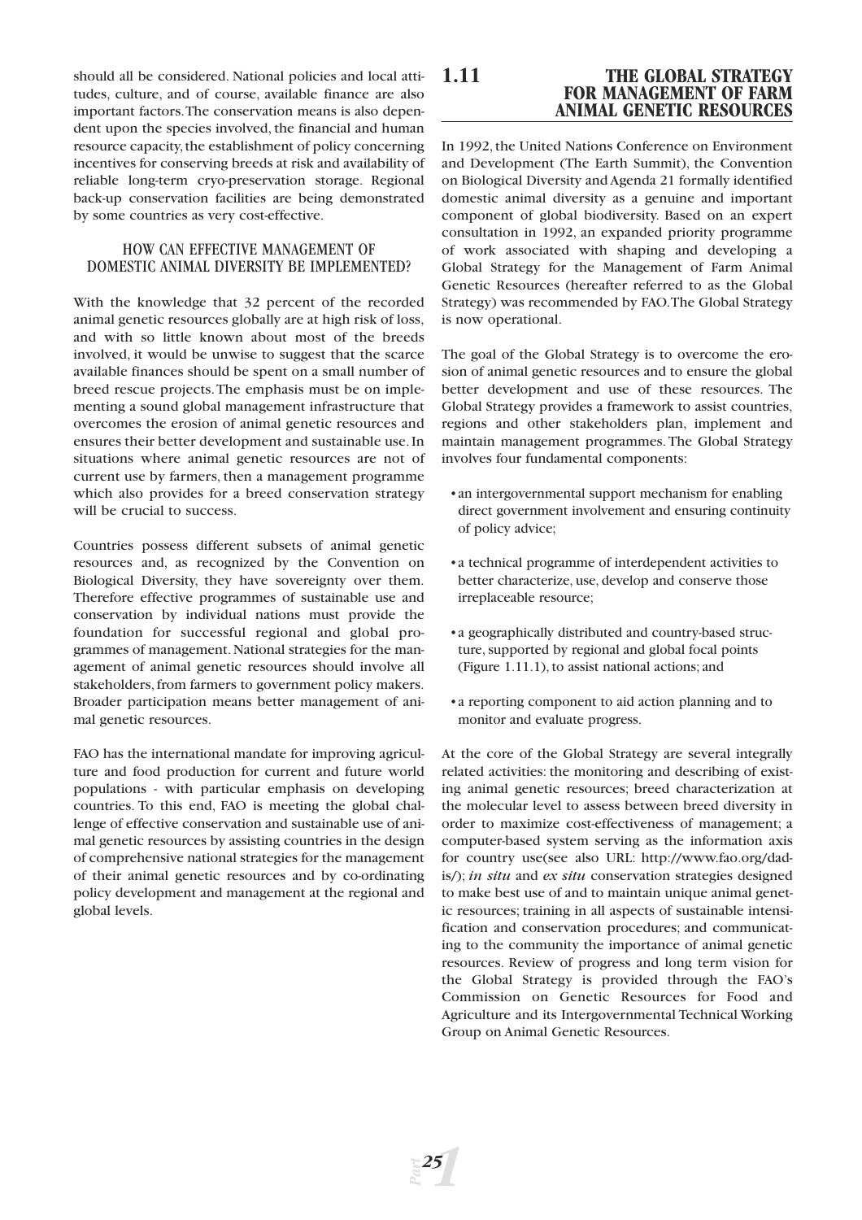should all be considered. National policies and local attitudes, culture, and of course, available finance are also important factors. The conservation means is also dependent upon the species involved, the financial and human resource capacity, the establishment of policy concerning incentives for conserving breeds at risk and availability of reliable long-term cryo-preservation storage. Regional back-up conservation facilities are being demonstrated by some countries as very cost-effective.

### HOW CAN EFFECTIVE MANAGEMENT OF DOMESTIC ANIMAL DIVERSITY BE IMPLEMENTED?

With the knowledge that 32 percent of the recorded animal genetic resources globally are at high risk of loss, and with so little known about most of the breeds involved, it would be unwise to suggest that the scarce available finances should be spent on a small number of breed rescue projects. The emphasis must be on implementing a sound global management infrastructure that overcomes the erosion of animal genetic resources and ensures their better development and sustainable use. In situations where animal genetic resources are not of current use by farmers, then a management programme which also provides for a breed conservation strategy will be crucial to success.

Countries possess different subsets of animal genetic resources and, as recognized by the Convention on Biological Diversity, they have sovereignty over them. Therefore effective programmes of sustainable use and conservation by individual nations must provide the foundation for successful regional and global programmes of management. National strategies for the management of animal genetic resources should involve all stakeholders, from farmers to government policy makers. Broader participation means better management of animal genetic resources.

FAO has the international mandate for improving agriculture and food production for current and future world populations - with particular emphasis on developing countries. To this end, FAO is meeting the global challenge of effective conservation and sustainable use of animal genetic resources by assisting countries in the design of comprehensive national strategies for the management of their animal genetic resources and by co-ordinating policy development and management at the regional and global levels.

## 1.11 THE GLOBAL STRATEGY FOR MANAGEMENT OF FARM ANIMAL GENETIC RESOURCES

In 1992, the United Nations Conference on Environment and Development (The Earth Summit), the Convention on Biological Diversity and Agenda 21 formally identified domestic animal diversity as a genuine and important component of global biodiversity. Based on an expert consultation in 1992, an expanded priority programme of work associated with shaping and developing a Global Strategy for the Management of Farm Animal Genetic Resources (hereafter referred to as the Global Strategy) was recommended by FAO. The Global Strategy is now operational.

The goal of the Global Strategy is to overcome the erosion of animal genetic resources and to ensure the global better development and use of these resources. The Global Strategy provides a framework to assist countries, regions and other stakeholders plan, implement and maintain management programmes. The Global Strategy involves four fundamental components:

- an intergovernmental support mechanism for enabling direct government involvement and ensuring continuity of policy advice;
- a technical programme of interdependent activities to better characterize, use, develop and conserve those irreplaceable resource;
- a geographically distributed and country-based structure, supported by regional and global focal points (Figure 1.11.1), to assist national actions; and
- a reporting component to aid action planning and to monitor and evaluate progress.

At the core of the Global Strategy are several integrally related activities: the monitoring and describing of existing animal genetic resources; breed characterization at the molecular level to assess between breed diversity in order to maximize cost-effectiveness of management; a computer-based system serving as the information axis for country use(see also URL: http://www.fao.org/dad-is/); *in situ* and *ex situ* conservation strategies designed to make best use of and to maintain unique animal genetic resources; training in all aspects of sustainable intensification and conservation procedures; and communicating to the community the importance of animal genetic resources. Review of progress and long term vision for the Global Strategy is provided through the FAO's Commission on Genetic Resources for Food and Agriculture and its Intergovernmental Technical Working Group on Animal Genetic Resources.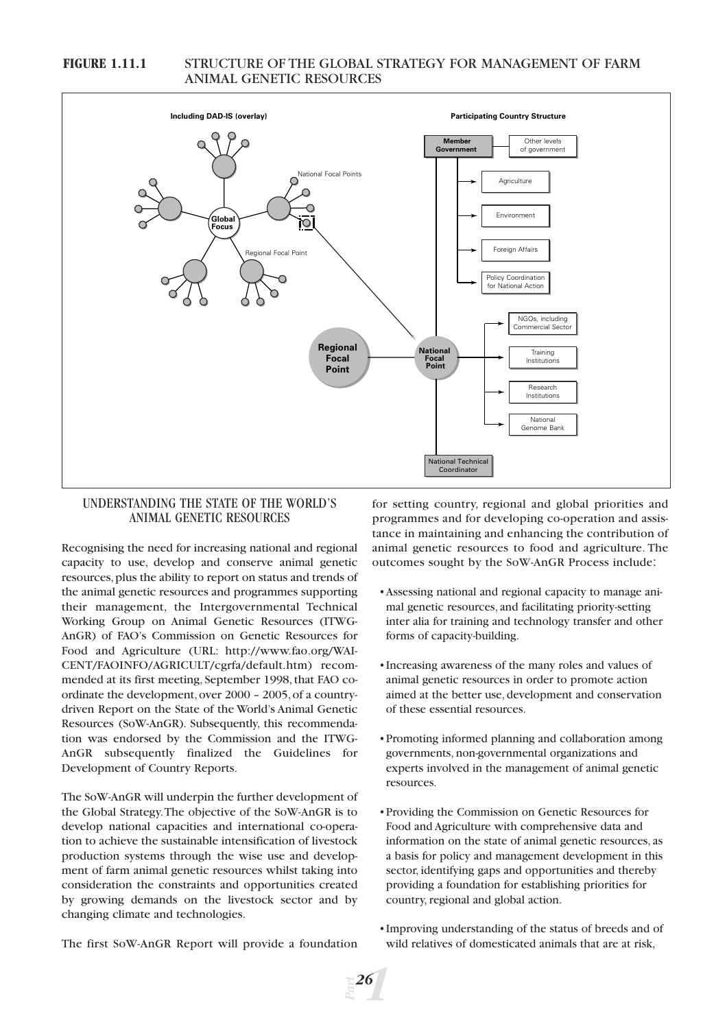**FIGURE 1.11.1** STRUCTURE OF THE GLOBAL STRATEGY FOR MANAGEMENT OF FARM ANIMAL GENETIC RESOURCES

Including DAD-IS (overlay)

Participating Country Structure

Global Focus

National Focal Points

Regional Focal Point

Regional Focal Point

National Focal Point

Member Government

Other levels of government

Agriculture

Environment

Foreign Affairs

Policy Coordination for National Action

NGOs, including Commercial Sector

Training Institutions

Research Institutions

National Genome Bank

National Technical Coordinator

## UNDERSTANDING THE STATE OF THE WORLD'S ANIMAL GENETIC RESOURCES

Recognising the need for increasing national and regional capacity to use, develop and conserve animal genetic resources, plus the ability to report on status and trends of the animal genetic resources and programmes supporting their management, the Intergovernmental Technical Working Group on Animal Genetic Resources (ITWG-AnGR) of FAO's Commission on Genetic Resources for Food and Agriculture (URL: http://www.fao.org/WAICENT/FAOINFO/AGRICULT/cgrfa/default.htm) recommended at its first meeting, September 1998, that FAO co-ordinate the development, over 2000 – 2005, of a country-driven Report on the State of the World's Animal Genetic Resources (SoW-AnGR). Subsequently, this recommendation was endorsed by the Commission and the ITWG-AnGR subsequently finalized the Guidelines for Development of Country Reports.

The SoW-AnGR will underpin the further development of the Global Strategy. The objective of the SoW-AnGR is to develop national capacities and international co-operation to achieve the sustainable intensification of livestock production systems through the wise use and development of farm animal genetic resources whilst taking into consideration the constraints and opportunities created by growing demands on the livestock sector and by changing climate and technologies.

The first SoW-AnGR Report will provide a foundation for setting country, regional and global priorities and programmes and for developing co-operation and assistance in maintaining and enhancing the contribution of animal genetic resources to food and agriculture. The outcomes sought by the SoW-AnGR Process include:

- Assessing national and regional capacity to manage animal genetic resources, and facilitating priority-setting inter alia for training and technology transfer and other forms of capacity-building.
- Increasing awareness of the many roles and values of animal genetic resources in order to promote action aimed at the better use, development and conservation of these essential resources.
- Promoting informed planning and collaboration among governments, non-governmental organizations and experts involved in the management of animal genetic resources.
- Providing the Commission on Genetic Resources for Food and Agriculture with comprehensive data and information on the state of animal genetic resources, as a basis for policy and management development in this sector, identifying gaps and opportunities and thereby providing a foundation for establishing priorities for country, regional and global action.
- Improving understanding of the status of breeds and of wild relatives of domesticated animals that are at risk,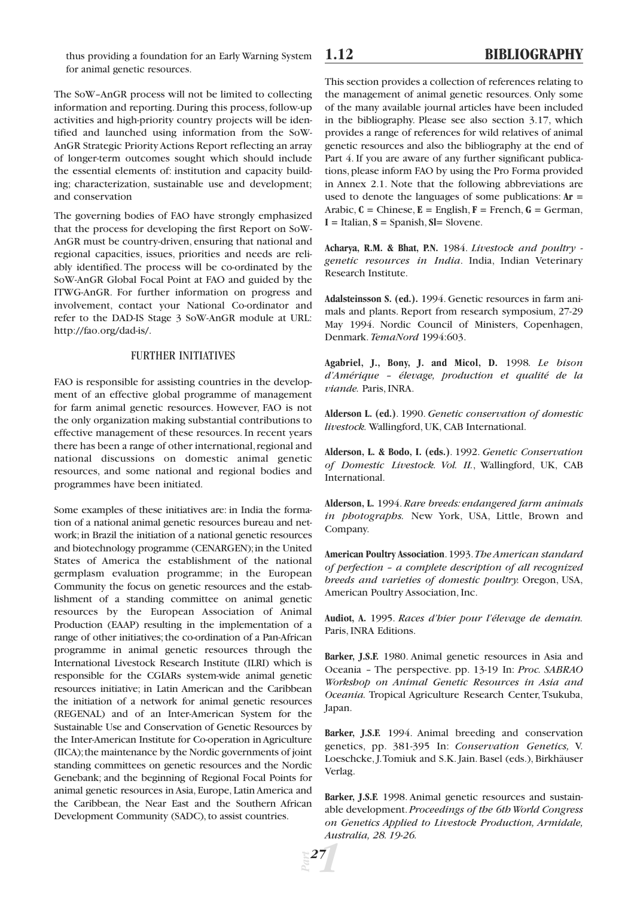thus providing a foundation for an Early Warning System for animal genetic resources.

The SoW–AnGR process will not be limited to collecting information and reporting. During this process, follow-up activities and high-priority country projects will be identified and launched using information from the SoW-AnGR Strategic Priority Actions Report reflecting an array of longer-term outcomes sought which should include the essential elements of: institution and capacity building; characterization, sustainable use and development; and conservation

The governing bodies of FAO have strongly emphasized that the process for developing the first Report on SoW-AnGR must be country-driven, ensuring that national and regional capacities, issues, priorities and needs are reliably identified. The process will be co-ordinated by the SoW-AnGR Global Focal Point at FAO and guided by the ITWG-AnGR. For further information on progress and involvement, contact your National Co-ordinator and refer to the DAD-IS Stage 3 SoW-AnGR module at URL: http://fao.org/dad-is/.

### FURTHER INITIATIVES

FAO is responsible for assisting countries in the development of an effective global programme of management for farm animal genetic resources. However, FAO is not the only organization making substantial contributions to effective management of these resources. In recent years there has been a range of other international, regional and national discussions on domestic animal genetic resources, and some national and regional bodies and programmes have been initiated.

Some examples of these initiatives are: in India the formation of a national animal genetic resources bureau and network; in Brazil the initiation of a national genetic resources and biotechnology programme (CENARGEN); in the United States of America the establishment of the national germplasm evaluation programme; in the European Community the focus on genetic resources and the establishment of a standing committee on animal genetic resources by the European Association of Animal Production (EAAP) resulting in the implementation of a range of other initiatives; the co-ordination of a Pan-African programme in animal genetic resources through the International Livestock Research Institute (ILRI) which is responsible for the CGIARs system-wide animal genetic resources initiative; in Latin American and the Caribbean the initiation of a network for animal genetic resources (REGENAL) and of an Inter-American System for the Sustainable Use and Conservation of Genetic Resources by the Inter-American Institute for Co-operation in Agriculture (IICA); the maintenance by the Nordic governments of joint standing committees on genetic resources and the Nordic Genebank; and the beginning of Regional Focal Points for animal genetic resources in Asia, Europe, Latin America and the Caribbean, the Near East and the Southern African Development Community (SADC), to assist countries.

## 1.12 BIBLIOGRAPHY

This section provides a collection of references relating to the management of animal genetic resources. Only some of the many available journal articles have been included in the bibliography. Please see also section 3.17, which provides a range of references for wild relatives of animal genetic resources and also the bibliography at the end of Part 4. If you are aware of any further significant publications, please inform FAO by using the Pro Forma provided in Annex 2.1. Note that the following abbreviations are used to denote the languages of some publications: **Ar** = Arabic, **C** = Chinese, **E** = English, **F** = French, **G** = German, **I** = Italian, **S** = Spanish, **Sl**= Slovene.

**Acharya, R.M. & Bhat, P.N.** 1984. *Livestock and poultry - genetic resources in India*. India, Indian Veterinary Research Institute.

**Adalsteinsson S. (ed.).** 1994. Genetic resources in farm animals and plants. Report from research symposium, 27-29 May 1994. Nordic Council of Ministers, Copenhagen, Denmark. *TemaNord* 1994:603.

**Agabriel, J., Bony, J. and Micol, D.** 1998*. Le bison d'Amérique – élevage, production et qualité de la viande.* Paris, INRA.

**Alderson L. (ed.)**. 1990. *Genetic conservation of domestic livestock.* Wallingford, UK, CAB International.

**Alderson, L. & Bodo, I. (eds.)**. 1992. *Genetic Conservation of Domestic Livestock. Vol. II.*, Wallingford, UK, CAB International.

**Alderson, L.** 1994. *Rare breeds: endangered farm animals in photographs.* New York, USA, Little, Brown and Company.

**American Poultry Association**. 1993. *The American standard of perfection – a complete description of all recognized breeds and varieties of domestic poultry.* Oregon, USA, American Poultry Association, Inc.

**Audiot, A.** 1995. *Races d'hier pour l'élevage de demain.* Paris, INRA Editions.

**Barker, J.S.F.** 1980. Animal genetic resources in Asia and Oceania – The perspective. pp. 13-19 In: *Proc. SABRAO Workshop on Animal Genetic Resources in Asia and Oceania.* Tropical Agriculture Research Center, Tsukuba, Japan.

**Barker, J.S.F.** 1994. Animal breeding and conservation genetics, pp. 381-395 In: *Conservation Genetics,* V. Loeschcke, J. Tomiuk and S.K. Jain. Basel (eds.), Birkhäuser Verlag.

**Barker, J.S.F.** 1998. Animal genetic resources and sustainable development. *Proceedings of the 6th World Congress on Genetics Applied to Livestock Production, Armidale, Australia, 28. 19-26.*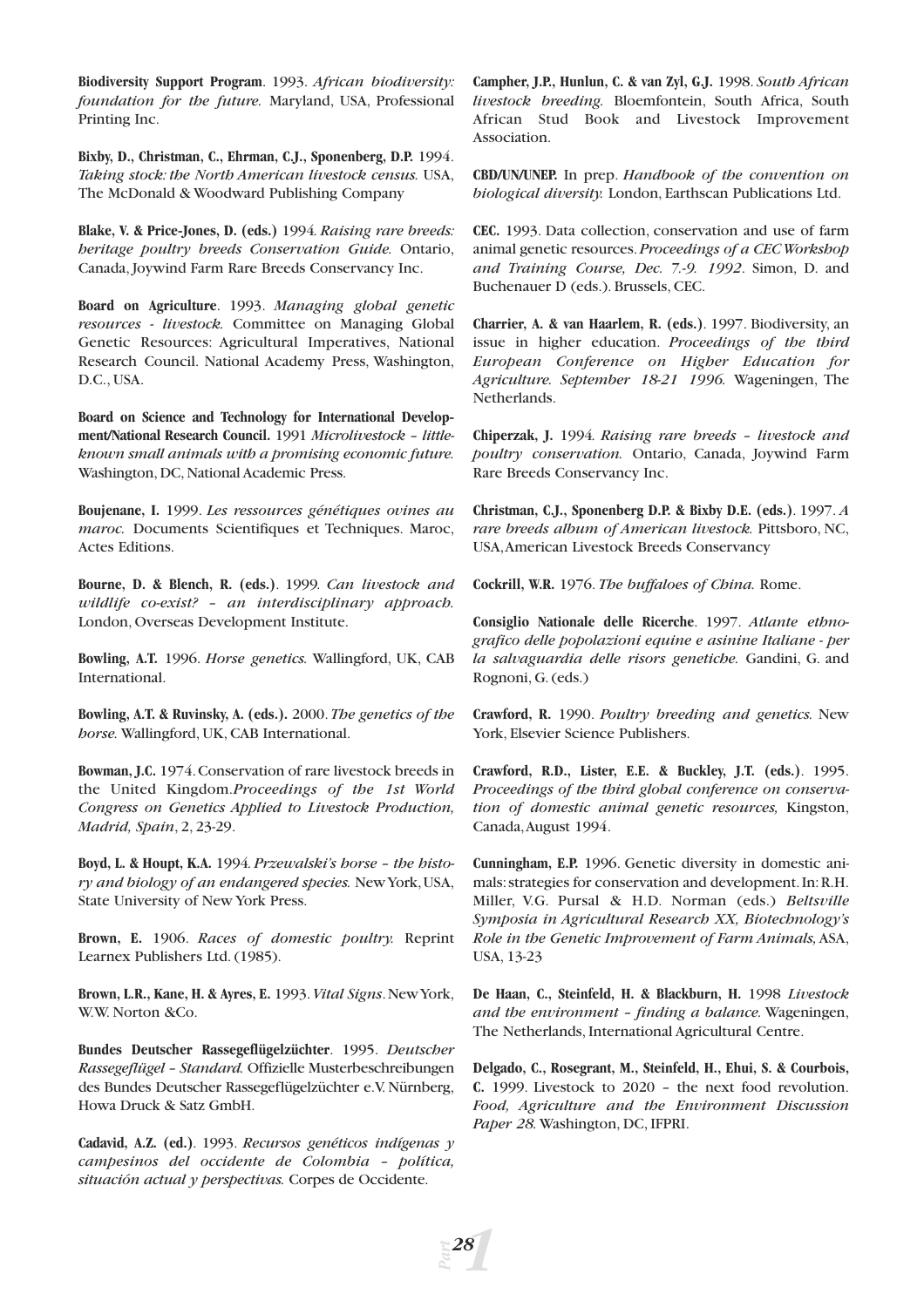**Biodiversity Support Program**. 1993. *African biodiversity: foundation for the future.* Maryland, USA, Professional Printing Inc.

**Bixby, D., Christman, C., Ehrman, C.J., Sponenberg, D.P.** 1994. *Taking stock: the North American livestock census.* USA, The McDonald & Woodward Publishing Company

**Blake, V. & Price-Jones, D. (eds.)** 1994*. Raising rare breeds: heritage poultry breeds Conservation Guide.* Ontario, Canada, Joywind Farm Rare Breeds Conservancy Inc.

**Board on Agriculture**. 1993. *Managing global genetic resources - livestock.* Committee on Managing Global Genetic Resources: Agricultural Imperatives, National Research Council. National Academy Press, Washington, D.C., USA.

**Board on Science and Technology for International Development/National Research Council.** 1991 *Microlivestock – little-known small animals with a promising economic future.* Washington, DC, National Academic Press.

**Boujenane, I.** 1999. *Les ressources génétiques ovines au maroc.* Documents Scientifiques et Techniques. Maroc, Actes Editions.

**Bourne, D. & Blench, R. (eds.)**. 1999*. Can livestock and wildlife co-exist? – an interdisciplinary approach.* London, Overseas Development Institute.

**Bowling, A.T.** 1996. *Horse genetics.* Wallingford, UK, CAB International.

**Bowling, A.T. & Ruvinsky, A. (eds.).** 2000. *The genetics of the horse.* Wallingford, UK, CAB International.

**Bowman, J.C.** 1974. Conservation of rare livestock breeds in the United Kingdom.*Proceedings of the 1st World Congress on Genetics Applied to Livestock Production, Madrid, Spain*, 2, 23-29.

**Boyd, L. & Houpt, K.A.** 1994*. Przewalski's horse – the history and biology of an endangered species.* New York, USA, State University of New York Press.

**Brown, E.** 1906. *Races of domestic poultry.* Reprint Learnex Publishers Ltd. (1985).

**Brown, L.R., Kane, H. & Ayres, E.** 1993. *Vital Signs*. New York, W.W. Norton &Co.

**Bundes Deutscher Rassegeflügelzüchter**. 1995. *Deutscher Rassegeflügel – Standard.* Offizielle Musterbeschreibungen des Bundes Deutscher Rassegeflügelzüchter e.V. Nürnberg, Howa Druck & Satz GmbH.

**Cadavid, A.Z. (ed.)**. 1993. *Recursos genéticos indígenas y campesinos del occidente de Colombia – política, situación actual y perspectivas.* Corpes de Occidente.

**Campher, J.P., Hunlun, C. & van Zyl, G.J.** 1998. *South African livestock breeding.* Bloemfontein, South Africa, South African Stud Book and Livestock Improvement Association.

**CBD/UN/UNEP.** In prep. *Handbook of the convention on biological diversity.* London, Earthscan Publications Ltd.

**CEC.** 1993. Data collection, conservation and use of farm animal genetic resources. *Proceedings of a CEC Workshop and Training Course, Dec. 7.-9. 1992*. Simon, D. and Buchenauer D (eds.). Brussels, CEC.

**Charrier, A. & van Haarlem, R. (eds.)**. 1997. Biodiversity, an issue in higher education. *Proceedings of the third European Conference on Higher Education for Agriculture. September 18-21 1996.* Wageningen, The Netherlands.

**Chiperzak, J.** 1994*. Raising rare breeds – livestock and poultry conservation.* Ontario, Canada, Joywind Farm Rare Breeds Conservancy Inc.

**Christman, C.J., Sponenberg D.P. & Bixby D.E. (eds.)**. 1997. *A rare breeds album of American livestock.* Pittsboro, NC, USA, American Livestock Breeds Conservancy

**Cockrill, W.R.** 1976. *The buffaloes of China.* Rome.

**Consiglio Nationale delle Ricerche**. 1997. *Atlante ethnografico delle popolazioni equine e asinine Italiane - per la salvaguardia delle risors genetiche.* Gandini, G. and Rognoni, G. (eds.)

**Crawford, R.** 1990. *Poultry breeding and genetics.* New York, Elsevier Science Publishers.

**Crawford, R.D., Lister, E.E. & Buckley, J.T. (eds.)**. 1995. *Proceedings of the third global conference on conservation of domestic animal genetic resources,* Kingston, Canada, August 1994.

**Cunningham, E.P.** 1996. Genetic diversity in domestic animals: strategies for conservation and development. In: R.H. Miller, V.G. Pursal & H.D. Norman (eds.) *Beltsville Symposia in Agricultural Research XX, Biotechnology's Role in the Genetic Improvement of Farm Animals,* ASA, USA, 13-23

**De Haan, C., Steinfeld, H. & Blackburn, H.** 1998 *Livestock and the environment – finding a balance.* Wageningen, The Netherlands, International Agricultural Centre.

**Delgado, C., Rosegrant, M., Steinfeld, H., Ehui, S. & Courbois, C.** 1999. Livestock to 2020 – the next food revolution. *Food, Agriculture and the Environment Discussion Paper 28.* Washington, DC, IFPRI.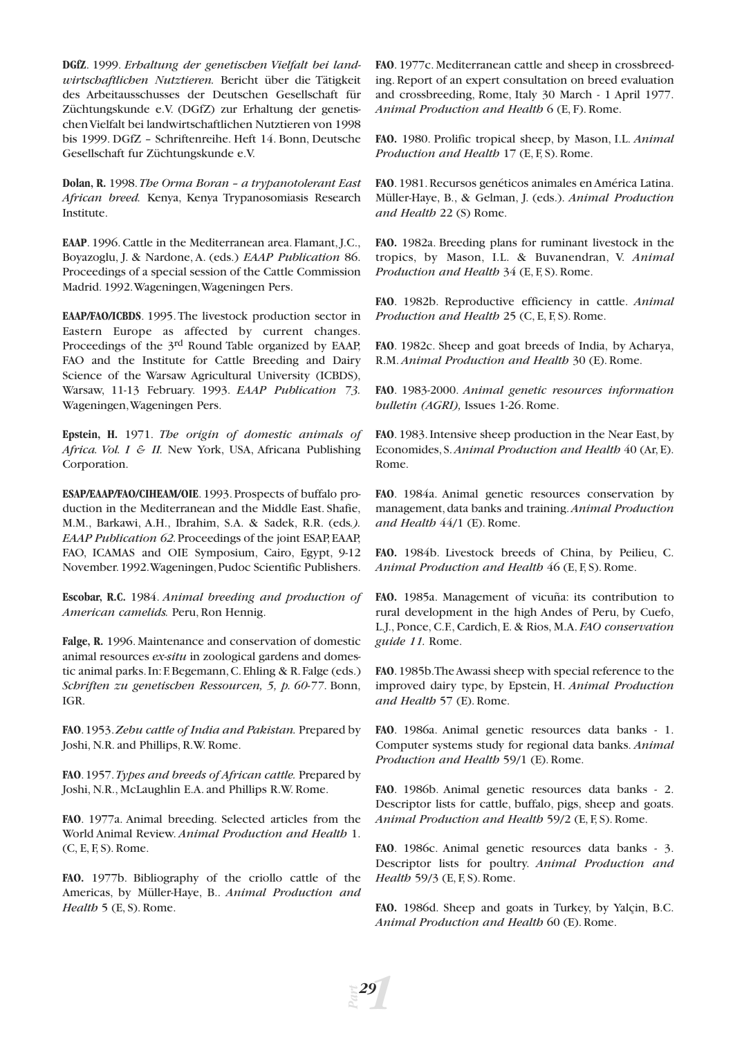**DGfZ**. 1999. *Erhaltung der genetischen Vielfalt bei landwirtschaftlichen Nutztieren.* Bericht über die Tätigkeit des Arbeitausschusses der Deutschen Gesellschaft für Züchtungskunde e.V. (DGfZ) zur Erhaltung der genetischen Vielfalt bei landwirtschaftlichen Nutztieren von 1998 bis 1999. DGfZ – Schriftenreihe. Heft 14. Bonn, Deutsche Gesellschaft fur Züchtungskunde e.V.

**Dolan, R.** 1998. *The Orma Boran – a trypanotolerant East African breed.* Kenya, Kenya Trypanosomiasis Research Institute.

**EAAP**. 1996. Cattle in the Mediterranean area. Flamant, J.C., Boyazoglu, J. & Nardone, A. (eds.) *EAAP Publication* 86. Proceedings of a special session of the Cattle Commission Madrid. 1992. Wageningen, Wageningen Pers.

**EAAP/FAO/ICBDS**. 1995. The livestock production sector in Eastern Europe as affected by current changes. Proceedings of the 3rd Round Table organized by EAAP, FAO and the Institute for Cattle Breeding and Dairy Science of the Warsaw Agricultural University (ICBDS), Warsaw, 11-13 February. 1993. *EAAP Publication 73.* Wageningen, Wageningen Pers.

**Epstein, H.** 1971. *The origin of domestic animals of Africa. Vol. I & II.* New York, USA, Africana Publishing Corporation.

**ESAP/EAAP/FAO/CIHEAM/OIE**. 1993. Prospects of buffalo production in the Mediterranean and the Middle East. Shafie, M.M., Barkawi, A.H., Ibrahim, S.A. & Sadek, R.R. (eds*.). EAAP Publication 62.* Proceedings of the joint ESAP, EAAP, FAO, ICAMAS and OIE Symposium, Cairo, Egypt, 9-12 November. 1992. Wageningen, Pudoc Scientific Publishers.

**Escobar, R.C.** 1984. *Animal breeding and production of American camelids.* Peru, Ron Hennig.

**Falge, R.** 1996. Maintenance and conservation of domestic animal resources *ex-situ* in zoological gardens and domestic animal parks. In: F. Begemann, C. Ehling & R. Falge (eds.) *Schriften zu genetischen Ressourcen, 5, p. 60-77*. Bonn, IGR.

**FAO**. 1953. *Zebu cattle of India and Pakistan.* Prepared by Joshi, N.R. and Phillips, R.W. Rome.

**FAO**. 1957. *Types and breeds of African cattle.* Prepared by Joshi, N.R., McLaughlin E.A. and Phillips R.W. Rome.

**FAO**. 1977a. Animal breeding. Selected articles from the World Animal Review. *Animal Production and Health* 1. (C, E, F, S). Rome.

**FAO.** 1977b. Bibliography of the criollo cattle of the Americas, by Müller-Haye, B.. *Animal Production and Health* 5 (E, S). Rome.

**FAO**. 1977c. Mediterranean cattle and sheep in crossbreeding. Report of an expert consultation on breed evaluation and crossbreeding, Rome, Italy 30 March - 1 April 1977. *Animal Production and Health* 6 (E, F). Rome.

**FAO.** 1980. Prolific tropical sheep, by Mason, I.L. *Animal Production and Health* 17 (E, F, S). Rome.

**FAO**. 1981. Recursos genéticos animales en América Latina. Müller-Haye, B., & Gelman, J. (eds.). *Animal Production and Health* 22 (S) Rome.

**FAO.** 1982a. Breeding plans for ruminant livestock in the tropics, by Mason, I.L. & Buvanendran, V. *Animal Production and Health* 34 (E, F, S). Rome.

**FAO**. 1982b. Reproductive efficiency in cattle. *Animal Production and Health* 25 (C, E, F, S). Rome.

**FAO**. 1982c. Sheep and goat breeds of India, by Acharya, R.M. *Animal Production and Health* 30 (E). Rome.

**FAO**. 1983-2000. *Animal genetic resources information bulletin (AGRI),* Issues 1-26. Rome.

**FAO**. 1983. Intensive sheep production in the Near East, by Economides, S. *Animal Production and Health* 40 (Ar, E). Rome.

**FAO**. 1984a. Animal genetic resources conservation by management, data banks and training. *Animal Production and Health* 44/1 (E). Rome.

**FAO.** 1984b. Livestock breeds of China, by Peilieu, C. *Animal Production and Health* 46 (E, F, S). Rome.

**FAO.** 1985a. Management of vicuña: its contribution to rural development in the high Andes of Peru, by Cuefo, L.J., Ponce, C.F., Cardich, E. & Rios, M.A. *FAO conservation guide 11.* Rome.

**FAO**. 1985b. The Awassi sheep with special reference to the improved dairy type, by Epstein, H. *Animal Production and Health* 57 (E). Rome.

**FAO**. 1986a. Animal genetic resources data banks - 1. Computer systems study for regional data banks. *Animal Production and Health* 59/1 (E). Rome.

**FAO**. 1986b. Animal genetic resources data banks - 2. Descriptor lists for cattle, buffalo, pigs, sheep and goats. *Animal Production and Health* 59/2 (E, F, S). Rome.

**FAO**. 1986c. Animal genetic resources data banks - 3. Descriptor lists for poultry. *Animal Production and Health* 59/3 (E, F, S). Rome.

**FAO.** 1986d. Sheep and goats in Turkey, by Yalçin, B.C. *Animal Production and Health* 60 (E). Rome.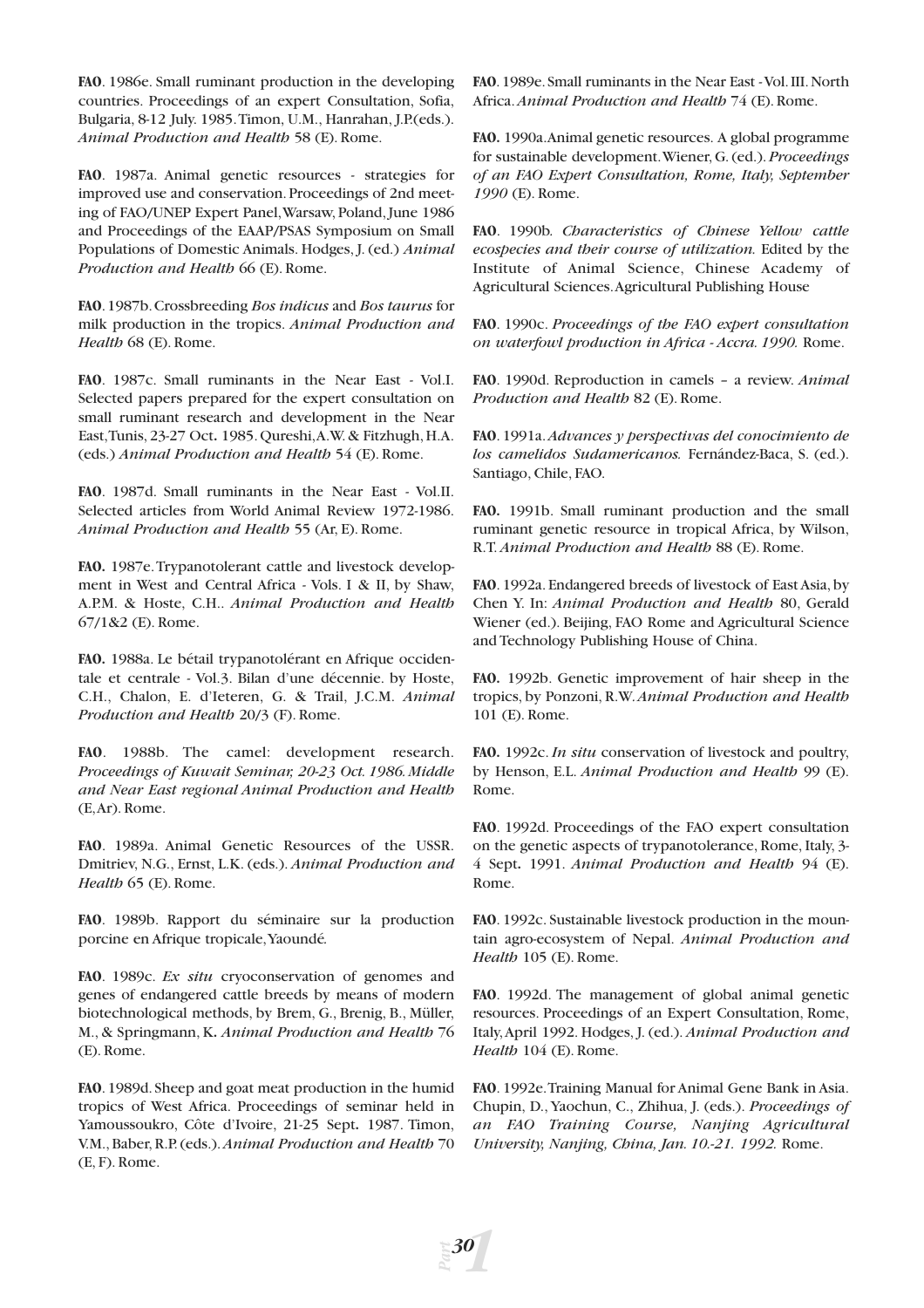**FAO**. 1986e. Small ruminant production in the developing countries. Proceedings of an expert Consultation, Sofia, Bulgaria, 8-12 July. 1985. Timon, U.M., Hanrahan, J.P.(eds.). *Animal Production and Health* 58 (E). Rome.

**FAO**. 1987a. Animal genetic resources - strategies for improved use and conservation. Proceedings of 2nd meeting of FAO/UNEP Expert Panel, Warsaw, Poland, June 1986 and Proceedings of the EAAP/PSAS Symposium on Small Populations of Domestic Animals. Hodges, J. (ed.) *Animal Production and Health* 66 (E). Rome.

**FAO**. 1987b. Crossbreeding *Bos indicus* and *Bos taurus* for milk production in the tropics. *Animal Production and Health* 68 (E). Rome.

**FAO**. 1987c. Small ruminants in the Near East - Vol.I. Selected papers prepared for the expert consultation on small ruminant research and development in the Near East, Tunis, 23-27 Oct. 1985. Qureshi, A.W. & Fitzhugh, H.A. (eds.) *Animal Production and Health* 54 (E). Rome.

**FAO**. 1987d. Small ruminants in the Near East - Vol.II. Selected articles from World Animal Review 1972-1986. *Animal Production and Health* 55 (Ar, E). Rome.

**FAO.** 1987e. Trypanotolerant cattle and livestock development in West and Central Africa - Vols. I & II, by Shaw, A.P.M. & Hoste, C.H.. *Animal Production and Health* 67/1&2 (E). Rome.

**FAO.** 1988a. Le bétail trypanotolérant en Afrique occidentale et centrale - Vol.3. Bilan d'une décennie. by Hoste, C.H., Chalon, E. d'Ieteren, G. & Trail, J.C.M. *Animal Production and Health* 20/3 (F). Rome.

**FAO**. 1988b. The camel: development research. *Proceedings of Kuwait Seminar, 20-23 Oct. 1986. Middle and Near East regional Animal Production and Health* (E, Ar). Rome.

**FAO**. 1989a. Animal Genetic Resources of the USSR. Dmitriev, N.G., Ernst, L.K. (eds.). *Animal Production and Health* 65 (E). Rome.

**FAO**. 1989b. Rapport du séminaire sur la production porcine en Afrique tropicale, Yaoundé.

**FAO**. 1989c. *Ex situ* cryoconservation of genomes and genes of endangered cattle breeds by means of modern biotechnological methods, by Brem, G., Brenig, B., Müller, M., & Springmann, K. *Animal Production and Health* 76 (E). Rome.

**FAO**. 1989d. Sheep and goat meat production in the humid tropics of West Africa. Proceedings of seminar held in Yamoussoukro, Côte d'Ivoire, 21-25 Sept. 1987. Timon, V.M., Baber, R.P. (eds.). *Animal Production and Health* 70 (E, F). Rome.

**FAO**. 1989e. Small ruminants in the Near East - Vol. III. North Africa. *Animal Production and Health* 74 (E). Rome.

**FAO.** 1990a. Animal genetic resources. A global programme for sustainable development. Wiener, G. (ed.). *Proceedings of an FAO Expert Consultation, Rome, Italy, September 1990* (E). Rome.

**FAO**. 1990b. *Characteristics of Chinese Yellow cattle ecospecies and their course of utilization.* Edited by the Institute of Animal Science, Chinese Academy of Agricultural Sciences. Agricultural Publishing House

**FAO**. 1990c. *Proceedings of the FAO expert consultation on waterfowl production in Africa - Accra. 1990.* Rome.

**FAO**. 1990d. Reproduction in camels – a review. *Animal Production and Health* 82 (E). Rome.

**FAO**. 1991a. *Advances y perspectivas del conocimiento de los camelidos Sudamericanos.* Fernández-Baca, S. (ed.). Santiago, Chile, FAO.

**FAO.** 1991b. Small ruminant production and the small ruminant genetic resource in tropical Africa, by Wilson, R.T. *Animal Production and Health* 88 (E). Rome.

**FAO**. 1992a. Endangered breeds of livestock of East Asia, by Chen Y. In: *Animal Production and Health* 80, Gerald Wiener (ed.). Beijing, FAO Rome and Agricultural Science and Technology Publishing House of China.

**FAO.** 1992b. Genetic improvement of hair sheep in the tropics, by Ponzoni, R.W. *Animal Production and Health* 101 (E). Rome.

**FAO.** 1992c. *In situ* conservation of livestock and poultry, by Henson, E.L. *Animal Production and Health* 99 (E). Rome.

**FAO**. 1992d. Proceedings of the FAO expert consultation on the genetic aspects of trypanotolerance, Rome, Italy, 3-4 Sept. 1991. *Animal Production and Health* 94 (E). Rome.

**FAO**. 1992c. Sustainable livestock production in the mountain agro-ecosystem of Nepal. *Animal Production and Health* 105 (E). Rome.

**FAO**. 1992d. The management of global animal genetic resources. Proceedings of an Expert Consultation, Rome, Italy, April 1992. Hodges, J. (ed.). *Animal Production and Health* 104 (E). Rome.

**FAO**. 1992e. Training Manual for Animal Gene Bank in Asia. Chupin, D., Yaochun, C., Zhihua, J. (eds.). *Proceedings of an FAO Training Course, Nanjing Agricultural University, Nanjing, China, Jan. 10.-21. 1992.* Rome.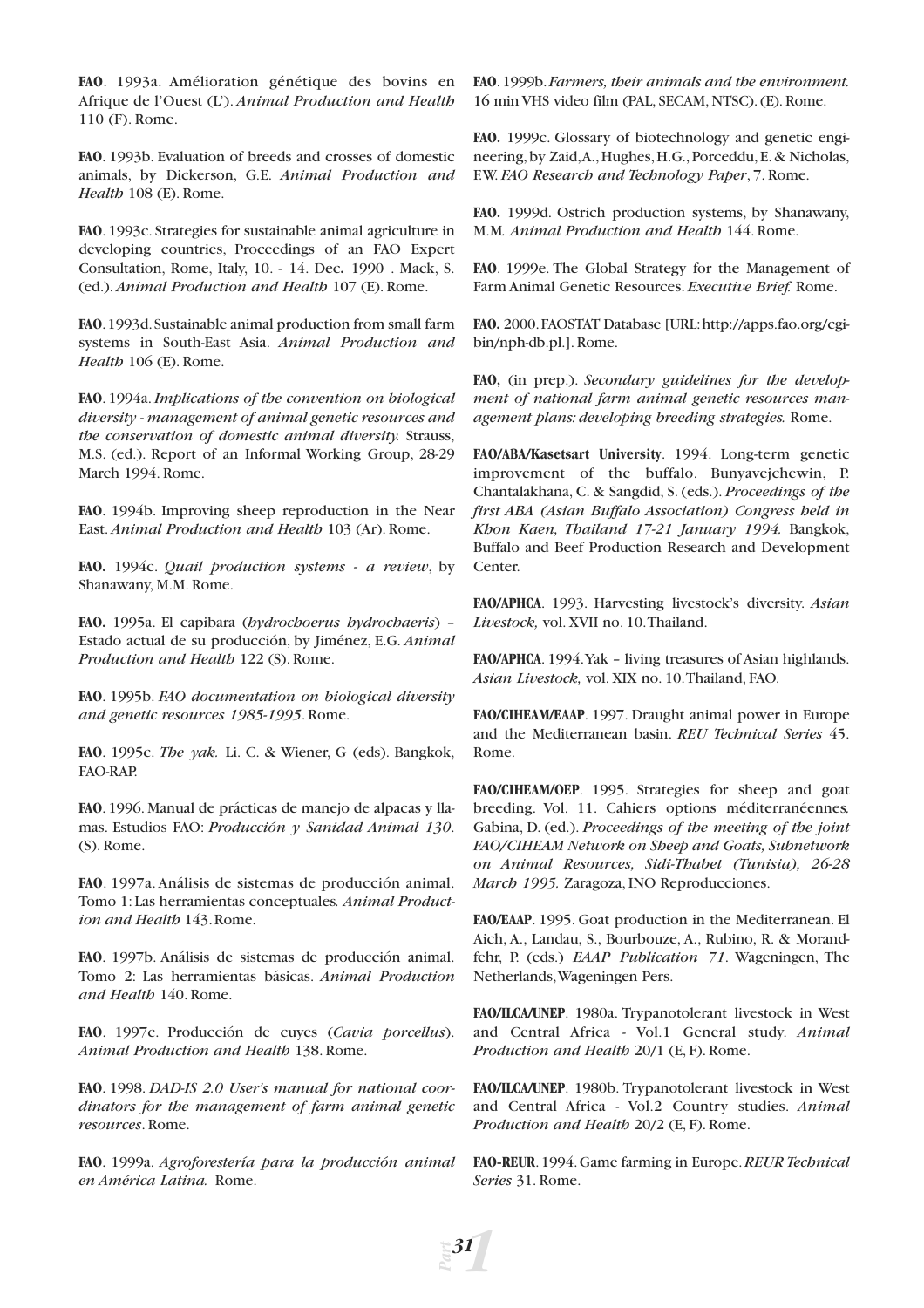**FAO**. 1993a. Amélioration génétique des bovins en Afrique de l'Ouest (L'). *Animal Production and Health* 110 (F). Rome.

**FAO**. 1993b. Evaluation of breeds and crosses of domestic animals, by Dickerson, G.E. *Animal Production and Health* 108 (E). Rome.

**FAO**. 1993c. Strategies for sustainable animal agriculture in developing countries, Proceedings of an FAO Expert Consultation, Rome, Italy, 10. - 14. Dec**.** 1990 . Mack, S. (ed.). *Animal Production and Health* 107 (E). Rome.

**FAO**. 1993d. Sustainable animal production from small farm systems in South-East Asia. *Animal Production and Health* 106 (E). Rome.

**FAO**. 1994a. *Implications of the convention on biological diversity - management of animal genetic resources and the conservation of domestic animal diversity.* Strauss, M.S. (ed.). Report of an Informal Working Group, 28-29 March 1994. Rome.

**FAO**. 1994b. Improving sheep reproduction in the Near East. *Animal Production and Health* 103 (Ar). Rome.

**FAO.** 1994c. *Quail production systems - a review*, by Shanawany, M.M. Rome.

**FAO.** 1995a. El capibara (*hydrochoerus hydrochaeris*) – Estado actual de su producción, by Jiménez, E.G. *Animal Production and Health* 122 (S). Rome.

**FAO**. 1995b. *FAO documentation on biological diversity and genetic resources 1985-1995*. Rome.

**FAO**. 1995c. *The yak.* Li. C. & Wiener, G (eds). Bangkok, FAO-RAP.

**FAO**. 1996. Manual de prácticas de manejo de alpacas y llamas. Estudios FAO: *Producción y Sanidad Animal 130*. (S). Rome.

**FAO**. 1997a. Análisis de sistemas de producción animal. Tomo 1: Las herramientas conceptuales*. Animal Production and Health* 143. Rome.

**FAO**. 1997b. Análisis de sistemas de producción animal. Tomo 2: Las herramientas básicas. *Animal Production and Health* 140. Rome.

**FAO**. 1997c. Producción de cuyes (*Cavia porcellus*). *Animal Production and Health* 138. Rome.

**FAO**. 1998. *DAD-IS 2.0 User's manual for national coordinators for the management of farm animal genetic resources*. Rome.

**FAO**. 1999a. *Agroforestería para la producción animal en América Latina.* Rome.

**FAO**. 1999b. *Farmers, their animals and the environment.* 16 min VHS video film (PAL, SECAM, NTSC). (E). Rome.

**FAO.** 1999c. Glossary of biotechnology and genetic engineering, by Zaid, A., Hughes, H.G., Porceddu, E. & Nicholas, F.W. *FAO Research and Technology Paper*, 7. Rome.

**FAO.** 1999d. Ostrich production systems, by Shanawany, M.M. *Animal Production and Health* 144. Rome.

**FAO**. 1999e. The Global Strategy for the Management of Farm Animal Genetic Resources. *Executive Brief.* Rome.

**FAO.** 2000. FAOSTAT Database [URL: http://apps.fao.org/cgi-bin/nph-db.pl.]. Rome.

**FAO,** (in prep.). *Secondary guidelines for the development of national farm animal genetic resources management plans: developing breeding strategies.* Rome.

**FAO/ABA/Kasetsart University**. 1994. Long-term genetic improvement of the buffalo. Bunyavejchewin, P. Chantalakhana, C. & Sangdid, S. (eds.). *Proceedings of the first ABA (Asian Buffalo Association) Congress held in Khon Kaen, Thailand 17-21 January 1994.* Bangkok, Buffalo and Beef Production Research and Development Center.

**FAO/APHCA**. 1993. Harvesting livestock's diversity. *Asian Livestock,* vol. XVII no. 10. Thailand.

**FAO/APHCA**. 1994. Yak – living treasures of Asian highlands. *Asian Livestock,* vol. XIX no. 10. Thailand, FAO.

**FAO/CIHEAM/EAAP**. 1997. Draught animal power in Europe and the Mediterranean basin. *REU Technical Series* 45. Rome.

**FAO/CIHEAM/OEP**. 1995. Strategies for sheep and goat breeding. Vol. 11. Cahiers options méditerranéennes*.* Gabina, D. (ed.). *Proceedings of the meeting of the joint FAO/CIHEAM Network on Sheep and Goats, Subnetwork on Animal Resources, Sidi-Thabet (Tunisia), 26-28 March 1995.* Zaragoza, INO Reproducciones.

**FAO/EAAP**. 1995. Goat production in the Mediterranean. El Aich, A., Landau, S., Bourbouze, A., Rubino, R. & Morand-fehr, P. (eds.) *EAAP Publication 71*. Wageningen, The Netherlands, Wageningen Pers.

**FAO/ILCA/UNEP**. 1980a. Trypanotolerant livestock in West and Central Africa - Vol.1 General study. *Animal Production and Health* 20/1 (E, F). Rome.

**FAO/ILCA/UNEP**. 1980b. Trypanotolerant livestock in West and Central Africa - Vol.2 Country studies. *Animal Production and Health* 20/2 (E, F). Rome.

**FAO-REUR**. 1994. Game farming in Europe. *REUR Technical Series* 31. Rome.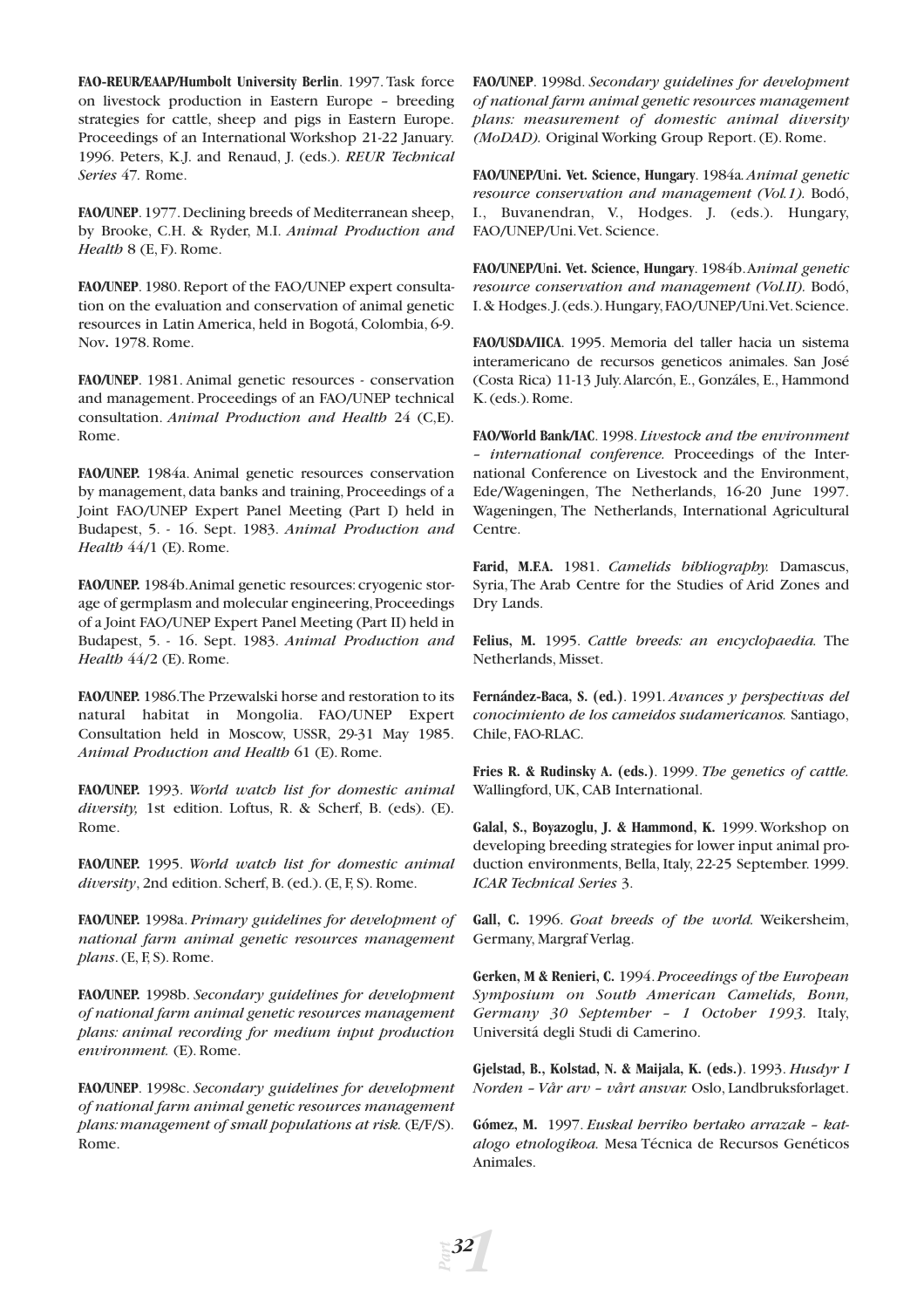**FAO-REUR/EAAP/Humbolt University Berlin**. 1997. Task force on livestock production in Eastern Europe – breeding strategies for cattle, sheep and pigs in Eastern Europe. Proceedings of an International Workshop 21-22 January. 1996. Peters, K.J. and Renaud, J. (eds.). *REUR Technical Series* 47. Rome.

**FAO/UNEP**. 1977. Declining breeds of Mediterranean sheep, by Brooke, C.H. & Ryder, M.I. *Animal Production and Health* 8 (E, F). Rome.

**FAO/UNEP**. 1980. Report of the FAO/UNEP expert consultation on the evaluation and conservation of animal genetic resources in Latin America, held in Bogotá, Colombia, 6-9. Nov**.** 1978. Rome.

**FAO/UNEP**. 1981. Animal genetic resources - conservation and management. Proceedings of an FAO/UNEP technical consultation. *Animal Production and Health* 24 (C,E). Rome.

**FAO/UNEP.** 1984a. Animal genetic resources conservation by management, data banks and training, Proceedings of a Joint FAO/UNEP Expert Panel Meeting (Part I) held in Budapest, 5. - 16. Sept. 1983. *Animal Production and Health* 44/1 (E). Rome.

**FAO/UNEP.** 1984b. Animal genetic resources: cryogenic storage of germplasm and molecular engineering, Proceedings of a Joint FAO/UNEP Expert Panel Meeting (Part II) held in Budapest, 5. - 16. Sept. 1983. *Animal Production and Health* 44/2 (E). Rome.

**FAO/UNEP.** 1986. The Przewalski horse and restoration to its natural habitat in Mongolia. FAO/UNEP Expert Consultation held in Moscow, USSR, 29-31 May 1985. *Animal Production and Health* 61 (E). Rome.

**FAO/UNEP.** 1993. *World watch list for domestic animal diversity,* 1st edition. Loftus, R. & Scherf, B. (eds). (E). Rome.

**FAO/UNEP.** 1995. *World watch list for domestic animal diversity*, 2nd edition. Scherf, B. (ed.). (E, F, S). Rome.

**FAO/UNEP.** 1998a. *Primary guidelines for development of national farm animal genetic resources management plans*. (E, F, S). Rome.

**FAO/UNEP.** 1998b. *Secondary guidelines for development of national farm animal genetic resources management plans: animal recording for medium input production environment.* (E). Rome.

**FAO/UNEP**. 1998c. *Secondary guidelines for development of national farm animal genetic resources management plans: management of small populations at risk.* (E/F/S). Rome.

**FAO/UNEP**. 1998d. *Secondary guidelines for development of national farm animal genetic resources management plans: measurement of domestic animal diversity (MoDAD).* Original Working Group Report. (E). Rome.

**FAO/UNEP/Uni. Vet. Science, Hungary**. 1984a. *Animal genetic resource conservation and management (Vol.1).* Bodó, I., Buvanendran, V., Hodges. J. (eds.). Hungary, FAO/UNEP/Uni. Vet. Science.

**FAO/UNEP/Uni. Vet. Science, Hungary**. 1984b. A*nimal genetic resource conservation and management (Vol.II).* Bodó, I. & Hodges. J. (eds.). Hungary, FAO/UNEP/Uni. Vet. Science.

**FAO/USDA/IICA**. 1995. Memoria del taller hacia un sistema interamericano de recursos geneticos animales. San José (Costa Rica) 11-13 July. Alarcón, E., Gonzáles, E., Hammond K. (eds.). Rome.

**FAO/World Bank/IAC**. 1998. *Livestock and the environment – international conference.* Proceedings of the International Conference on Livestock and the Environment, Ede/Wageningen, The Netherlands, 16-20 June 1997. Wageningen, The Netherlands, International Agricultural Centre.

**Farid, M.F.A.** 1981. *Camelids bibliography.* Damascus, Syria, The Arab Centre for the Studies of Arid Zones and Dry Lands.

**Felius, M.** 1995. *Cattle breeds: an encyclopaedia.* The Netherlands, Misset.

**Fernández-Baca, S. (ed.)**. 1991. *Avances y perspectivas del conocimiento de los cameidos sudamericanos.* Santiago, Chile, FAO-RLAC.

**Fries R. & Rudinsky A. (eds.)**. 1999. *The genetics of cattle.* Wallingford, UK, CAB International.

**Galal, S., Boyazoglu, J. & Hammond, K.** 1999. Workshop on developing breeding strategies for lower input animal production environments, Bella, Italy, 22-25 September. 1999. *ICAR Technical Series* 3.

**Gall, C.** 1996. *Goat breeds of the world.* Weikersheim, Germany, Margraf Verlag.

**Gerken, M & Renieri, C.** 1994. *Proceedings of the European Symposium on South American Camelids, Bonn, Germany 30 September – 1 October 1993.* Italy, Universitá degli Studi di Camerino.

**Gjelstad, B., Kolstad, N. & Maijala, K. (eds.)**. 1993. *Husdyr I Norden – Vår arv – vårt ansvar.* Oslo, Landbruksforlaget.

**Gómez, M.** 1997. *Euskal herriko bertako arrazak – katalogo etnologikoa.* Mesa Técnica de Recursos Genéticos Animales.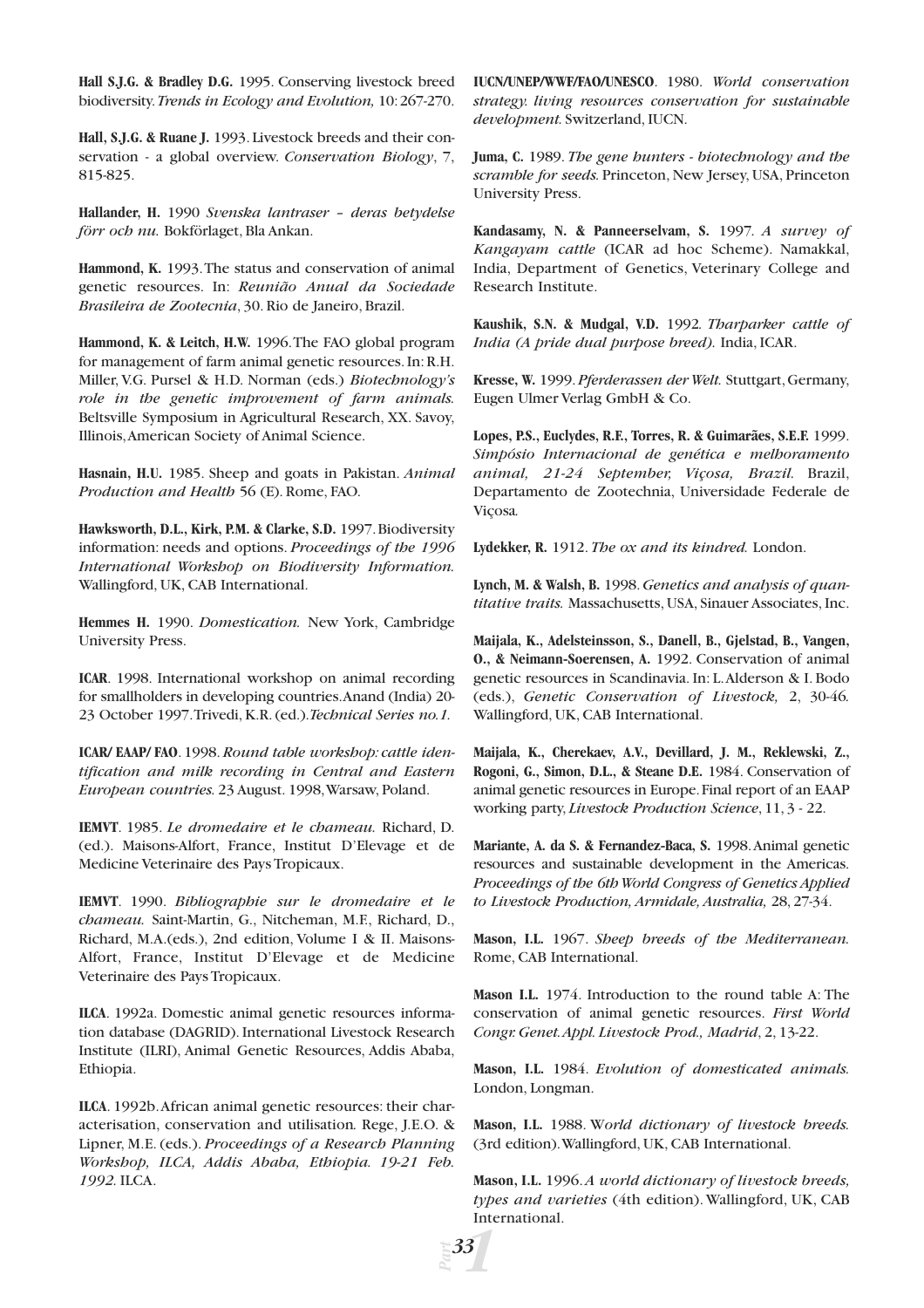**Hall S.J.G. & Bradley D.G.** 1995. Conserving livestock breed biodiversity. *Trends in Ecology and Evolution,* 10: 267-270.

**Hall, S.J.G. & Ruane J.** 1993. Livestock breeds and their conservation - a global overview. *Conservation Biology*, 7, 815-825.

**Hallander, H.** 1990 *Svenska lantraser – deras betydelse förr och nu.* Bokförlaget, Bla Ankan.

**Hammond, K.** 1993. The status and conservation of animal genetic resources. In: *Reunião Anual da Sociedade Brasileira de Zootecnia*, 30. Rio de Janeiro, Brazil.

**Hammond, K. & Leitch, H.W.** 1996. The FAO global program for management of farm animal genetic resources. In: R.H. Miller, V.G. Pursel & H.D. Norman (eds.) *Biotechnology's role in the genetic improvement of farm animals.* Beltsville Symposium in Agricultural Research, XX. Savoy, Illinois, American Society of Animal Science.

**Hasnain, H.U.** 1985. Sheep and goats in Pakistan. *Animal Production and Health* 56 (E). Rome, FAO.

**Hawksworth, D.L., Kirk, P.M. & Clarke, S.D.** 1997. Biodiversity information: needs and options. *Proceedings of the 1996 International Workshop on Biodiversity Information.* Wallingford, UK, CAB International.

**Hemmes H.** 1990. *Domestication.* New York, Cambridge University Press.

**ICAR**. 1998. International workshop on animal recording for smallholders in developing countries. Anand (India) 20-23 October 1997. Trivedi, K.R. (ed.). *Technical Series no.1.*

**ICAR/ EAAP/ FAO**. 1998. *Round table workshop: cattle identification and milk recording in Central and Eastern European countries.* 23 August. 1998, Warsaw, Poland.

**IEMVT**. 1985. *Le dromedaire et le chameau.* Richard, D. (ed.). Maisons-Alfort, France, Institut D'Elevage et de Medicine Veterinaire des Pays Tropicaux.

**IEMVT**. 1990. *Bibliographie sur le dromedaire et le chameau.* Saint-Martin, G., Nitcheman, M.F., Richard, D., Richard, M.A.(eds.), 2nd edition, Volume I & II. Maisons-Alfort, France, Institut D'Elevage et de Medicine Veterinaire des Pays Tropicaux.

**ILCA**. 1992a. Domestic animal genetic resources information database (DAGRID). International Livestock Research Institute (ILRI), Animal Genetic Resources, Addis Ababa, Ethiopia.

**ILCA**. 1992b. African animal genetic resources: their characterisation, conservation and utilisation*.* Rege, J.E.O. & Lipner, M.E. (eds.). *Proceedings of a Research Planning Workshop, ILCA, Addis Ababa, Ethiopia. 19-21 Feb. 1992.* ILCA.

**IUCN/UNEP/WWF/FAO/UNESCO**. 1980. *World conservation strategy. living resources conservation for sustainable development.* Switzerland, IUCN.

**Juma, C.** 1989. *The gene hunters - biotechnology and the scramble for seeds.* Princeton, New Jersey, USA, Princeton University Press.

**Kandasamy, N. & Panneerselvam, S.** 1997. *A survey of Kangayam cattle* (ICAR ad hoc Scheme). Namakkal, India, Department of Genetics, Veterinary College and Research Institute.

**Kaushik, S.N. & Mudgal, V.D.** 1992*. Tharparker cattle of India (A pride dual purpose breed).* India, ICAR.

**Kresse, W.** 1999. *Pferderassen der Welt.* Stuttgart, Germany, Eugen Ulmer Verlag GmbH & Co.

**Lopes, P.S., Euclydes, R.F., Torres, R. & Guimarães, S.E.F.** 1999. *Simpósio Internacional de genética e melhoramento animal, 21-24 September, Viçosa, Brazil.* Brazil, Departamento de Zootechnia, Universidade Federale de Viçosa*.*

**Lydekker, R.** 1912. *The ox and its kindred.* London.

**Lynch, M. & Walsh, B.** 1998. *Genetics and analysis of quantitative traits.* Massachusetts, USA, Sinauer Associates, Inc.

**Maijala, K., Adelsteinsson, S., Danell, B., Gjelstad, B., Vangen, O., & Neimann-Soerensen, A.** 1992. Conservation of animal genetic resources in Scandinavia. In: L. Alderson & I. Bodo (eds.), *Genetic Conservation of Livestock,* 2, 30-46*.* Wallingford, UK, CAB International.

**Maijala, K., Cherekaev, A.V., Devillard, J. M., Reklewski, Z., Rogoni, G., Simon, D.L., & Steane D.E.** 1984. Conservation of animal genetic resources in Europe. Final report of an EAAP working party, *Livestock Production Science*, 11, 3 - 22.

**Mariante, A. da S. & Fernandez-Baca, S.** 1998. Animal genetic resources and sustainable development in the Americas. *Proceedings of the 6th World Congress of Genetics Applied to Livestock Production, Armidale, Australia,* 28, 27-34.

**Mason, I.L.** 1967. *Sheep breeds of the Mediterranean.* Rome, CAB International.

**Mason I.L.** 1974. Introduction to the round table A: The conservation of animal genetic resources. *First World Congr. Genet. Appl. Livestock Prod., Madrid*, 2, 13-22.

**Mason, I.L.** 1984. *Evolution of domesticated animals.* London, Longman.

**Mason, I.L.** 1988. W*orld dictionary of livestock breeds.* (3rd edition). Wallingford, UK, CAB International.

**Mason, I.L.** 1996. *A world dictionary of livestock breeds, types and varieties* (4th edition). Wallingford, UK, CAB International.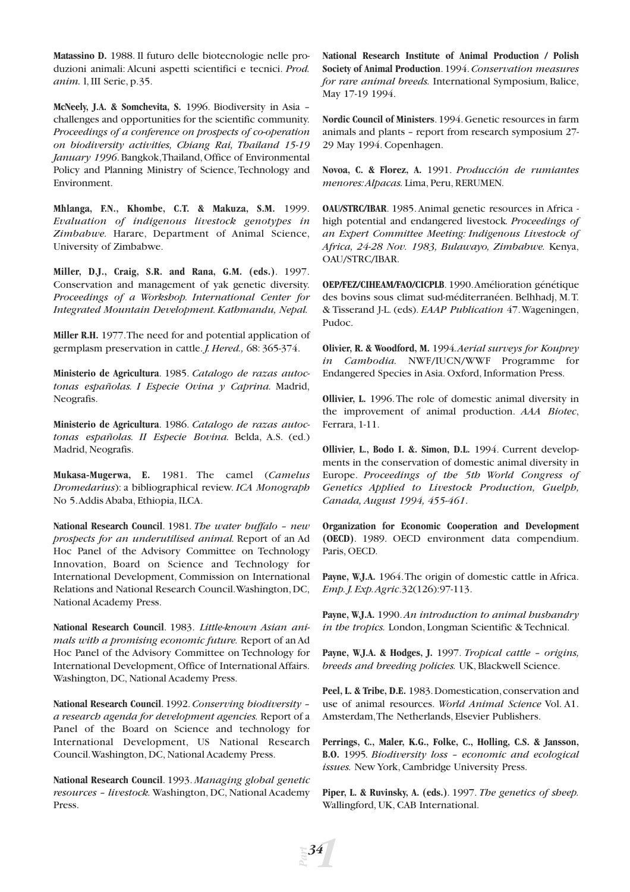**Matassino D.** 1988. Il futuro delle biotecnologie nelle produzioni animali: Alcuni aspetti scientifici e tecnici. *Prod. anim.* l, III Serie, p.35.

**McNeely, J.A. & Somchevita, S.** 1996. Biodiversity in Asia – challenges and opportunities for the scientific community. *Proceedings of a conference on prospects of co-operation on biodiversity activities, Chiang Rai, Thailand 15-19 January 1996*. Bangkok, Thailand, Office of Environmental Policy and Planning Ministry of Science, Technology and Environment.

**Mhlanga, F.N., Khombe, C.T. & Makuza, S.M.** 1999. *Evaluation of indigenous livestock genotypes in Zimbabwe.* Harare, Department of Animal Science, University of Zimbabwe.

**Miller, D.J., Craig, S.R. and Rana, G.M. (eds.)**. 1997. Conservation and management of yak genetic diversity. *Proceedings of a Workshop. International Center for Integrated Mountain Development. Kathmandu, Nepal.*

**Miller R.H.** 1977. The need for and potential application of germplasm preservation in cattle. *J. Hered.,* 68: 365-374.

**Ministerio de Agricultura**. 1985. *Catalogo de razas autoctonas españolas. I Especie Ovina y Caprina.* Madrid, Neografis.

**Ministerio de Agricultura**. 1986. *Catalogo de razas autoctonas españolas. II Especie Bovina.* Belda, A.S. (ed.) Madrid, Neografis.

**Mukasa-Mugerwa, E.** 1981. The camel (*Camelus Dromedarius*): a bibliographical review. *ICA Monograph* No 5. Addis Ababa, Ethiopia, ILCA.

**National Research Council**. 1981. *The water buffalo – new prospects for an underutilised animal.* Report of an Ad Hoc Panel of the Advisory Committee on Technology Innovation, Board on Science and Technology for International Development, Commission on International Relations and National Research Council. Washington, DC, National Academy Press.

**National Research Council**. 1983. *Little-known Asian animals with a promising economic future.* Report of an Ad Hoc Panel of the Advisory Committee on Technology for International Development, Office of International Affairs. Washington, DC, National Academy Press.

**National Research Council**. 1992. *Conserving biodiversity – a research agenda for development agencies.* Report of a Panel of the Board on Science and technology for International Development, US National Research Council. Washington, DC, National Academy Press.

**National Research Council**. 1993. *Managing global genetic resources – livestock.* Washington, DC, National Academy Press.

**National Research Institute of Animal Production / Polish Society of Animal Production**. 1994. *Conservation measures for rare animal breeds.* International Symposium, Balice, May 17-19 1994.

**Nordic Council of Ministers**. 1994. Genetic resources in farm animals and plants – report from research symposium 27-29 May 1994. Copenhagen.

**Novoa, C. & Florez, A.** 1991. *Producción de rumiantes menores: Alpacas.* Lima, Peru, RERUMEN.

**OAU/STRC/IBAR**. 1985. Animal genetic resources in Africa - high potential and endangered livestock. *Proceedings of an Expert Committee Meeting: Indigenous Livestock of Africa, 24-28 Nov. 1983, Bulawayo, Zimbabwe.* Kenya, OAU/STRC/IBAR.

**OEP/FEZ/CIHEAM/FAO/CICPLB**. 1990. Amélioration génétique des bovins sous climat sud-méditerranéen. Belhhadj, M. T. & Tisserand J-L. (eds). *EAAP Publication* 47. Wageningen, Pudoc.

**Olivier, R. & Woodford, M.** 1994. *Aerial surveys for Kouprey in Cambodia.* NWF/IUCN/WWF Programme for Endangered Species in Asia. Oxford, Information Press.

**Ollivier, L.** 1996. The role of domestic animal diversity in the improvement of animal production. *AAA Biotec*, Ferrara, 1-11.

**Ollivier, L., Bodo I. &. Simon, D.L.** 1994. Current developments in the conservation of domestic animal diversity in Europe. *Proceedings of the 5th World Congress of Genetics Applied to Livestock Production, Guelph, Canada, August 1994, 455-461.*

**Organization for Economic Cooperation and Development (OECD)**. 1989. OECD environment data compendium. Paris, OECD.

**Payne, W.J.A.** 1964. The origin of domestic cattle in Africa. *Emp. J. Exp. Agric.* 32(126):97-113.

**Payne, W.J.A.** 1990. *An introduction to animal husbandry in the tropics.* London, Longman Scientific & Technical.

**Payne, W.J.A. & Hodges, J.** 1997. *Tropical cattle – origins, breeds and breeding policies.* UK, Blackwell Science.

**Peel, L. & Tribe, D.E.** 1983. Domestication, conservation and use of animal resources. *World Animal Science* Vol. A1. Amsterdam, The Netherlands, Elsevier Publishers.

**Perrings, C., Maler, K.G., Folke, C., Holling, C.S. & Jansson, B.O.** 1995. *Biodiversity loss – economic and ecological issues.* New York, Cambridge University Press.

**Piper, L. & Ruvinsky, A. (eds.)**. 1997. *The genetics of sheep.* Wallingford, UK, CAB International.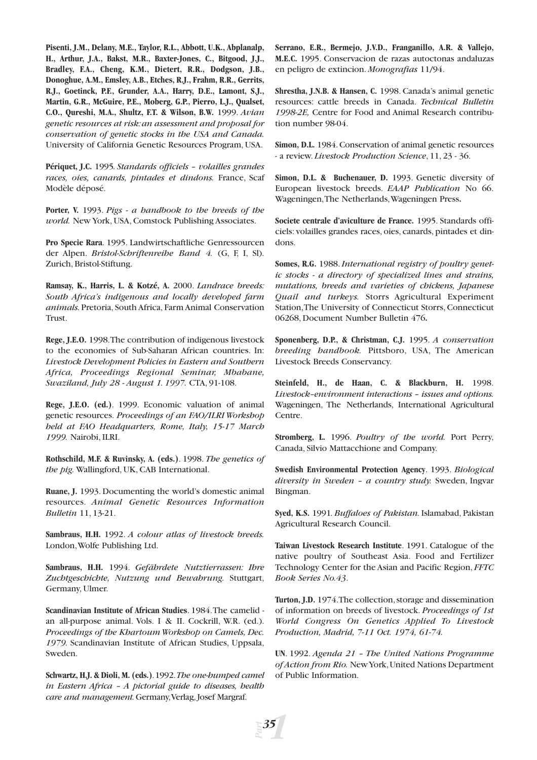**Pisenti, J.M., Delany, M.E., Taylor, R.L., Abbott, U.K., Abplanalp, H., Arthur, J.A., Bakst, M.R., Baxter-Jones, C., Bitgood, J.J., Bradley, F.A., Cheng, K.M., Dietert, R.R., Dodgson, J.B., Donoghue, A.M., Emsley, A.B., Etches, R.J., Frahm, R.R., Gerrits, R.J., Goetinck, P.F., Grunder, A.A., Harry, D.E., Lamont, S.J., Martin, G.R., McGuire, P.E., Moberg, G.P., Pierro, L.J., Qualset, C.O., Qureshi, M.A., Shultz, F.T. & Wilson, B.W.** 1999. *Avian genetic resources at risk: an assessment and proposal for conservation of genetic stocks in the USA and Canada.* University of California Genetic Resources Program, USA.

**Périquet, J.C.** 1995*. Standards officiels – volailles grandes races, oies, canards, pintades et dindons.* France, Scaf Modèle déposé.

**Porter, V.** 1993. *Pigs - a handbook to the breeds of the world.* New York, USA, Comstock Publishing Associates.

**Pro Specie Rara**. 1995. Landwirtschaftliche Genressourcen der Alpen. *Bristol-Schriftenreihe Band 4.* (G, F, I, Sl). Zurich, Bristol-Stiftung.

**Ramsay, K., Harris, L. & Kotzé, A.** 2000. *Landrace breeds: South Africa's indigenous and locally developed farm animals.* Pretoria, South Africa, Farm Animal Conservation Trust.

**Rege, J.E.O.** 1998. The contribution of indigenous livestock to the economies of Sub-Saharan African countries. In: *Livestock Development Policies in Eastern and Southern Africa, Proceedings Regional Seminar, Mbabane, Swaziland, July 28 - August 1. 1997.* CTA, 91-108.

**Rege, J.E.O. (ed.)**. 1999. Economic valuation of animal genetic resources. *Proceedings of an FAO/ILRI Workshop held at FAO Headquarters, Rome, Italy, 15-17 March 1999.* Nairobi, ILRI.

**Rothschild, M.F. & Ruvinsky, A. (eds.)**. 1998. *The genetics of the pig.* Wallingford, UK, CAB International.

**Ruane, J.** 1993. Documenting the world's domestic animal resources. *Animal Genetic Resources Information Bulletin* 11, 13-21.

**Sambraus, H.H.** 1992. *A colour atlas of livestock breeds.* London, Wolfe Publishing Ltd.

**Sambraus, H.H.** 1994. *Gefährdete Nutztierrassen: Ihre Zuchtgeschichte, Nutzung und Bewahrung.* Stuttgart, Germany, Ulmer.

**Scandinavian Institute of African Studies**. 1984. The camelid - an all-purpose animal. Vols. I & II. Cockrill, W.R. (ed.). *Proceedings of the Khartoum Workshop on Camels, Dec. 1979.* Scandinavian Institute of African Studies, Uppsala, Sweden.

**Schwartz, H.J. & Dioli, M. (eds.)**. 1992. *The one-humped camel in Eastern Africa – A pictorial guide to diseases, health care and management.* Germany, Verlag, Josef Margraf.

**Serrano, E.R., Bermejo, J.V.D., Franganillo, A.R. & Vallejo, M.E.C.** 1995. Conservacion de razas autoctonas andaluzas en peligro de extincion. *Monografias* 11/94.

**Shrestha, J.N.B. & Hansen, C.** 1998. Canada's animal genetic resources: cattle breeds in Canada. *Technical Bulletin 1998-2E,* Centre for Food and Animal Research contribution number 98-04.

**Simon, D.L.** 1984. Conservation of animal genetic resources - a review. *Livestock Production Science*, 11, 23 - 36.

**Simon, D.L. & Buchenauer, D.** 1993. Genetic diversity of European livestock breeds. *EAAP Publication* No 66. Wageningen, The Netherlands, Wageningen Press**.**

**Societe centrale d'aviculture de France.** 1995. Standards officiels: volailles grandes races, oies, canards, pintades et dindons.

**Somes, R.G.** 1988. *International registry of poultry genetic stocks - a directory of specialized lines and strains, mutations, breeds and varieties of chickens, Japanese Quail and turkeys.* Storrs Agricultural Experiment Station, The University of Connecticut Storrs, Connecticut 06268, Document Number Bulletin 476**.**

**Sponenberg, D.P., & Christman, C.J.** 1995. *A conservation breeding handbook.* Pittsboro, USA, The American Livestock Breeds Conservancy.

**Steinfeld, H., de Haan, C. & Blackburn, H.** 1998. *Livestock–environment interactions – issues and options.* Wageningen, The Netherlands, International Agricultural Centre.

**Stromberg, L.** 1996. *Poultry of the world.* Port Perry, Canada, Silvio Mattacchione and Company.

**Swedish Environmental Protection Agency**. 1993. *Biological diversity in Sweden – a country study.* Sweden, Ingvar Bingman.

**Syed, K.S.** 1991*. Buffaloes of Pakistan.* Islamabad, Pakistan Agricultural Research Council.

**Taiwan Livestock Research Institute**. 1991. Catalogue of the native poultry of Southeast Asia. Food and Fertilizer Technology Center for the Asian and Pacific Region, *FFTC Book Series No.43*.

**Turton, J.D.** 1974. The collection, storage and dissemination of information on breeds of livestock. *Proceedings of 1st World Congress On Genetics Applied To Livestock Production, Madrid, 7-11 Oct. 1974, 61-74.*

**UN**. 1992. *Agenda 21 – The United Nations Programme of Action from Rio.* New York, United Nations Department of Public Information.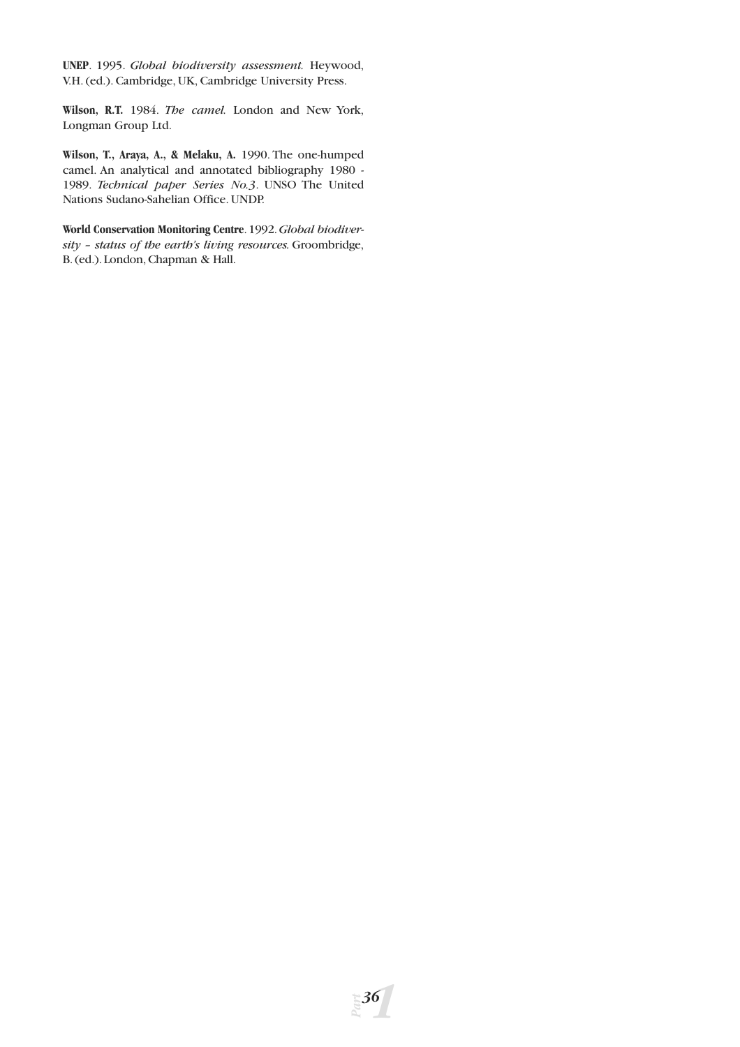**UNEP**. 1995. *Global biodiversity assessment.* Heywood, V.H. (ed.). Cambridge, UK, Cambridge University Press.

**Wilson, R.T.** 1984. *The camel.* London and New York, Longman Group Ltd.

**Wilson, T., Araya, A., & Melaku, A.** 1990. The one-humped camel. An analytical and annotated bibliography 1980 - 1989. *Technical paper Series No.3*. UNSO The United Nations Sudano-Sahelian Office. UNDP.

**World Conservation Monitoring Centre**. 1992. *Global biodiversity – status of the earth's living resources.* Groombridge, B. (ed.). London, Chapman & Hall.